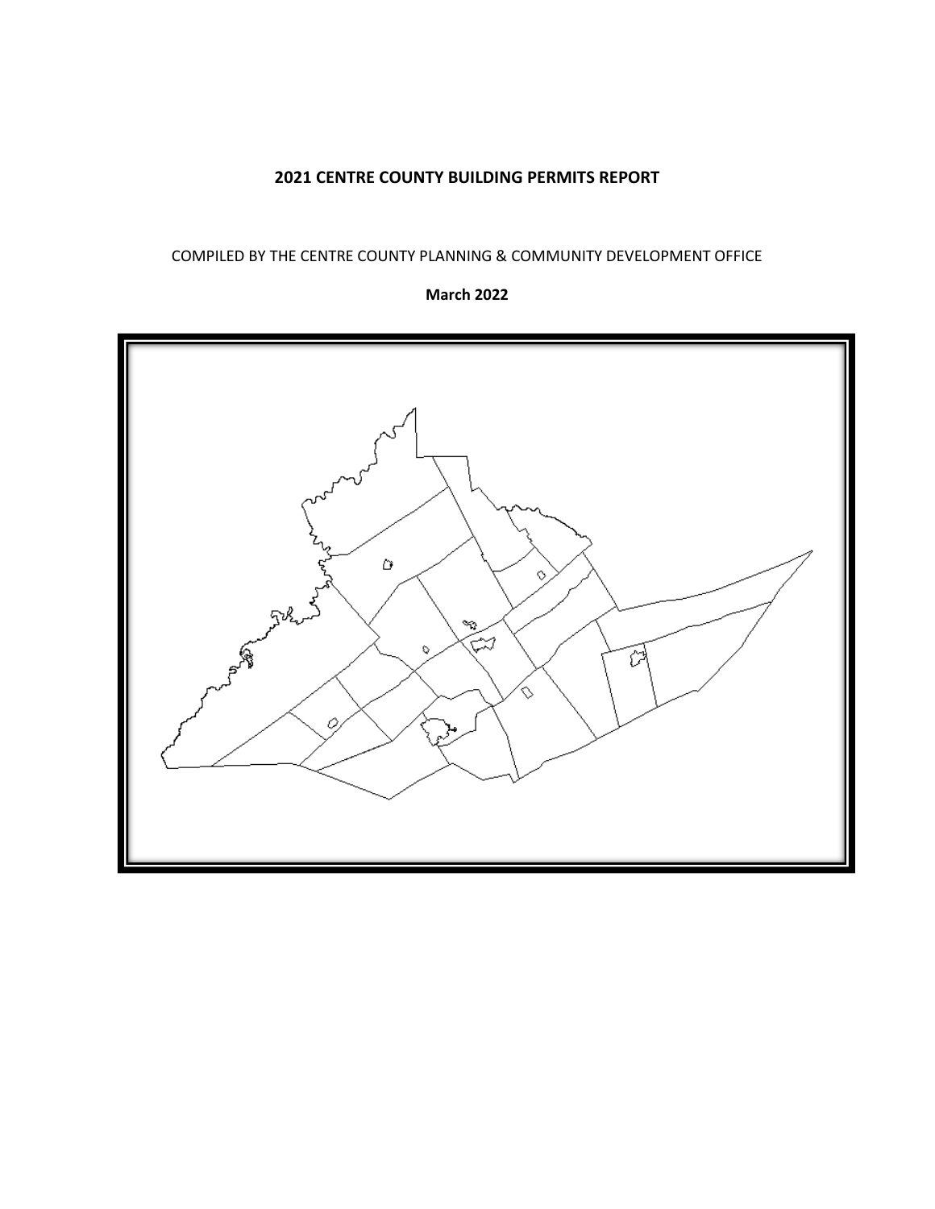# 2021 CENTRE COUNTY BUILDING PERMITS REPORT

COMPILED BY THE CENTRE COUNTY PLANNING & COMMUNITY DEVELOPMENT OFFICE

**March 2022**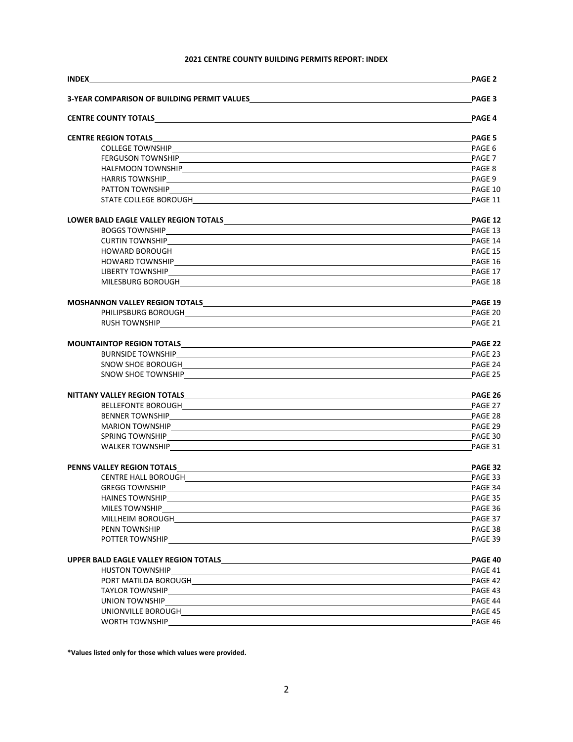# 2021 CENTRE COUNTY BUILDING PERMITS REPORT: INDEX

| Section | Page |
|---|---|
| **INDEX** | **PAGE 2** |
| **3-YEAR COMPARISON OF BUILDING PERMIT VALUES** | **PAGE 3** |
| **CENTRE COUNTY TOTALS** | **PAGE 4** |
| **CENTRE REGION TOTALS** | **PAGE 5** |
| COLLEGE TOWNSHIP | PAGE 6 |
| FERGUSON TOWNSHIP | PAGE 7 |
| HALFMOON TOWNSHIP | PAGE 8 |
| HARRIS TOWNSHIP | PAGE 9 |
| PATTON TOWNSHIP | PAGE 10 |
| STATE COLLEGE BOROUGH | PAGE 11 |
| **LOWER BALD EAGLE VALLEY REGION TOTALS** | **PAGE 12** |
| BOGGS TOWNSHIP | PAGE 13 |
| CURTIN TOWNSHIP | PAGE 14 |
| HOWARD BOROUGH | PAGE 15 |
| HOWARD TOWNSHIP | PAGE 16 |
| LIBERTY TOWNSHIP | PAGE 17 |
| MILESBURG BOROUGH | PAGE 18 |
| **MOSHANNON VALLEY REGION TOTALS** | **PAGE 19** |
| PHILIPSBURG BOROUGH | PAGE 20 |
| RUSH TOWNSHIP | PAGE 21 |
| **MOUNTAINTOP REGION TOTALS** | **PAGE 22** |
| BURNSIDE TOWNSHIP | PAGE 23 |
| SNOW SHOE BOROUGH | PAGE 24 |
| SNOW SHOE TOWNSHIP | PAGE 25 |
| **NITTANY VALLEY REGION TOTALS** | **PAGE 26** |
| BELLEFONTE BOROUGH | PAGE 27 |
| BENNER TOWNSHIP | PAGE 28 |
| MARION TOWNSHIP | PAGE 29 |
| SPRING TOWNSHIP | PAGE 30 |
| WALKER TOWNSHIP | PAGE 31 |
| **PENNS VALLEY REGION TOTALS** | **PAGE 32** |
| CENTRE HALL BOROUGH | PAGE 33 |
| GREGG TOWNSHIP | PAGE 34 |
| HAINES TOWNSHIP | PAGE 35 |
| MILES TOWNSHIP | PAGE 36 |
| MILLHEIM BOROUGH | PAGE 37 |
| PENN TOWNSHIP | PAGE 38 |
| POTTER TOWNSHIP | PAGE 39 |
| **UPPER BALD EAGLE VALLEY REGION TOTALS** | **PAGE 40** |
| HUSTON TOWNSHIP | PAGE 41 |
| PORT MATILDA BOROUGH | PAGE 42 |
| TAYLOR TOWNSHIP | PAGE 43 |
| UNION TOWNSHIP | PAGE 44 |
| UNIONVILLE BOROUGH | PAGE 45 |
| WORTH TOWNSHIP | PAGE 46 |

**\*Values listed only for those which values were provided.**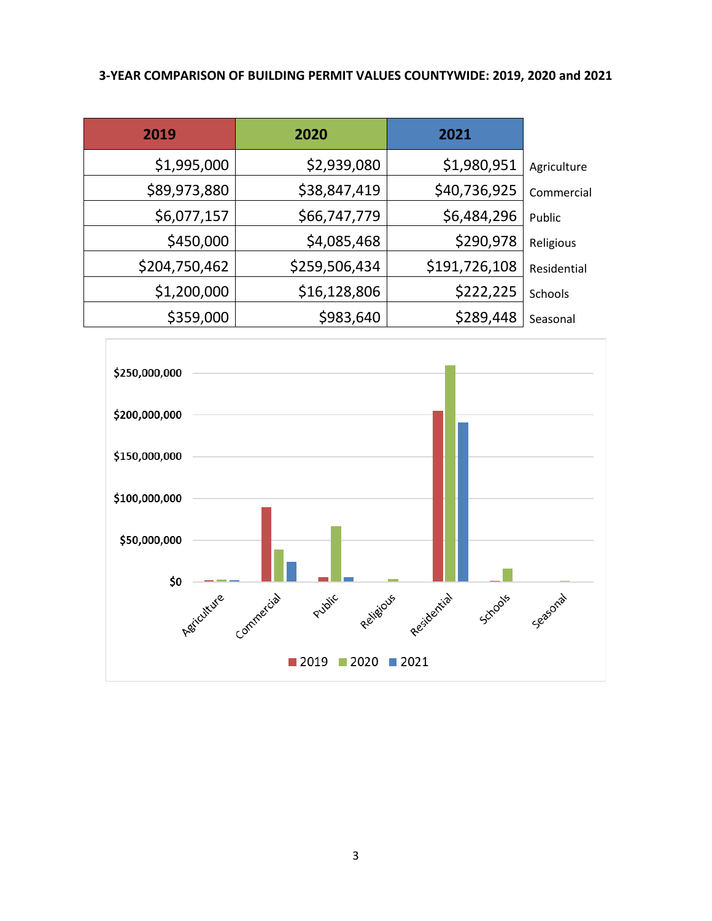**3-YEAR COMPARISON OF BUILDING PERMIT VALUES COUNTYWIDE: 2019, 2020 and 2021**

| 2019 | 2020 | 2021 | |
|---|---|---|---|
| $1,995,000 | $2,939,080 | $1,980,951 | Agriculture |
| $89,973,880 | $38,847,419 | $40,736,925 | Commercial |
| $6,077,157 | $66,747,779 | $6,484,296 | Public |
| $450,000 | $4,085,468 | $290,978 | Religious |
| $204,750,462 | $259,506,434 | $191,726,108 | Residential |
| $1,200,000 | $16,128,806 | $222,225 | Schools |
| $359,000 | $983,640 | $289,448 | Seasonal |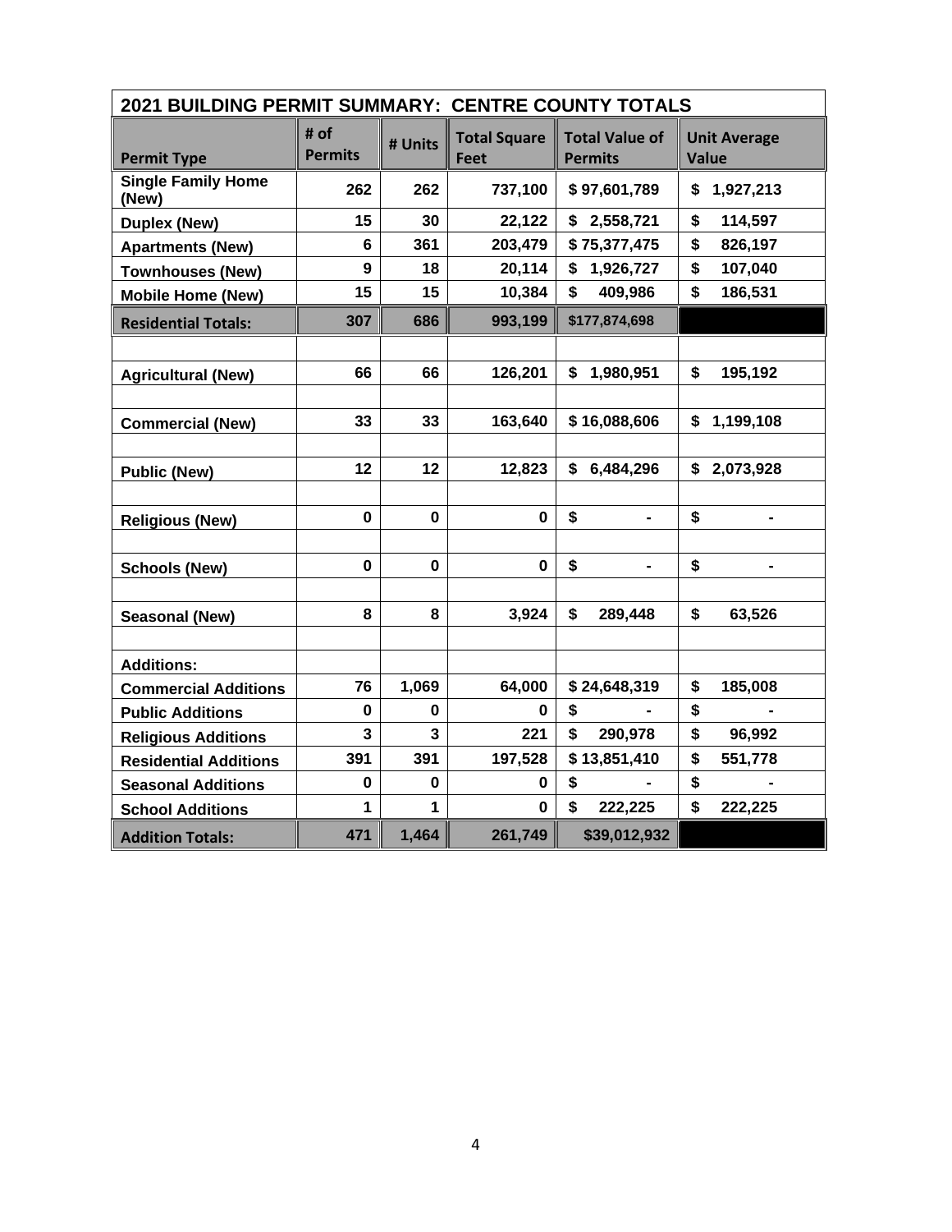| 2021 BUILDING PERMIT SUMMARY: CENTRE COUNTY TOTALS | | | | | |
|---|---|---|---|---|---|
| **Permit Type** | **# of Permits** | **# Units** | **Total Square Feet** | **Total Value of Permits** | **Unit Average Value** |
| **Single Family Home (New)** | 262 | 262 | 737,100 | $ 97,601,789 | $ 1,927,213 |
| **Duplex (New)** | 15 | 30 | 22,122 | $ 2,558,721 | $ 114,597 |
| **Apartments (New)** | 6 | 361 | 203,479 | $ 75,377,475 | $ 826,197 |
| **Townhouses (New)** | 9 | 18 | 20,114 | $ 1,926,727 | $ 107,040 |
| **Mobile Home (New)** | 15 | 15 | 10,384 | $ 409,986 | $ 186,531 |
| **Residential Totals:** | 307 | 686 | 993,199 | $177,874,698 | |
| | | | | | |
| **Agricultural (New)** | 66 | 66 | 126,201 | $ 1,980,951 | $ 195,192 |
| | | | | | |
| **Commercial (New)** | 33 | 33 | 163,640 | $ 16,088,606 | $ 1,199,108 |
| | | | | | |
| **Public (New)** | 12 | 12 | 12,823 | $ 6,484,296 | $ 2,073,928 |
| | | | | | |
| **Religious (New)** | 0 | 0 | 0 | $ - | $ - |
| | | | | | |
| **Schools (New)** | 0 | 0 | 0 | $ - | $ - |
| | | | | | |
| **Seasonal (New)** | 8 | 8 | 3,924 | $ 289,448 | $ 63,526 |
| | | | | | |
| **Additions:** | | | | | |
| **Commercial Additions** | 76 | 1,069 | 64,000 | $ 24,648,319 | $ 185,008 |
| **Public Additions** | 0 | 0 | 0 | $ - | $ - |
| **Religious Additions** | 3 | 3 | 221 | $ 290,978 | $ 96,992 |
| **Residential Additions** | 391 | 391 | 197,528 | $ 13,851,410 | $ 551,778 |
| **Seasonal Additions** | 0 | 0 | 0 | $ - | $ - |
| **School Additions** | 1 | 1 | 0 | $ 222,225 | $ 222,225 |
| **Addition Totals:** | 471 | 1,464 | 261,749 | $39,012,932 | |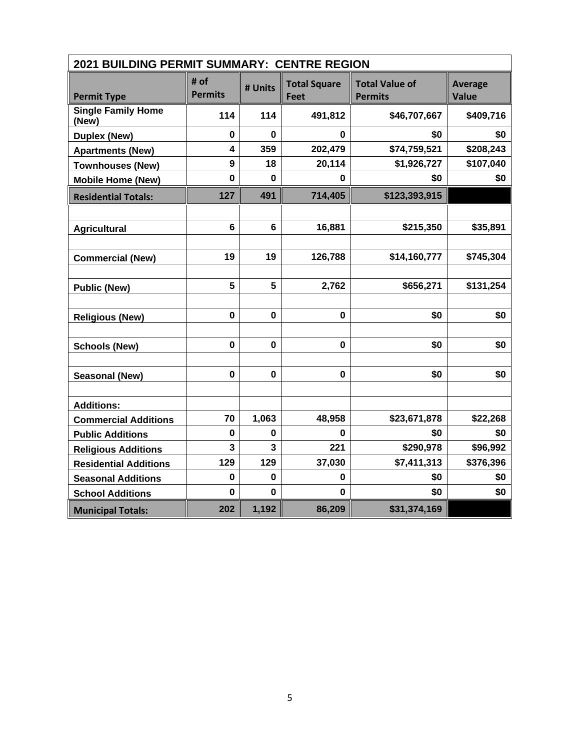| 2021 BUILDING PERMIT SUMMARY: CENTRE REGION | | | | | |
|---|---|---|---|---|---|
| **Permit Type** | **# of Permits** | **# Units** | **Total Square Feet** | **Total Value of Permits** | **Average Value** |
| **Single Family Home (New)** | **114** | **114** | **491,812** | **$46,707,667** | **$409,716** |
| **Duplex (New)** | **0** | **0** | **0** | **$0** | **$0** |
| **Apartments (New)** | **4** | **359** | **202,479** | **$74,759,521** | **$208,243** |
| **Townhouses (New)** | **9** | **18** | **20,114** | **$1,926,727** | **$107,040** |
| **Mobile Home (New)** | **0** | **0** | **0** | **$0** | **$0** |
| **Residential Totals:** | **127** | **491** | **714,405** | **$123,393,915** | |
| | | | | | |
| **Agricultural** | **6** | **6** | **16,881** | **$215,350** | **$35,891** |
| | | | | | |
| **Commercial (New)** | **19** | **19** | **126,788** | **$14,160,777** | **$745,304** |
| | | | | | |
| **Public (New)** | **5** | **5** | **2,762** | **$656,271** | **$131,254** |
| | | | | | |
| **Religious (New)** | **0** | **0** | **0** | **$0** | **$0** |
| | | | | | |
| **Schools (New)** | **0** | **0** | **0** | **$0** | **$0** |
| | | | | | |
| **Seasonal (New)** | **0** | **0** | **0** | **$0** | **$0** |
| | | | | | |
| **Additions:** | | | | | |
| **Commercial Additions** | **70** | **1,063** | **48,958** | **$23,671,878** | **$22,268** |
| **Public Additions** | **0** | **0** | **0** | **$0** | **$0** |
| **Religious Additions** | **3** | **3** | **221** | **$290,978** | **$96,992** |
| **Residential Additions** | **129** | **129** | **37,030** | **$7,411,313** | **$376,396** |
| **Seasonal Additions** | **0** | **0** | **0** | **$0** | **$0** |
| **School Additions** | **0** | **0** | **0** | **$0** | **$0** |
| **Municipal Totals:** | **202** | **1,192** | **86,209** | **$31,374,169** | |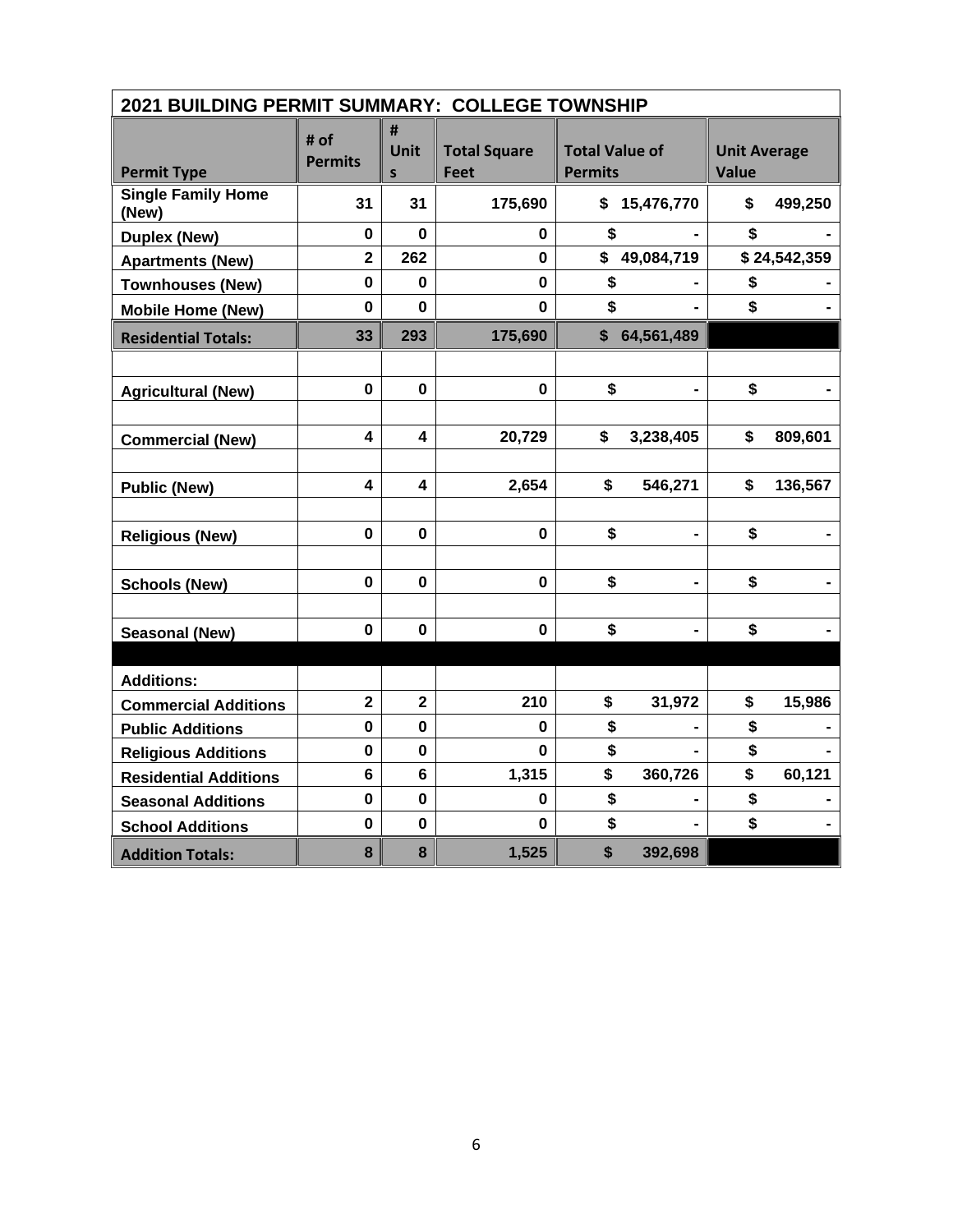| 2021 BUILDING PERMIT SUMMARY: COLLEGE TOWNSHIP | | | | | |
|---|---|---|---|---|---|
| **Permit Type** | **# of Permits** | **# Units** | **Total Square Feet** | **Total Value of Permits** | **Unit Average Value** |
| **Single Family Home (New)** | **31** | **31** | **175,690** | **$ 15,476,770** | **$ 499,250** |
| **Duplex (New)** | **0** | **0** | **0** | **$ -** | **$ -** |
| **Apartments (New)** | **2** | **262** | **0** | **$ 49,084,719** | **$ 24,542,359** |
| **Townhouses (New)** | **0** | **0** | **0** | **$ -** | **$ -** |
| **Mobile Home (New)** | **0** | **0** | **0** | **$ -** | **$ -** |
| **Residential Totals:** | **33** | **293** | **175,690** | **$ 64,561,489** | |
| | | | | | |
| **Agricultural (New)** | **0** | **0** | **0** | **$ -** | **$ -** |
| | | | | | |
| **Commercial (New)** | **4** | **4** | **20,729** | **$ 3,238,405** | **$ 809,601** |
| | | | | | |
| **Public (New)** | **4** | **4** | **2,654** | **$ 546,271** | **$ 136,567** |
| | | | | | |
| **Religious (New)** | **0** | **0** | **0** | **$ -** | **$ -** |
| | | | | | |
| **Schools (New)** | **0** | **0** | **0** | **$ -** | **$ -** |
| | | | | | |
| **Seasonal (New)** | **0** | **0** | **0** | **$ -** | **$ -** |
| | | | | | |
| **Additions:** | | | | | |
| **Commercial Additions** | **2** | **2** | **210** | **$ 31,972** | **$ 15,986** |
| **Public Additions** | **0** | **0** | **0** | **$ -** | **$ -** |
| **Religious Additions** | **0** | **0** | **0** | **$ -** | **$ -** |
| **Residential Additions** | **6** | **6** | **1,315** | **$ 360,726** | **$ 60,121** |
| **Seasonal Additions** | **0** | **0** | **0** | **$ -** | **$ -** |
| **School Additions** | **0** | **0** | **0** | **$ -** | **$ -** |
| **Addition Totals:** | **8** | **8** | **1,525** | **$ 392,698** | |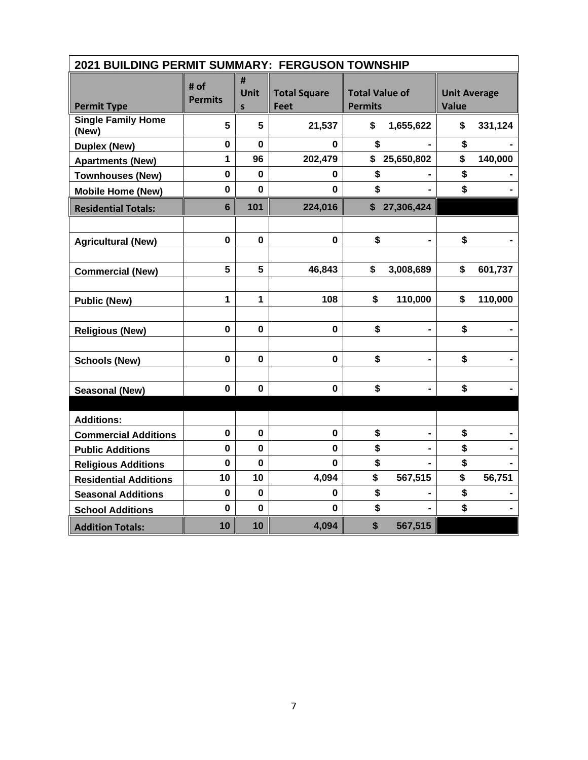| 2021 BUILDING PERMIT SUMMARY: FERGUSON TOWNSHIP | | | | | |
|---|---|---|---|---|---|
| **Permit Type** | **# of Permits** | **# Units** | **Total Square Feet** | **Total Value of Permits** | **Unit Average Value** |
| **Single Family Home (New)** | **5** | **5** | **21,537** | **$ 1,655,622** | **$ 331,124** |
| **Duplex (New)** | **0** | **0** | **0** | **$ -** | **$ -** |
| **Apartments (New)** | **1** | **96** | **202,479** | **$ 25,650,802** | **$ 140,000** |
| **Townhouses (New)** | **0** | **0** | **0** | **$ -** | **$ -** |
| **Mobile Home (New)** | **0** | **0** | **0** | **$ -** | **$ -** |
| **Residential Totals:** | **6** | **101** | **224,016** | **$ 27,306,424** | |
| | | | | | |
| **Agricultural (New)** | **0** | **0** | **0** | **$ -** | **$ -** |
| | | | | | |
| **Commercial (New)** | **5** | **5** | **46,843** | **$ 3,008,689** | **$ 601,737** |
| | | | | | |
| **Public (New)** | **1** | **1** | **108** | **$ 110,000** | **$ 110,000** |
| | | | | | |
| **Religious (New)** | **0** | **0** | **0** | **$ -** | **$ -** |
| | | | | | |
| **Schools (New)** | **0** | **0** | **0** | **$ -** | **$ -** |
| | | | | | |
| **Seasonal (New)** | **0** | **0** | **0** | **$ -** | **$ -** |
| | | | | | |
| **Additions:** | | | | | |
| **Commercial Additions** | **0** | **0** | **0** | **$ -** | **$ -** |
| **Public Additions** | **0** | **0** | **0** | **$ -** | **$ -** |
| **Religious Additions** | **0** | **0** | **0** | **$ -** | **$ -** |
| **Residential Additions** | **10** | **10** | **4,094** | **$ 567,515** | **$ 56,751** |
| **Seasonal Additions** | **0** | **0** | **0** | **$ -** | **$ -** |
| **School Additions** | **0** | **0** | **0** | **$ -** | **$ -** |
| **Addition Totals:** | **10** | **10** | **4,094** | **$ 567,515** | |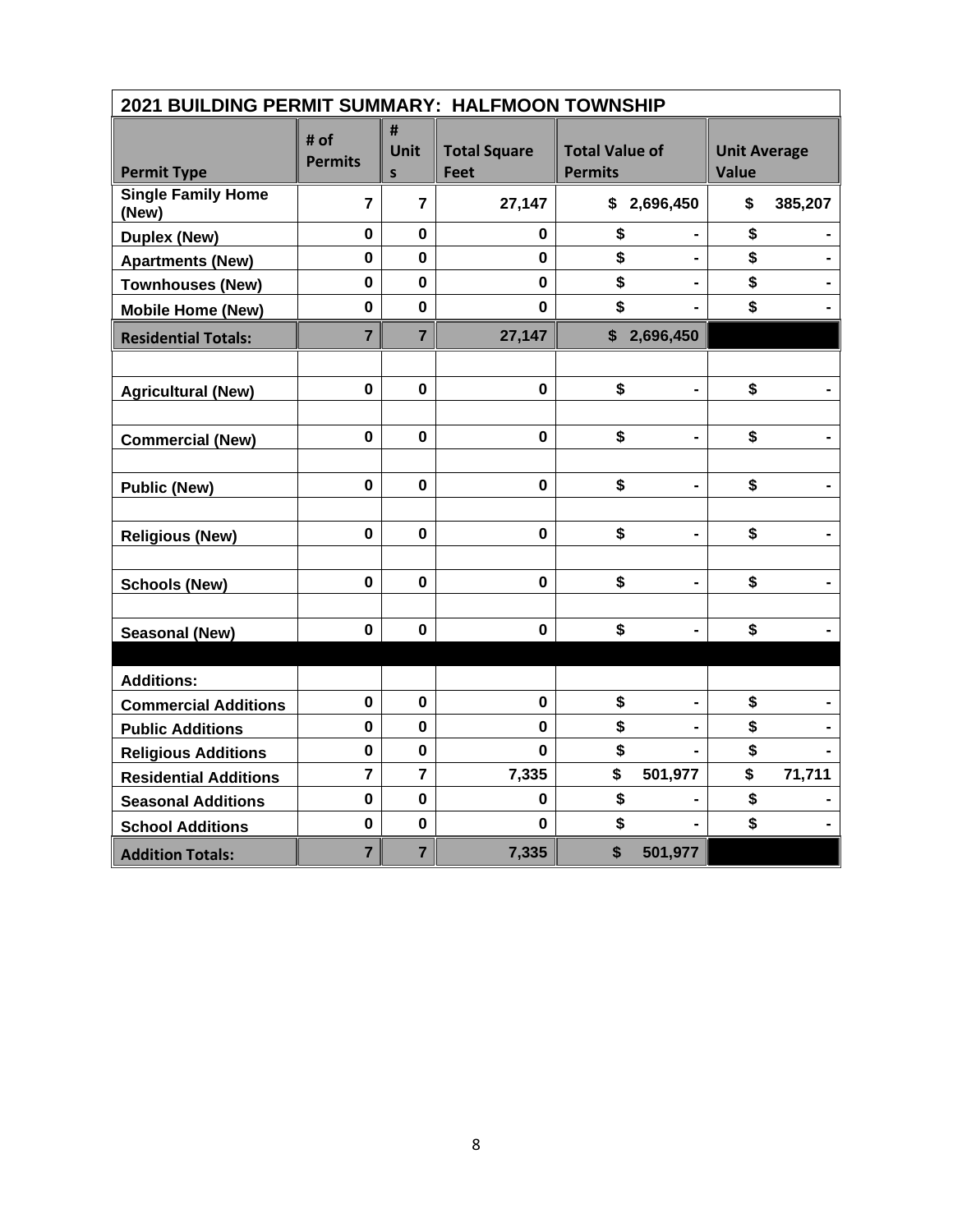| 2021 BUILDING PERMIT SUMMARY: HALFMOON TOWNSHIP | | | | | |
|---|---|---|---|---|---|
| **Permit Type** | **# of Permits** | **# Units** | **Total Square Feet** | **Total Value of Permits** | **Unit Average Value** |
| **Single Family Home (New)** | **7** | **7** | **27,147** | **$ 2,696,450** | **$ 385,207** |
| **Duplex (New)** | **0** | **0** | **0** | **$ -** | **$ -** |
| **Apartments (New)** | **0** | **0** | **0** | **$ -** | **$ -** |
| **Townhouses (New)** | **0** | **0** | **0** | **$ -** | **$ -** |
| **Mobile Home (New)** | **0** | **0** | **0** | **$ -** | **$ -** |
| **Residential Totals:** | **7** | **7** | **27,147** | **$ 2,696,450** | |
| | | | | | |
| **Agricultural (New)** | **0** | **0** | **0** | **$ -** | **$ -** |
| | | | | | |
| **Commercial (New)** | **0** | **0** | **0** | **$ -** | **$ -** |
| | | | | | |
| **Public (New)** | **0** | **0** | **0** | **$ -** | **$ -** |
| | | | | | |
| **Religious (New)** | **0** | **0** | **0** | **$ -** | **$ -** |
| | | | | | |
| **Schools (New)** | **0** | **0** | **0** | **$ -** | **$ -** |
| | | | | | |
| **Seasonal (New)** | **0** | **0** | **0** | **$ -** | **$ -** |
| | | | | | |
| **Additions:** | | | | | |
| **Commercial Additions** | **0** | **0** | **0** | **$ -** | **$ -** |
| **Public Additions** | **0** | **0** | **0** | **$ -** | **$ -** |
| **Religious Additions** | **0** | **0** | **0** | **$ -** | **$ -** |
| **Residential Additions** | **7** | **7** | **7,335** | **$ 501,977** | **$ 71,711** |
| **Seasonal Additions** | **0** | **0** | **0** | **$ -** | **$ -** |
| **School Additions** | **0** | **0** | **0** | **$ -** | **$ -** |
| **Addition Totals:** | **7** | **7** | **7,335** | **$ 501,977** | |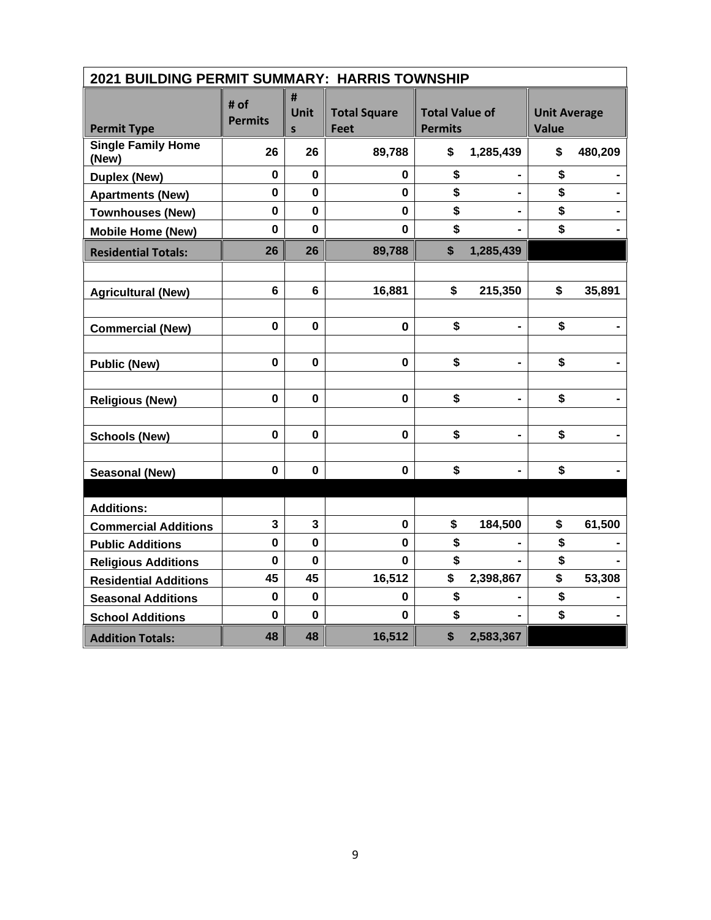| 2021 BUILDING PERMIT SUMMARY: HARRIS TOWNSHIP | | | | | |
|---|---|---|---|---|---|
| Permit Type | # of Permits | # Units | Total Square Feet | Total Value of Permits | Unit Average Value |
| Single Family Home (New) | 26 | 26 | 89,788 | $ 1,285,439 | $ 480,209 |
| Duplex (New) | 0 | 0 | 0 | $ - | $ - |
| Apartments (New) | 0 | 0 | 0 | $ - | $ - |
| Townhouses (New) | 0 | 0 | 0 | $ - | $ - |
| Mobile Home (New) | 0 | 0 | 0 | $ - | $ - |
| **Residential Totals:** | 26 | 26 | 89,788 | $ 1,285,439 | |
| | | | | | |
| Agricultural (New) | 6 | 6 | 16,881 | $ 215,350 | $ 35,891 |
| | | | | | |
| Commercial (New) | 0 | 0 | 0 | $ - | $ - |
| | | | | | |
| Public (New) | 0 | 0 | 0 | $ - | $ - |
| | | | | | |
| Religious (New) | 0 | 0 | 0 | $ - | $ - |
| | | | | | |
| Schools (New) | 0 | 0 | 0 | $ - | $ - |
| | | | | | |
| Seasonal (New) | 0 | 0 | 0 | $ - | $ - |
| | | | | | |
| Additions: | | | | | |
| Commercial Additions | 3 | 3 | 0 | $ 184,500 | $ 61,500 |
| Public Additions | 0 | 0 | 0 | $ - | $ - |
| Religious Additions | 0 | 0 | 0 | $ - | $ - |
| Residential Additions | 45 | 45 | 16,512 | $ 2,398,867 | $ 53,308 |
| Seasonal Additions | 0 | 0 | 0 | $ - | $ - |
| School Additions | 0 | 0 | 0 | $ - | $ - |
| **Addition Totals:** | 48 | 48 | 16,512 | $ 2,583,367 | |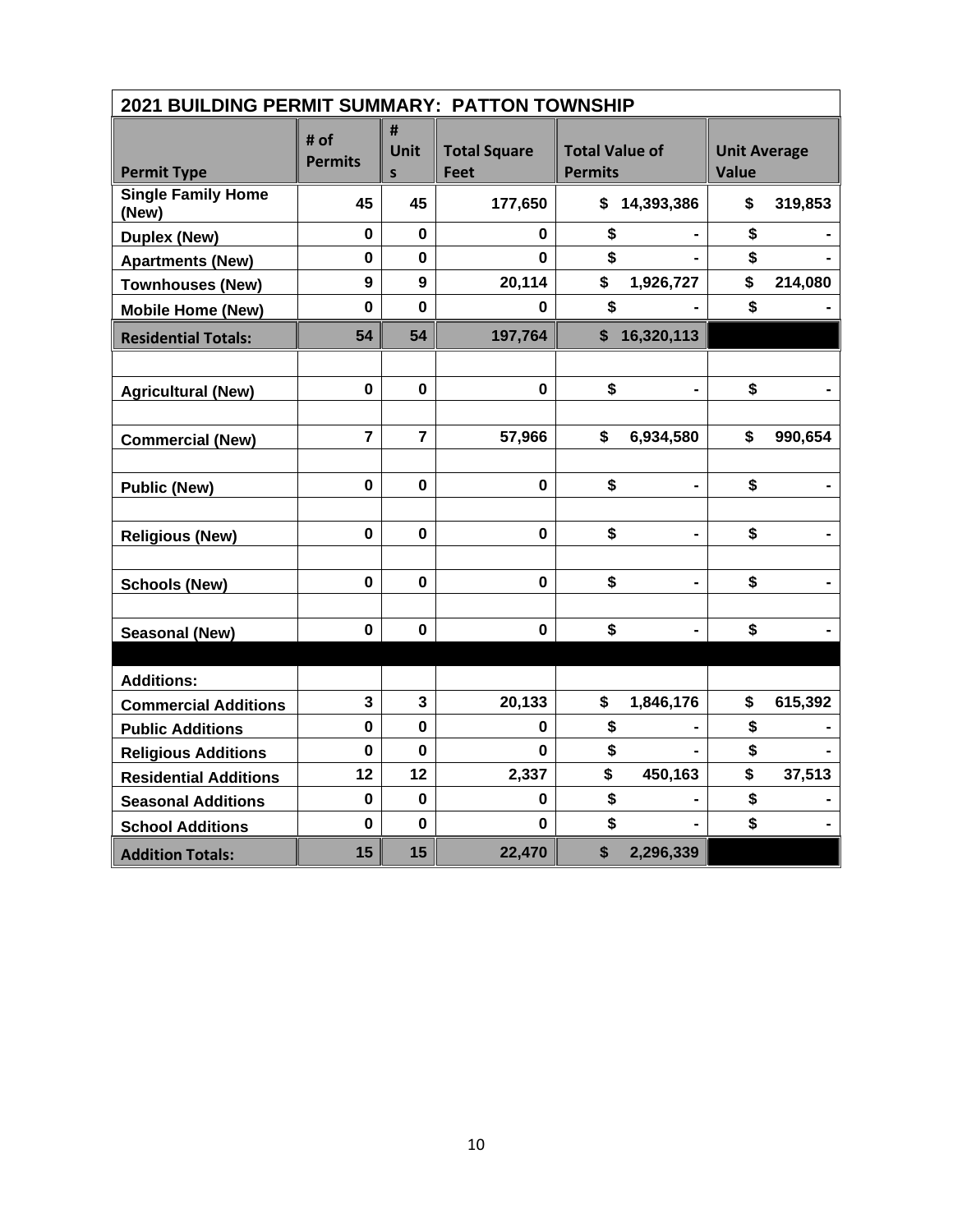| 2021 BUILDING PERMIT SUMMARY: PATTON TOWNSHIP | | | | | |
|---|---|---|---|---|---|
| Permit Type | # of Permits | # Units | Total Square Feet | Total Value of Permits | Unit Average Value |
| Single Family Home (New) | 45 | 45 | 177,650 | $ 14,393,386 | $ 319,853 |
| Duplex (New) | 0 | 0 | 0 | $ - | $ - |
| Apartments (New) | 0 | 0 | 0 | $ - | $ - |
| Townhouses (New) | 9 | 9 | 20,114 | $ 1,926,727 | $ 214,080 |
| Mobile Home (New) | 0 | 0 | 0 | $ - | $ - |
| **Residential Totals:** | 54 | 54 | 197,764 | $ 16,320,113 | |
| | | | | | |
| Agricultural (New) | 0 | 0 | 0 | $ - | $ - |
| | | | | | |
| Commercial (New) | 7 | 7 | 57,966 | $ 6,934,580 | $ 990,654 |
| | | | | | |
| Public (New) | 0 | 0 | 0 | $ - | $ - |
| | | | | | |
| Religious (New) | 0 | 0 | 0 | $ - | $ - |
| | | | | | |
| Schools (New) | 0 | 0 | 0 | $ - | $ - |
| | | | | | |
| Seasonal (New) | 0 | 0 | 0 | $ - | $ - |
| | | | | | |
| Additions: | | | | | |
| Commercial Additions | 3 | 3 | 20,133 | $ 1,846,176 | $ 615,392 |
| Public Additions | 0 | 0 | 0 | $ - | $ - |
| Religious Additions | 0 | 0 | 0 | $ - | $ - |
| Residential Additions | 12 | 12 | 2,337 | $ 450,163 | $ 37,513 |
| Seasonal Additions | 0 | 0 | 0 | $ - | $ - |
| School Additions | 0 | 0 | 0 | $ - | $ - |
| **Addition Totals:** | 15 | 15 | 22,470 | $ 2,296,339 | |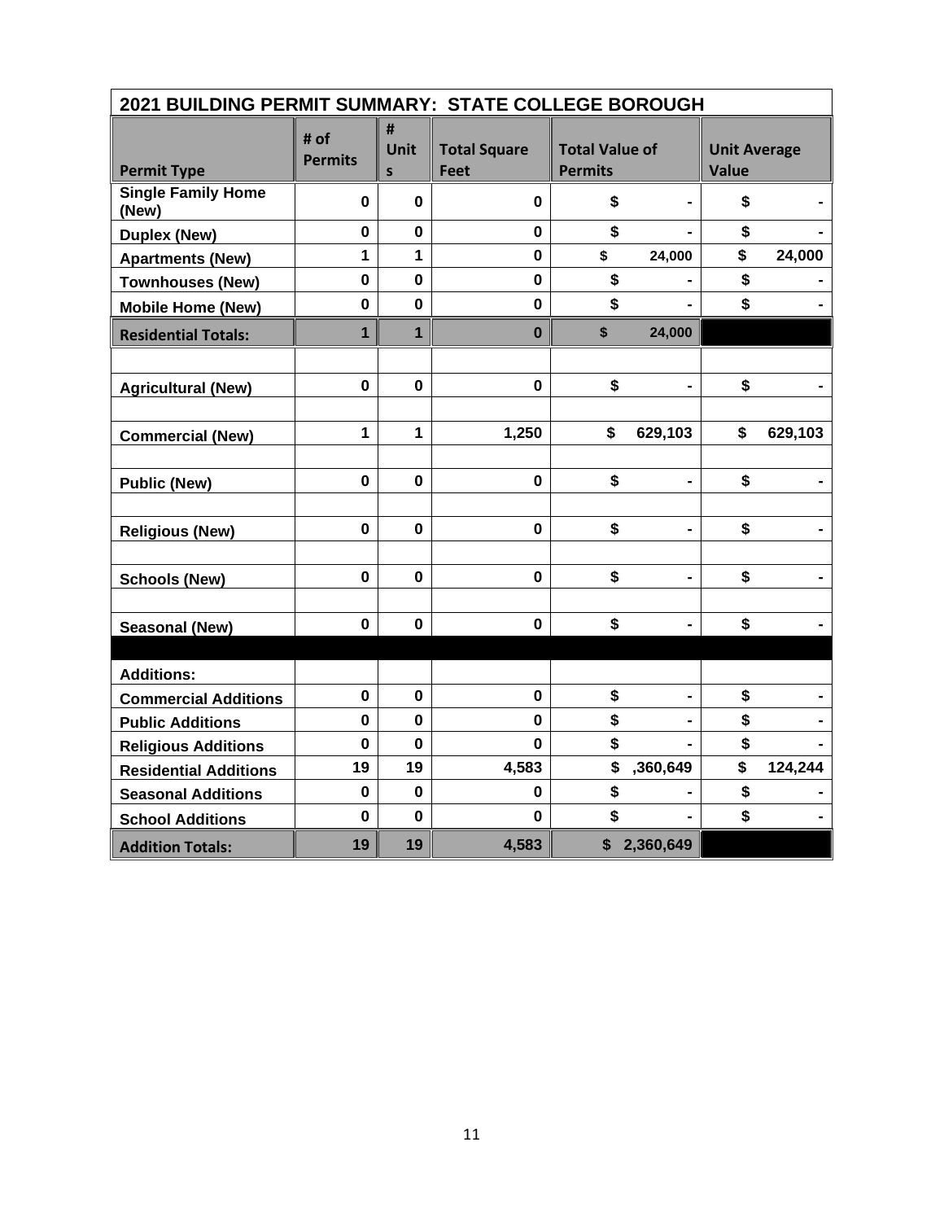| 2021 BUILDING PERMIT SUMMARY: STATE COLLEGE BOROUGH | | | | | |
|---|---|---|---|---|---|
| **Permit Type** | **# of Permits** | **# Units** | **Total Square Feet** | **Total Value of Permits** | **Unit Average Value** |
| **Single Family Home (New)** | 0 | 0 | 0 | $ - | $ - |
| **Duplex (New)** | 0 | 0 | 0 | $ - | $ - |
| **Apartments (New)** | 1 | 1 | 0 | $ 24,000 | $ 24,000 |
| **Townhouses (New)** | 0 | 0 | 0 | $ - | $ - |
| **Mobile Home (New)** | 0 | 0 | 0 | $ - | $ - |
| **Residential Totals:** | 1 | 1 | 0 | $ 24,000 | |
| | | | | | |
| **Agricultural (New)** | 0 | 0 | 0 | $ - | $ - |
| | | | | | |
| **Commercial (New)** | 1 | 1 | 1,250 | $ 629,103 | $ 629,103 |
| | | | | | |
| **Public (New)** | 0 | 0 | 0 | $ - | $ - |
| | | | | | |
| **Religious (New)** | 0 | 0 | 0 | $ - | $ - |
| | | | | | |
| **Schools (New)** | 0 | 0 | 0 | $ - | $ - |
| | | | | | |
| **Seasonal (New)** | 0 | 0 | 0 | $ - | $ - |
| | | | | | |
| **Additions:** | | | | | |
| **Commercial Additions** | 0 | 0 | 0 | $ - | $ - |
| **Public Additions** | 0 | 0 | 0 | $ - | $ - |
| **Religious Additions** | 0 | 0 | 0 | $ - | $ - |
| **Residential Additions** | 19 | 19 | 4,583 | $ ,360,649 | $ 124,244 |
| **Seasonal Additions** | 0 | 0 | 0 | $ - | $ - |
| **School Additions** | 0 | 0 | 0 | $ - | $ - |
| **Addition Totals:** | 19 | 19 | 4,583 | $ 2,360,649 | |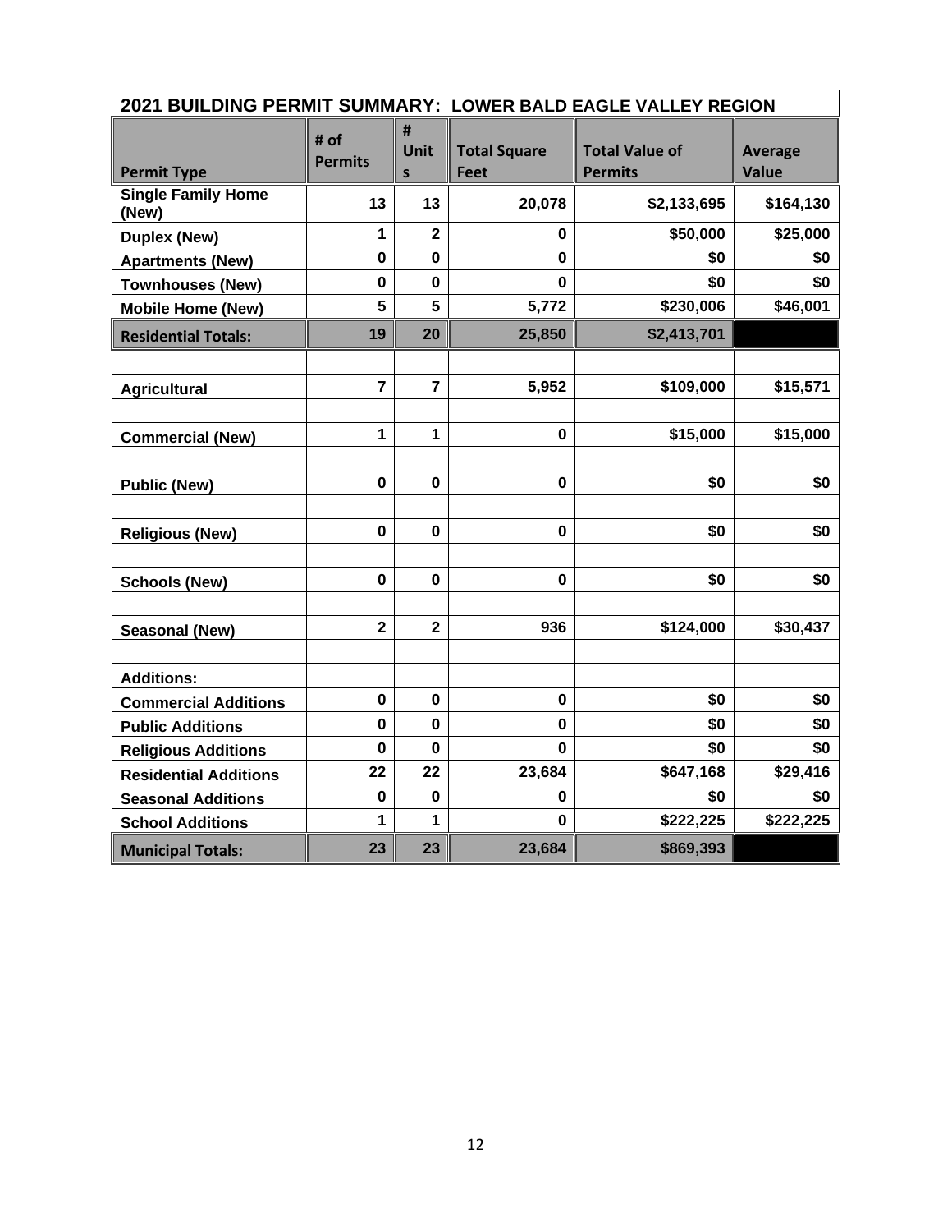| 2021 BUILDING PERMIT SUMMARY: LOWER BALD EAGLE VALLEY REGION | | | | | |
|---|---|---|---|---|---|
| **Permit Type** | **# of Permits** | **# Units** | **Total Square Feet** | **Total Value of Permits** | **Average Value** |
| **Single Family Home (New)** | 13 | 13 | 20,078 | $2,133,695 | $164,130 |
| **Duplex (New)** | 1 | 2 | 0 | $50,000 | $25,000 |
| **Apartments (New)** | 0 | 0 | 0 | $0 | $0 |
| **Townhouses (New)** | 0 | 0 | 0 | $0 | $0 |
| **Mobile Home (New)** | 5 | 5 | 5,772 | $230,006 | $46,001 |
| **Residential Totals:** | 19 | 20 | 25,850 | $2,413,701 | |
| | | | | | |
| **Agricultural** | 7 | 7 | 5,952 | $109,000 | $15,571 |
| | | | | | |
| **Commercial (New)** | 1 | 1 | 0 | $15,000 | $15,000 |
| | | | | | |
| **Public (New)** | 0 | 0 | 0 | $0 | $0 |
| | | | | | |
| **Religious (New)** | 0 | 0 | 0 | $0 | $0 |
| | | | | | |
| **Schools (New)** | 0 | 0 | 0 | $0 | $0 |
| | | | | | |
| **Seasonal (New)** | 2 | 2 | 936 | $124,000 | $30,437 |
| | | | | | |
| **Additions:** | | | | | |
| **Commercial Additions** | 0 | 0 | 0 | $0 | $0 |
| **Public Additions** | 0 | 0 | 0 | $0 | $0 |
| **Religious Additions** | 0 | 0 | 0 | $0 | $0 |
| **Residential Additions** | 22 | 22 | 23,684 | $647,168 | $29,416 |
| **Seasonal Additions** | 0 | 0 | 0 | $0 | $0 |
| **School Additions** | 1 | 1 | 0 | $222,225 | $222,225 |
| **Municipal Totals:** | 23 | 23 | 23,684 | $869,393 | |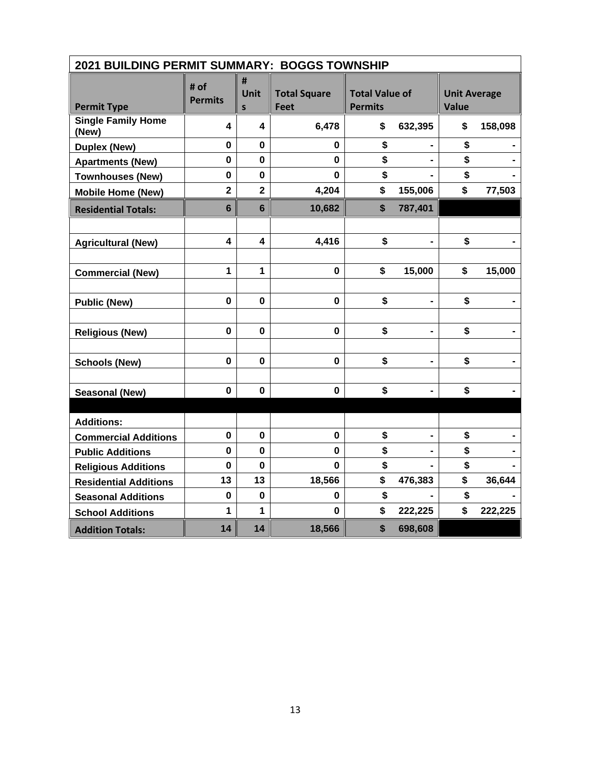| 2021 BUILDING PERMIT SUMMARY: BOGGS TOWNSHIP | | | | | |
|---|---|---|---|---|---|
| **Permit Type** | **# of Permits** | **# Units** | **Total Square Feet** | **Total Value of Permits** | **Unit Average Value** |
| **Single Family Home (New)** | 4 | 4 | 6,478 | $ 632,395 | $ 158,098 |
| **Duplex (New)** | 0 | 0 | 0 | $ - | $ - |
| **Apartments (New)** | 0 | 0 | 0 | $ - | $ - |
| **Townhouses (New)** | 0 | 0 | 0 | $ - | $ - |
| **Mobile Home (New)** | 2 | 2 | 4,204 | $ 155,006 | $ 77,503 |
| **Residential Totals:** | 6 | 6 | 10,682 | $ 787,401 | |
| | | | | | |
| **Agricultural (New)** | 4 | 4 | 4,416 | $ - | $ - |
| | | | | | |
| **Commercial (New)** | 1 | 1 | 0 | $ 15,000 | $ 15,000 |
| | | | | | |
| **Public (New)** | 0 | 0 | 0 | $ - | $ - |
| | | | | | |
| **Religious (New)** | 0 | 0 | 0 | $ - | $ - |
| | | | | | |
| **Schools (New)** | 0 | 0 | 0 | $ - | $ - |
| | | | | | |
| **Seasonal (New)** | 0 | 0 | 0 | $ - | $ - |
| | | | | | |
| **Additions:** | | | | | |
| **Commercial Additions** | 0 | 0 | 0 | $ - | $ - |
| **Public Additions** | 0 | 0 | 0 | $ - | $ - |
| **Religious Additions** | 0 | 0 | 0 | $ - | $ - |
| **Residential Additions** | 13 | 13 | 18,566 | $ 476,383 | $ 36,644 |
| **Seasonal Additions** | 0 | 0 | 0 | $ - | $ - |
| **School Additions** | 1 | 1 | 0 | $ 222,225 | $ 222,225 |
| **Addition Totals:** | 14 | 14 | 18,566 | $ 698,608 | |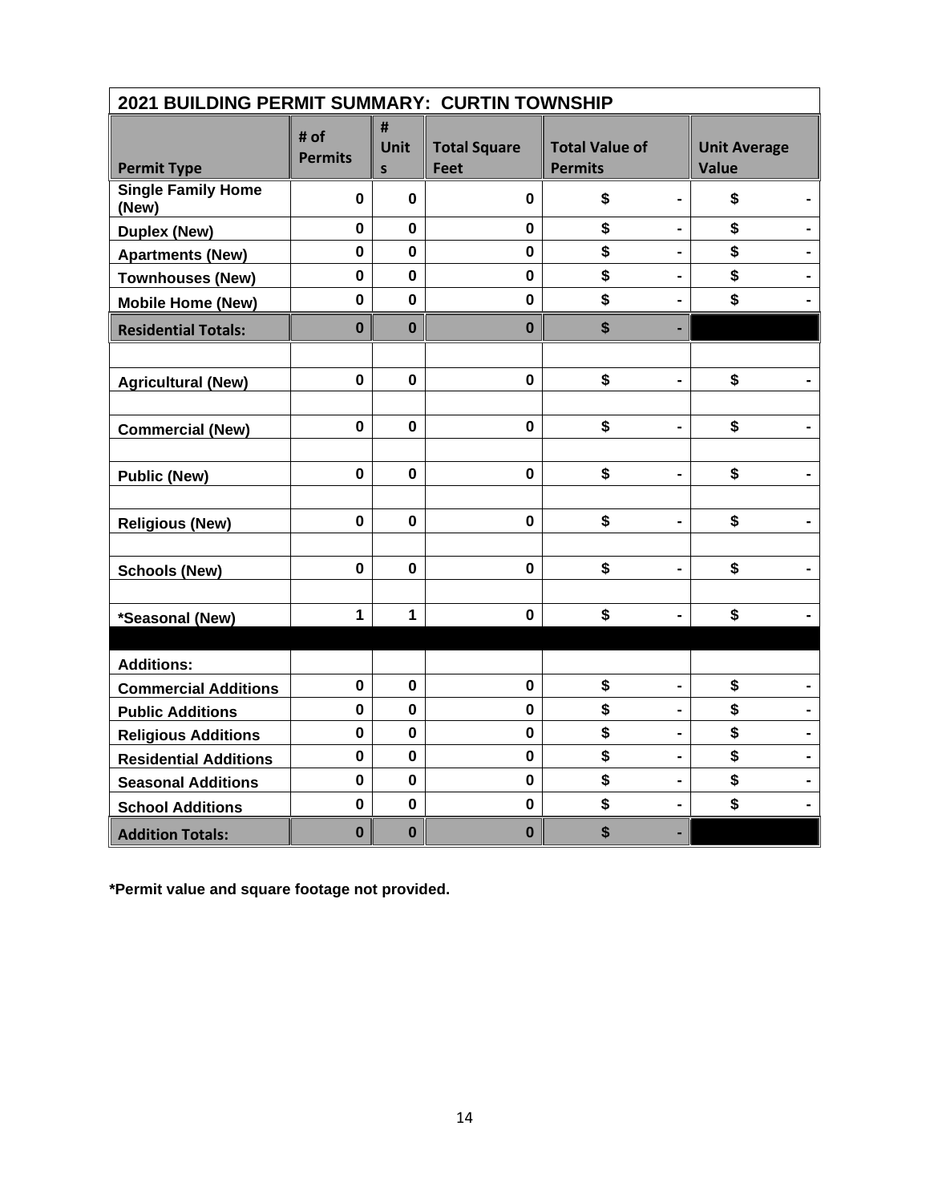## 2021 BUILDING PERMIT SUMMARY: CURTIN TOWNSHIP

| Permit Type | # of Permits | # Units | Total Square Feet | Total Value of Permits | Unit Average Value |
|---|---|---|---|---|---|
| Single Family Home (New) | 0 | 0 | 0 | $ - | $ - |
| Duplex (New) | 0 | 0 | 0 | $ - | $ - |
| Apartments (New) | 0 | 0 | 0 | $ - | $ - |
| Townhouses (New) | 0 | 0 | 0 | $ - | $ - |
| Mobile Home (New) | 0 | 0 | 0 | $ - | $ - |
| **Residential Totals:** | **0** | **0** | **0** | **$ -** | |
| | | | | | |
| Agricultural (New) | 0 | 0 | 0 | $ - | $ - |
| | | | | | |
| Commercial (New) | 0 | 0 | 0 | $ - | $ - |
| | | | | | |
| Public (New) | 0 | 0 | 0 | $ - | $ - |
| | | | | | |
| Religious (New) | 0 | 0 | 0 | $ - | $ - |
| | | | | | |
| Schools (New) | 0 | 0 | 0 | $ - | $ - |
| | | | | | |
| *Seasonal (New) | 1 | 1 | 0 | $ - | $ - |
| | | | | | |
| Additions: | | | | | |
| Commercial Additions | 0 | 0 | 0 | $ - | $ - |
| Public Additions | 0 | 0 | 0 | $ - | $ - |
| Religious Additions | 0 | 0 | 0 | $ - | $ - |
| Residential Additions | 0 | 0 | 0 | $ - | $ - |
| Seasonal Additions | 0 | 0 | 0 | $ - | $ - |
| School Additions | 0 | 0 | 0 | $ - | $ - |
| **Addition Totals:** | **0** | **0** | **0** | **$ -** | |

**\*Permit value and square footage not provided.**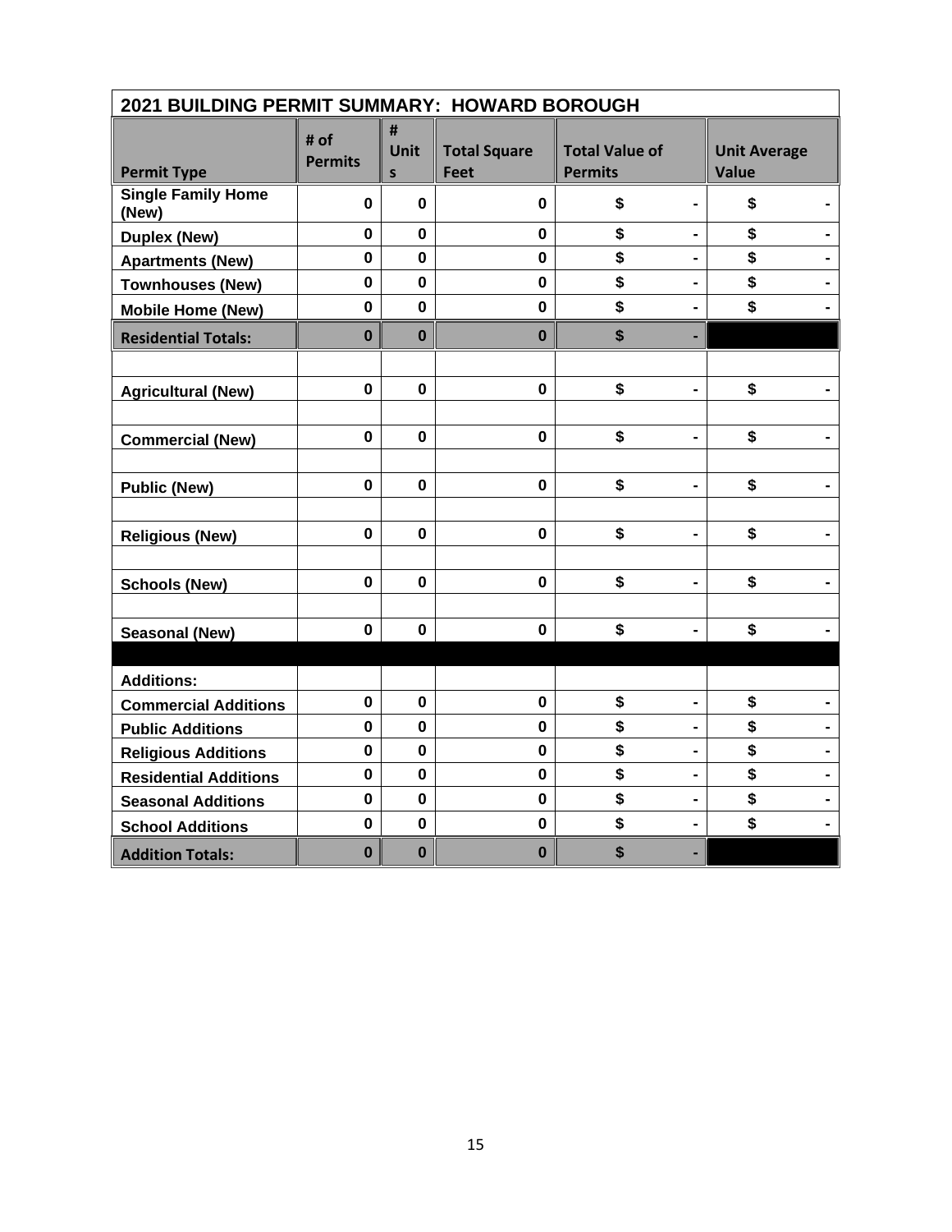| 2021 BUILDING PERMIT SUMMARY: HOWARD BOROUGH | | | | | |
|---|---|---|---|---|---|
| **Permit Type** | **# of Permits** | **# Units** | **Total Square Feet** | **Total Value of Permits** | **Unit Average Value** |
| **Single Family Home (New)** | 0 | 0 | 0 | $ - | $ - |
| **Duplex (New)** | 0 | 0 | 0 | $ - | $ - |
| **Apartments (New)** | 0 | 0 | 0 | $ - | $ - |
| **Townhouses (New)** | 0 | 0 | 0 | $ - | $ - |
| **Mobile Home (New)** | 0 | 0 | 0 | $ - | $ - |
| **Residential Totals:** | 0 | 0 | 0 | $ - | |
| | | | | | |
| **Agricultural (New)** | 0 | 0 | 0 | $ - | $ - |
| | | | | | |
| **Commercial (New)** | 0 | 0 | 0 | $ - | $ - |
| | | | | | |
| **Public (New)** | 0 | 0 | 0 | $ - | $ - |
| | | | | | |
| **Religious (New)** | 0 | 0 | 0 | $ - | $ - |
| | | | | | |
| **Schools (New)** | 0 | 0 | 0 | $ - | $ - |
| | | | | | |
| **Seasonal (New)** | 0 | 0 | 0 | $ - | $ - |
| | | | | | |
| **Additions:** | | | | | |
| **Commercial Additions** | 0 | 0 | 0 | $ - | $ - |
| **Public Additions** | 0 | 0 | 0 | $ - | $ - |
| **Religious Additions** | 0 | 0 | 0 | $ - | $ - |
| **Residential Additions** | 0 | 0 | 0 | $ - | $ - |
| **Seasonal Additions** | 0 | 0 | 0 | $ - | $ - |
| **School Additions** | 0 | 0 | 0 | $ - | $ - |
| **Addition Totals:** | 0 | 0 | 0 | $ - | |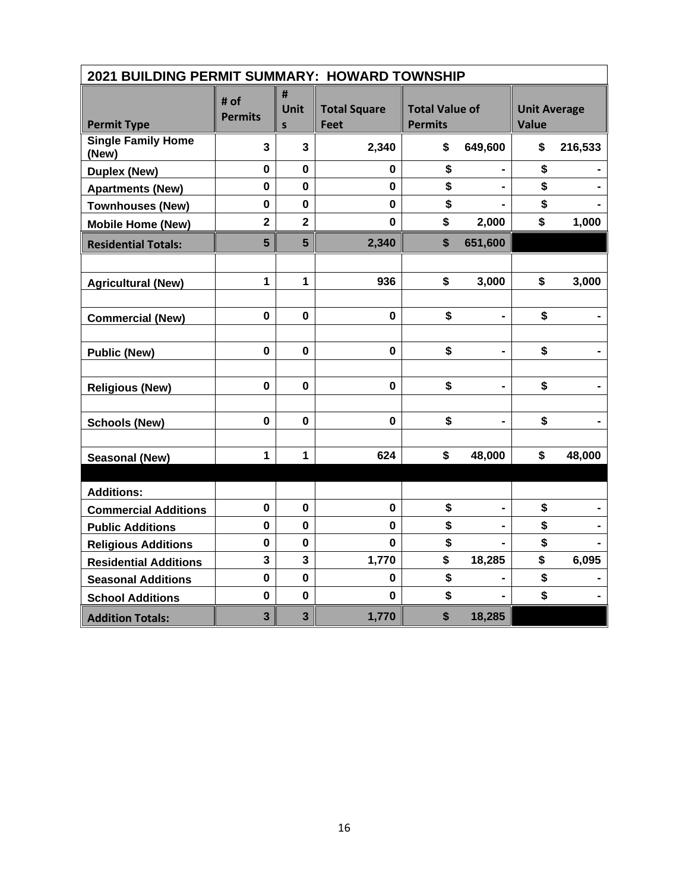| 2021 BUILDING PERMIT SUMMARY: HOWARD TOWNSHIP | | | | | |
|---|---|---|---|---|---|
| **Permit Type** | **# of Permits** | **# Units** | **Total Square Feet** | **Total Value of Permits** | **Unit Average Value** |
| **Single Family Home (New)** | **3** | **3** | **2,340** | **$ 649,600** | **$ 216,533** |
| **Duplex (New)** | **0** | **0** | **0** | **$ -** | **$ -** |
| **Apartments (New)** | **0** | **0** | **0** | **$ -** | **$ -** |
| **Townhouses (New)** | **0** | **0** | **0** | **$ -** | **$ -** |
| **Mobile Home (New)** | **2** | **2** | **0** | **$ 2,000** | **$ 1,000** |
| **Residential Totals:** | **5** | **5** | **2,340** | **$ 651,600** | |
| | | | | | |
| **Agricultural (New)** | **1** | **1** | **936** | **$ 3,000** | **$ 3,000** |
| | | | | | |
| **Commercial (New)** | **0** | **0** | **0** | **$ -** | **$ -** |
| | | | | | |
| **Public (New)** | **0** | **0** | **0** | **$ -** | **$ -** |
| | | | | | |
| **Religious (New)** | **0** | **0** | **0** | **$ -** | **$ -** |
| | | | | | |
| **Schools (New)** | **0** | **0** | **0** | **$ -** | **$ -** |
| | | | | | |
| **Seasonal (New)** | **1** | **1** | **624** | **$ 48,000** | **$ 48,000** |
| | | | | | |
| **Additions:** | | | | | |
| **Commercial Additions** | **0** | **0** | **0** | **$ -** | **$ -** |
| **Public Additions** | **0** | **0** | **0** | **$ -** | **$ -** |
| **Religious Additions** | **0** | **0** | **0** | **$ -** | **$ -** |
| **Residential Additions** | **3** | **3** | **1,770** | **$ 18,285** | **$ 6,095** |
| **Seasonal Additions** | **0** | **0** | **0** | **$ -** | **$ -** |
| **School Additions** | **0** | **0** | **0** | **$ -** | **$ -** |
| **Addition Totals:** | **3** | **3** | **1,770** | **$ 18,285** | |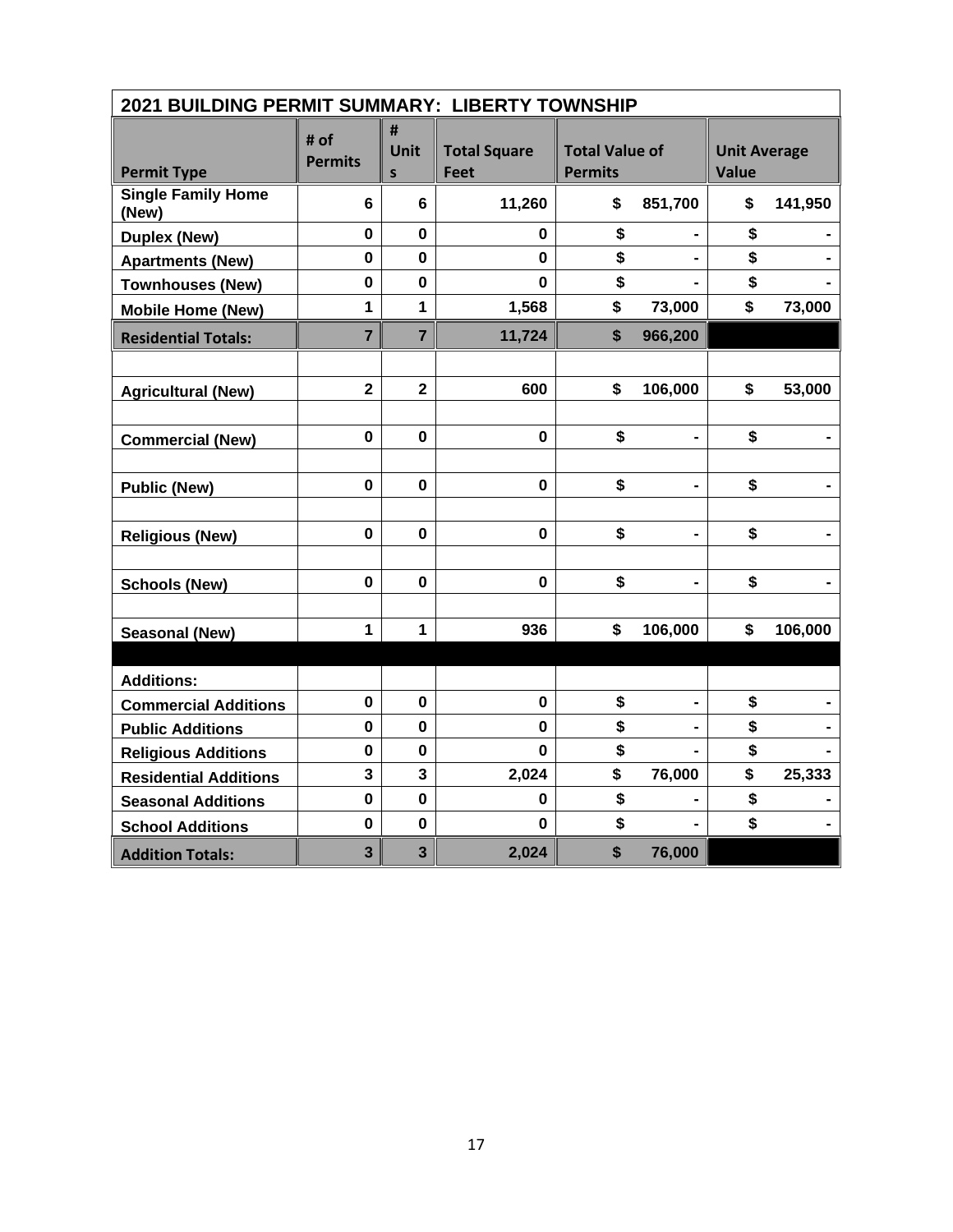| 2021 BUILDING PERMIT SUMMARY: LIBERTY TOWNSHIP | | | | | |
|---|---|---|---|---|---|
| Permit Type | # of Permits | # Units | Total Square Feet | Total Value of Permits | Unit Average Value |
| **Single Family Home (New)** | **6** | **6** | **11,260** | **$ 851,700** | **$ 141,950** |
| **Duplex (New)** | **0** | **0** | **0** | **$ -** | **$ -** |
| **Apartments (New)** | **0** | **0** | **0** | **$ -** | **$ -** |
| **Townhouses (New)** | **0** | **0** | **0** | **$ -** | **$ -** |
| **Mobile Home (New)** | **1** | **1** | **1,568** | **$ 73,000** | **$ 73,000** |
| **Residential Totals:** | **7** | **7** | **11,724** | **$ 966,200** | |
| | | | | | |
| **Agricultural (New)** | **2** | **2** | **600** | **$ 106,000** | **$ 53,000** |
| | | | | | |
| **Commercial (New)** | **0** | **0** | **0** | **$ -** | **$ -** |
| | | | | | |
| **Public (New)** | **0** | **0** | **0** | **$ -** | **$ -** |
| | | | | | |
| **Religious (New)** | **0** | **0** | **0** | **$ -** | **$ -** |
| | | | | | |
| **Schools (New)** | **0** | **0** | **0** | **$ -** | **$ -** |
| | | | | | |
| **Seasonal (New)** | **1** | **1** | **936** | **$ 106,000** | **$ 106,000** |
| | | | | | |
| **Additions:** | | | | | |
| **Commercial Additions** | **0** | **0** | **0** | **$ -** | **$ -** |
| **Public Additions** | **0** | **0** | **0** | **$ -** | **$ -** |
| **Religious Additions** | **0** | **0** | **0** | **$ -** | **$ -** |
| **Residential Additions** | **3** | **3** | **2,024** | **$ 76,000** | **$ 25,333** |
| **Seasonal Additions** | **0** | **0** | **0** | **$ -** | **$ -** |
| **School Additions** | **0** | **0** | **0** | **$ -** | **$ -** |
| **Addition Totals:** | **3** | **3** | **2,024** | **$ 76,000** | |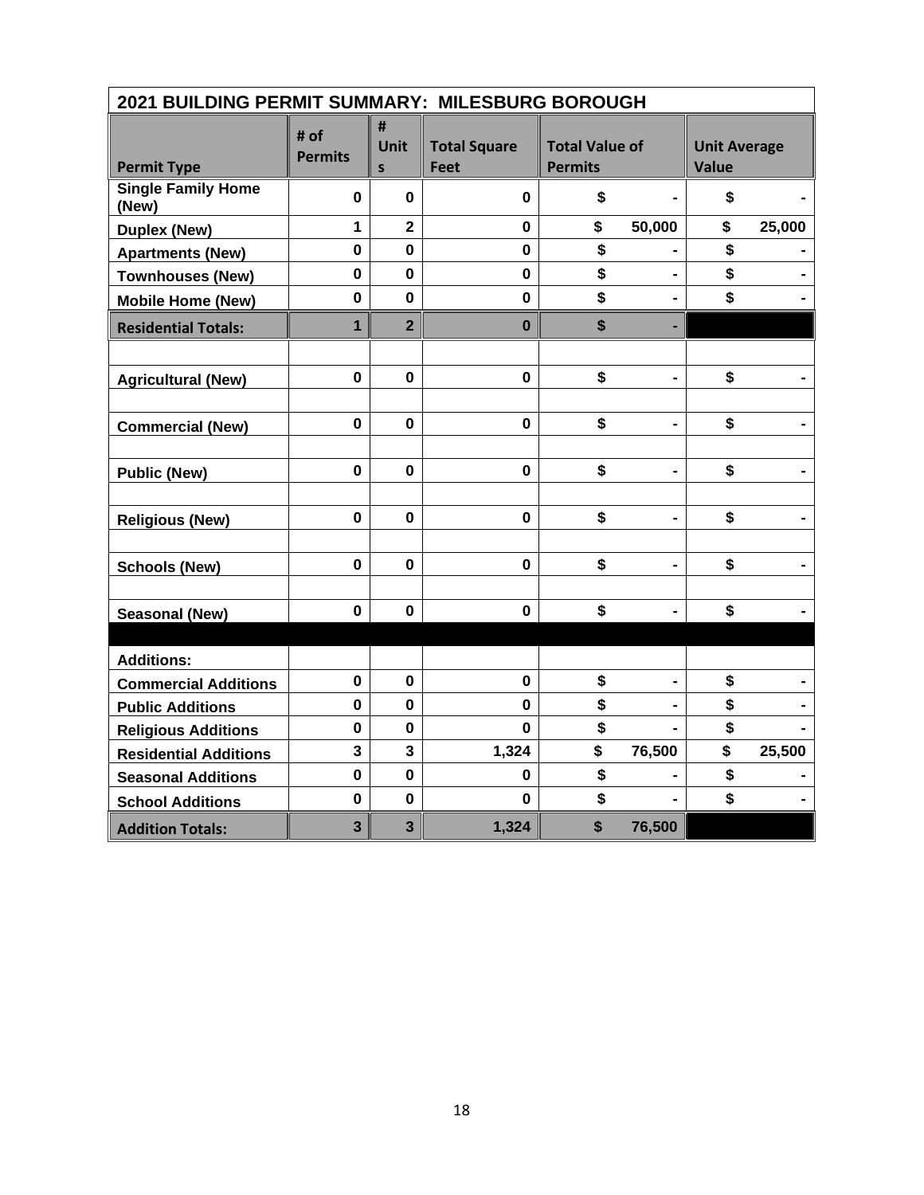| 2021 BUILDING PERMIT SUMMARY: MILESBURG BOROUGH | | | | | |
|---|---|---|---|---|---|
| **Permit Type** | **# of Permits** | **# Units** | **Total Square Feet** | **Total Value of Permits** | **Unit Average Value** |
| **Single Family Home (New)** | **0** | **0** | **0** | **$ -** | **$ -** |
| **Duplex (New)** | **1** | **2** | **0** | **$ 50,000** | **$ 25,000** |
| **Apartments (New)** | **0** | **0** | **0** | **$ -** | **$ -** |
| **Townhouses (New)** | **0** | **0** | **0** | **$ -** | **$ -** |
| **Mobile Home (New)** | **0** | **0** | **0** | **$ -** | **$ -** |
| **Residential Totals:** | **1** | **2** | **0** | **$ -** | |
| | | | | | |
| **Agricultural (New)** | **0** | **0** | **0** | **$ -** | **$ -** |
| | | | | | |
| **Commercial (New)** | **0** | **0** | **0** | **$ -** | **$ -** |
| | | | | | |
| **Public (New)** | **0** | **0** | **0** | **$ -** | **$ -** |
| | | | | | |
| **Religious (New)** | **0** | **0** | **0** | **$ -** | **$ -** |
| | | | | | |
| **Schools (New)** | **0** | **0** | **0** | **$ -** | **$ -** |
| | | | | | |
| **Seasonal (New)** | **0** | **0** | **0** | **$ -** | **$ -** |
| | | | | | |
| **Additions:** | | | | | |
| **Commercial Additions** | **0** | **0** | **0** | **$ -** | **$ -** |
| **Public Additions** | **0** | **0** | **0** | **$ -** | **$ -** |
| **Religious Additions** | **0** | **0** | **0** | **$ -** | **$ -** |
| **Residential Additions** | **3** | **3** | **1,324** | **$ 76,500** | **$ 25,500** |
| **Seasonal Additions** | **0** | **0** | **0** | **$ -** | **$ -** |
| **School Additions** | **0** | **0** | **0** | **$ -** | **$ -** |
| **Addition Totals:** | **3** | **3** | **1,324** | **$ 76,500** | |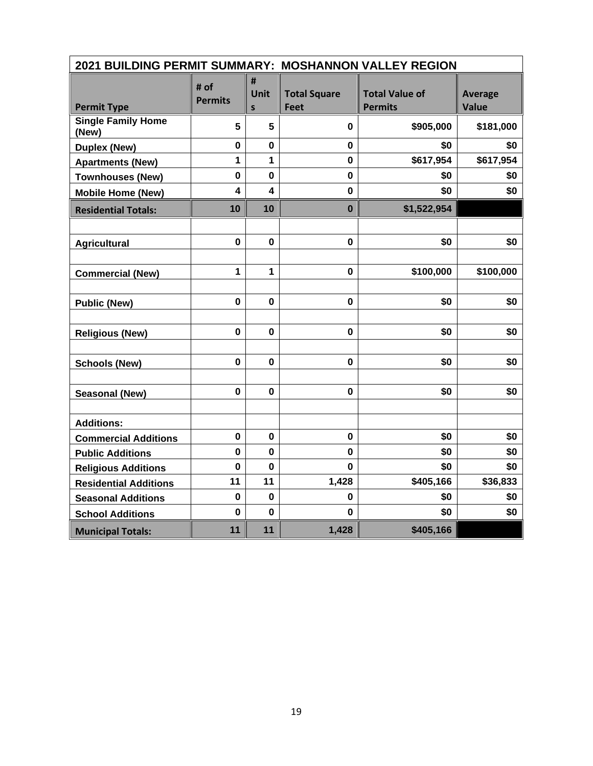| 2021 BUILDING PERMIT SUMMARY: MOSHANNON VALLEY REGION | | | | | |
|---|---|---|---|---|---|
| **Permit Type** | **# of Permits** | **# Units** | **Total Square Feet** | **Total Value of Permits** | **Average Value** |
| **Single Family Home (New)** | **5** | **5** | **0** | **$905,000** | **$181,000** |
| **Duplex (New)** | **0** | **0** | **0** | **$0** | **$0** |
| **Apartments (New)** | **1** | **1** | **0** | **$617,954** | **$617,954** |
| **Townhouses (New)** | **0** | **0** | **0** | **$0** | **$0** |
| **Mobile Home (New)** | **4** | **4** | **0** | **$0** | **$0** |
| **Residential Totals:** | **10** | **10** | **0** | **$1,522,954** | |
| | | | | | |
| **Agricultural** | **0** | **0** | **0** | **$0** | **$0** |
| | | | | | |
| **Commercial (New)** | **1** | **1** | **0** | **$100,000** | **$100,000** |
| | | | | | |
| **Public (New)** | **0** | **0** | **0** | **$0** | **$0** |
| | | | | | |
| **Religious (New)** | **0** | **0** | **0** | **$0** | **$0** |
| | | | | | |
| **Schools (New)** | **0** | **0** | **0** | **$0** | **$0** |
| | | | | | |
| **Seasonal (New)** | **0** | **0** | **0** | **$0** | **$0** |
| | | | | | |
| **Additions:** | | | | | |
| **Commercial Additions** | **0** | **0** | **0** | **$0** | **$0** |
| **Public Additions** | **0** | **0** | **0** | **$0** | **$0** |
| **Religious Additions** | **0** | **0** | **0** | **$0** | **$0** |
| **Residential Additions** | **11** | **11** | **1,428** | **$405,166** | **$36,833** |
| **Seasonal Additions** | **0** | **0** | **0** | **$0** | **$0** |
| **School Additions** | **0** | **0** | **0** | **$0** | **$0** |
| **Municipal Totals:** | **11** | **11** | **1,428** | **$405,166** | |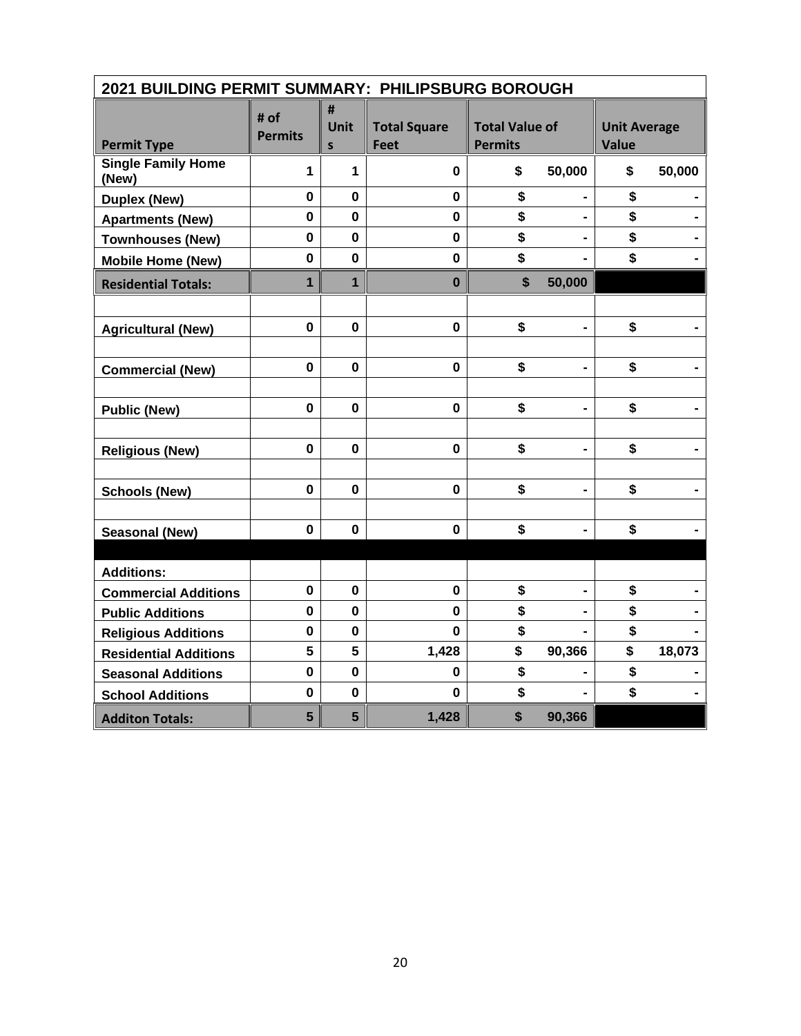| 2021 BUILDING PERMIT SUMMARY: PHILIPSBURG BOROUGH | | | | | |
|---|---|---|---|---|---|
| **Permit Type** | **# of Permits** | **# Units** | **Total Square Feet** | **Total Value of Permits** | **Unit Average Value** |
| **Single Family Home (New)** | **1** | **1** | **0** | **$ 50,000** | **$ 50,000** |
| **Duplex (New)** | **0** | **0** | **0** | **$ -** | **$ -** |
| **Apartments (New)** | **0** | **0** | **0** | **$ -** | **$ -** |
| **Townhouses (New)** | **0** | **0** | **0** | **$ -** | **$ -** |
| **Mobile Home (New)** | **0** | **0** | **0** | **$ -** | **$ -** |
| **Residential Totals:** | **1** | **1** | **0** | **$ 50,000** | |
| | | | | | |
| **Agricultural (New)** | **0** | **0** | **0** | **$ -** | **$ -** |
| | | | | | |
| **Commercial (New)** | **0** | **0** | **0** | **$ -** | **$ -** |
| | | | | | |
| **Public (New)** | **0** | **0** | **0** | **$ -** | **$ -** |
| | | | | | |
| **Religious (New)** | **0** | **0** | **0** | **$ -** | **$ -** |
| | | | | | |
| **Schools (New)** | **0** | **0** | **0** | **$ -** | **$ -** |
| | | | | | |
| **Seasonal (New)** | **0** | **0** | **0** | **$ -** | **$ -** |
| | | | | | |
| **Additions:** | | | | | |
| **Commercial Additions** | **0** | **0** | **0** | **$ -** | **$ -** |
| **Public Additions** | **0** | **0** | **0** | **$ -** | **$ -** |
| **Religious Additions** | **0** | **0** | **0** | **$ -** | **$ -** |
| **Residential Additions** | **5** | **5** | **1,428** | **$ 90,366** | **$ 18,073** |
| **Seasonal Additions** | **0** | **0** | **0** | **$ -** | **$ -** |
| **School Additions** | **0** | **0** | **0** | **$ -** | **$ -** |
| **Additon Totals:** | **5** | **5** | **1,428** | **$ 90,366** | |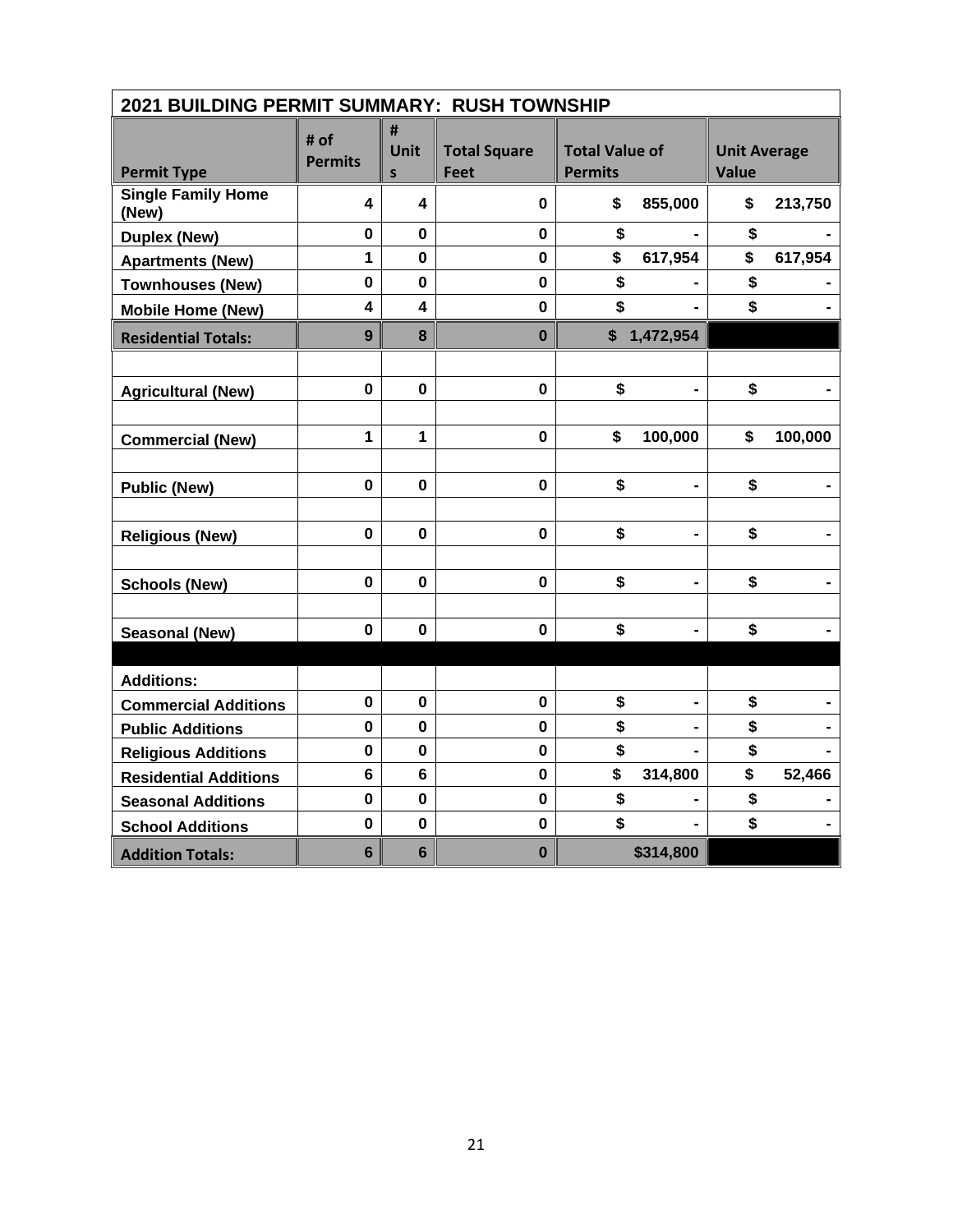| 2021 BUILDING PERMIT SUMMARY: RUSH TOWNSHIP | | | | | |
|---|---|---|---|---|---|
| **Permit Type** | **# of Permits** | **# Units** | **Total Square Feet** | **Total Value of Permits** | **Unit Average Value** |
| **Single Family Home (New)** | **4** | **4** | **0** | **$ 855,000** | **$ 213,750** |
| **Duplex (New)** | **0** | **0** | **0** | **$ -** | **$ -** |
| **Apartments (New)** | **1** | **0** | **0** | **$ 617,954** | **$ 617,954** |
| **Townhouses (New)** | **0** | **0** | **0** | **$ -** | **$ -** |
| **Mobile Home (New)** | **4** | **4** | **0** | **$ -** | **$ -** |
| **Residential Totals:** | **9** | **8** | **0** | **$ 1,472,954** | |
| | | | | | |
| **Agricultural (New)** | **0** | **0** | **0** | **$ -** | **$ -** |
| | | | | | |
| **Commercial (New)** | **1** | **1** | **0** | **$ 100,000** | **$ 100,000** |
| | | | | | |
| **Public (New)** | **0** | **0** | **0** | **$ -** | **$ -** |
| | | | | | |
| **Religious (New)** | **0** | **0** | **0** | **$ -** | **$ -** |
| | | | | | |
| **Schools (New)** | **0** | **0** | **0** | **$ -** | **$ -** |
| | | | | | |
| **Seasonal (New)** | **0** | **0** | **0** | **$ -** | **$ -** |
| | | | | | |
| **Additions:** | | | | | |
| **Commercial Additions** | **0** | **0** | **0** | **$ -** | **$ -** |
| **Public Additions** | **0** | **0** | **0** | **$ -** | **$ -** |
| **Religious Additions** | **0** | **0** | **0** | **$ -** | **$ -** |
| **Residential Additions** | **6** | **6** | **0** | **$ 314,800** | **$ 52,466** |
| **Seasonal Additions** | **0** | **0** | **0** | **$ -** | **$ -** |
| **School Additions** | **0** | **0** | **0** | **$ -** | **$ -** |
| **Addition Totals:** | **6** | **6** | **0** | **$314,800** | |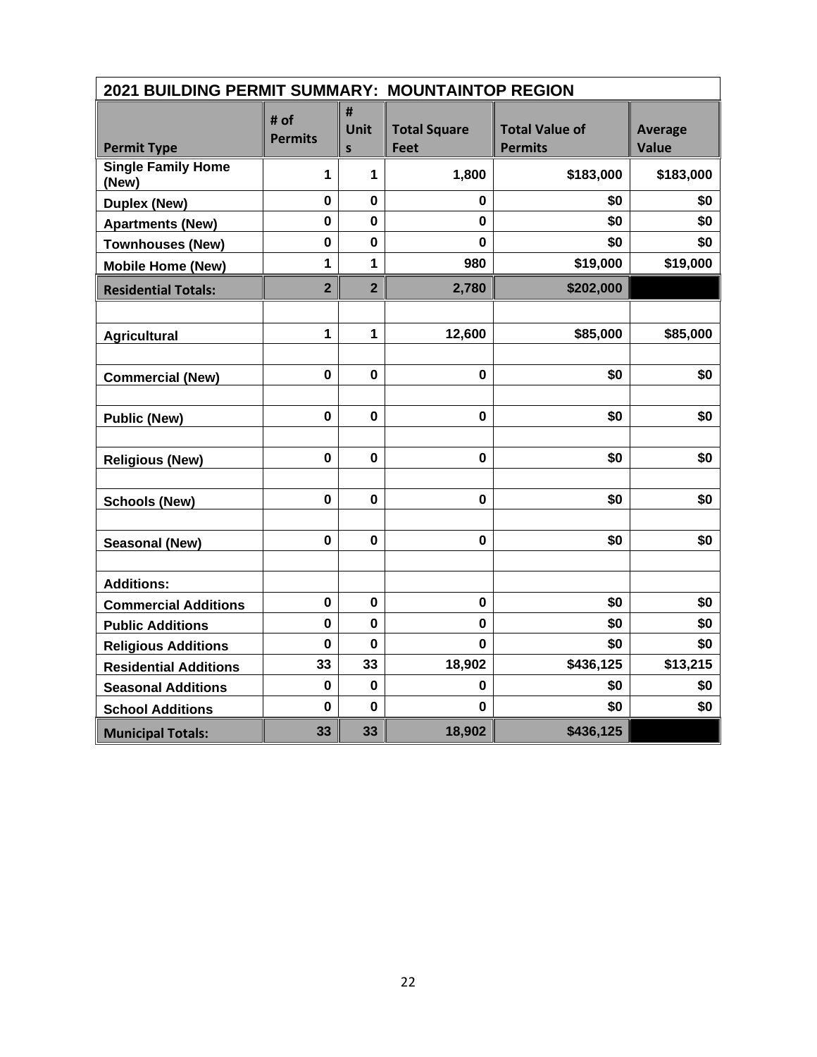| 2021 BUILDING PERMIT SUMMARY: MOUNTAINTOP REGION | | | | | |
|---|---|---|---|---|---|
| **Permit Type** | **# of Permits** | **# Units** | **Total Square Feet** | **Total Value of Permits** | **Average Value** |
| **Single Family Home (New)** | **1** | **1** | **1,800** | **$183,000** | **$183,000** |
| **Duplex (New)** | **0** | **0** | **0** | **$0** | **$0** |
| **Apartments (New)** | **0** | **0** | **0** | **$0** | **$0** |
| **Townhouses (New)** | **0** | **0** | **0** | **$0** | **$0** |
| **Mobile Home (New)** | **1** | **1** | **980** | **$19,000** | **$19,000** |
| **Residential Totals:** | **2** | **2** | **2,780** | **$202,000** | |
| | | | | | |
| **Agricultural** | **1** | **1** | **12,600** | **$85,000** | **$85,000** |
| | | | | | |
| **Commercial (New)** | **0** | **0** | **0** | **$0** | **$0** |
| | | | | | |
| **Public (New)** | **0** | **0** | **0** | **$0** | **$0** |
| | | | | | |
| **Religious (New)** | **0** | **0** | **0** | **$0** | **$0** |
| | | | | | |
| **Schools (New)** | **0** | **0** | **0** | **$0** | **$0** |
| | | | | | |
| **Seasonal (New)** | **0** | **0** | **0** | **$0** | **$0** |
| | | | | | |
| **Additions:** | | | | | |
| **Commercial Additions** | **0** | **0** | **0** | **$0** | **$0** |
| **Public Additions** | **0** | **0** | **0** | **$0** | **$0** |
| **Religious Additions** | **0** | **0** | **0** | **$0** | **$0** |
| **Residential Additions** | **33** | **33** | **18,902** | **$436,125** | **$13,215** |
| **Seasonal Additions** | **0** | **0** | **0** | **$0** | **$0** |
| **School Additions** | **0** | **0** | **0** | **$0** | **$0** |
| **Municipal Totals:** | **33** | **33** | **18,902** | **$436,125** | |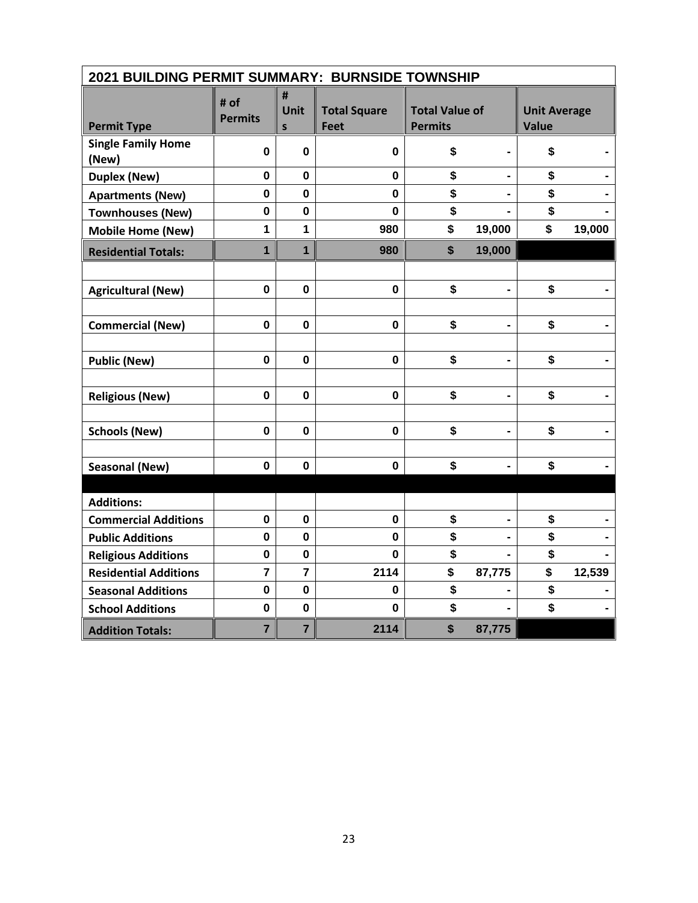| 2021 BUILDING PERMIT SUMMARY: BURNSIDE TOWNSHIP | | | | | |
|---|---|---|---|---|---|
| **Permit Type** | **# of Permits** | **# Units** | **Total Square Feet** | **Total Value of Permits** | **Unit Average Value** |
| **Single Family Home (New)** | 0 | 0 | 0 | $ - | $ - |
| **Duplex (New)** | 0 | 0 | 0 | $ - | $ - |
| **Apartments (New)** | 0 | 0 | 0 | $ - | $ - |
| **Townhouses (New)** | 0 | 0 | 0 | $ - | $ - |
| **Mobile Home (New)** | 1 | 1 | 980 | $ 19,000 | $ 19,000 |
| **Residential Totals:** | 1 | 1 | 980 | $ 19,000 | |
| | | | | | |
| **Agricultural (New)** | 0 | 0 | 0 | $ - | $ - |
| | | | | | |
| **Commercial (New)** | 0 | 0 | 0 | $ - | $ - |
| | | | | | |
| **Public (New)** | 0 | 0 | 0 | $ - | $ - |
| | | | | | |
| **Religious (New)** | 0 | 0 | 0 | $ - | $ - |
| | | | | | |
| **Schools (New)** | 0 | 0 | 0 | $ - | $ - |
| | | | | | |
| **Seasonal (New)** | 0 | 0 | 0 | $ - | $ - |
| | | | | | |
| **Additions:** | | | | | |
| **Commercial Additions** | 0 | 0 | 0 | $ - | $ - |
| **Public Additions** | 0 | 0 | 0 | $ - | $ - |
| **Religious Additions** | 0 | 0 | 0 | $ - | $ - |
| **Residential Additions** | 7 | 7 | 2114 | $ 87,775 | $ 12,539 |
| **Seasonal Additions** | 0 | 0 | 0 | $ - | $ - |
| **School Additions** | 0 | 0 | 0 | $ - | $ - |
| **Addition Totals:** | 7 | 7 | 2114 | $ 87,775 | |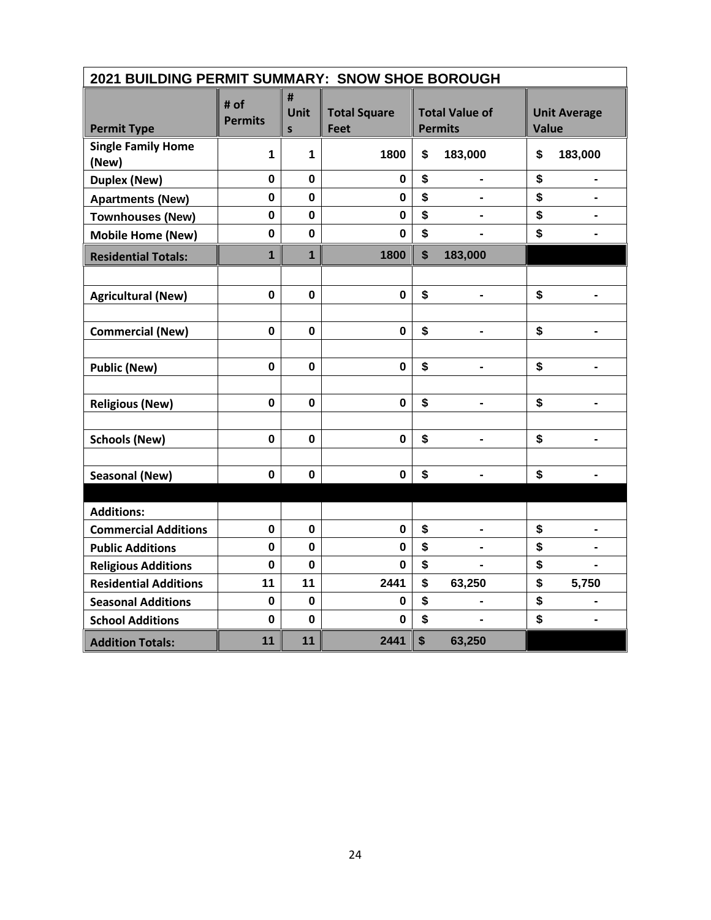| 2021 BUILDING PERMIT SUMMARY: SNOW SHOE BOROUGH | | | | | |
|---|---|---|---|---|---|
| **Permit Type** | **# of Permits** | **# Units** | **Total Square Feet** | **Total Value of Permits** | **Unit Average Value** |
| **Single Family Home (New)** | 1 | 1 | 1800 | $ 183,000 | $ 183,000 |
| **Duplex (New)** | 0 | 0 | 0 | $ - | $ - |
| **Apartments (New)** | 0 | 0 | 0 | $ - | $ - |
| **Townhouses (New)** | 0 | 0 | 0 | $ - | $ - |
| **Mobile Home (New)** | 0 | 0 | 0 | $ - | $ - |
| **Residential Totals:** | 1 | 1 | 1800 | $ 183,000 | |
| | | | | | |
| **Agricultural (New)** | 0 | 0 | 0 | $ - | $ - |
| | | | | | |
| **Commercial (New)** | 0 | 0 | 0 | $ - | $ - |
| | | | | | |
| **Public (New)** | 0 | 0 | 0 | $ - | $ - |
| | | | | | |
| **Religious (New)** | 0 | 0 | 0 | $ - | $ - |
| | | | | | |
| **Schools (New)** | 0 | 0 | 0 | $ - | $ - |
| | | | | | |
| **Seasonal (New)** | 0 | 0 | 0 | $ - | $ - |
| | | | | | |
| **Additions:** | | | | | |
| **Commercial Additions** | 0 | 0 | 0 | $ - | $ - |
| **Public Additions** | 0 | 0 | 0 | $ - | $ - |
| **Religious Additions** | 0 | 0 | 0 | $ - | $ - |
| **Residential Additions** | 11 | 11 | 2441 | $ 63,250 | $ 5,750 |
| **Seasonal Additions** | 0 | 0 | 0 | $ - | $ - |
| **School Additions** | 0 | 0 | 0 | $ - | $ - |
| **Addition Totals:** | 11 | 11 | 2441 | $ 63,250 | |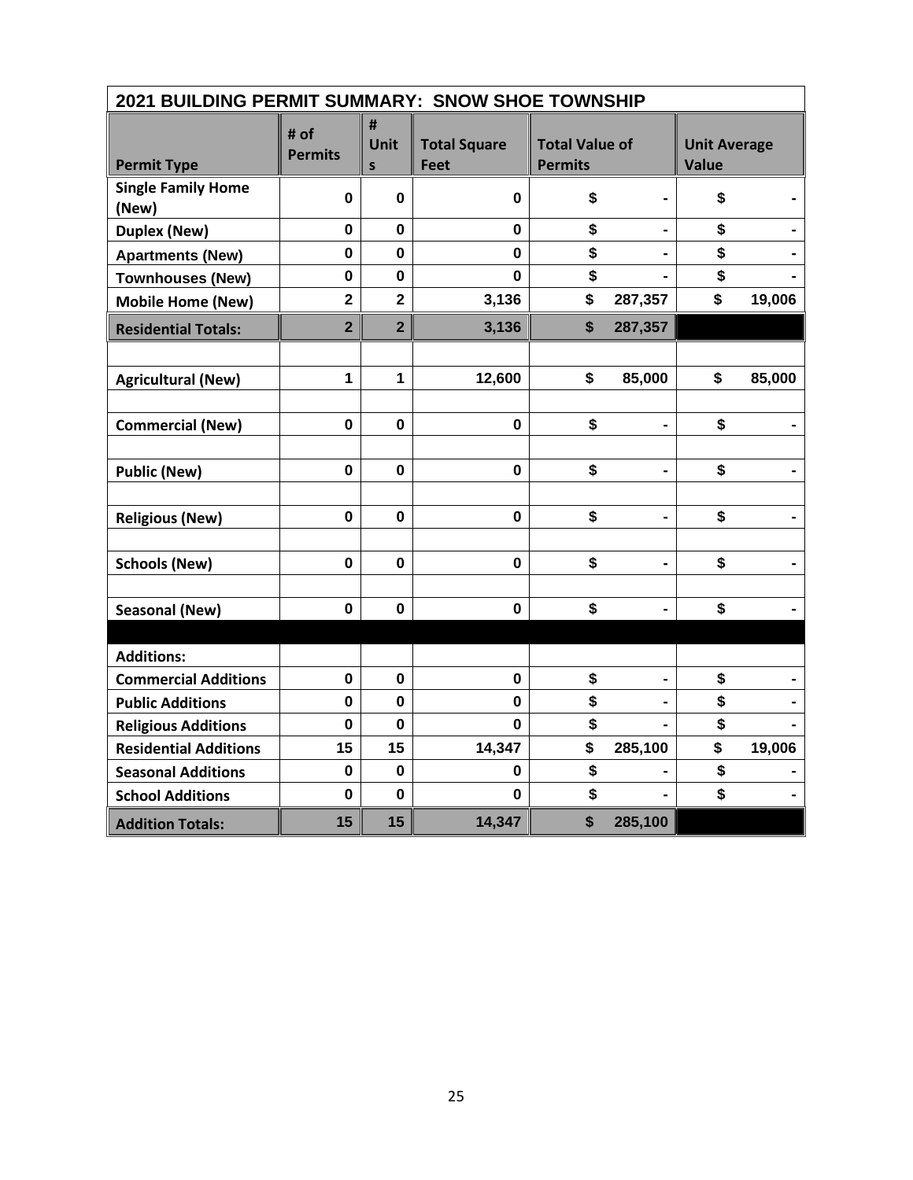| 2021 BUILDING PERMIT SUMMARY: SNOW SHOE TOWNSHIP | | | | | |
|---|---|---|---|---|---|
| **Permit Type** | **# of Permits** | **# Units** | **Total Square Feet** | **Total Value of Permits** | **Unit Average Value** |
| **Single Family Home (New)** | 0 | 0 | 0 | $ - | $ - |
| **Duplex (New)** | 0 | 0 | 0 | $ - | $ - |
| **Apartments (New)** | 0 | 0 | 0 | $ - | $ - |
| **Townhouses (New)** | 0 | 0 | 0 | $ - | $ - |
| **Mobile Home (New)** | 2 | 2 | 3,136 | $ 287,357 | $ 19,006 |
| **Residential Totals:** | 2 | 2 | 3,136 | $ 287,357 | |
| | | | | | |
| **Agricultural (New)** | 1 | 1 | 12,600 | $ 85,000 | $ 85,000 |
| | | | | | |
| **Commercial (New)** | 0 | 0 | 0 | $ - | $ - |
| | | | | | |
| **Public (New)** | 0 | 0 | 0 | $ - | $ - |
| | | | | | |
| **Religious (New)** | 0 | 0 | 0 | $ - | $ - |
| | | | | | |
| **Schools (New)** | 0 | 0 | 0 | $ - | $ - |
| | | | | | |
| **Seasonal (New)** | 0 | 0 | 0 | $ - | $ - |
| | | | | | |
| **Additions:** | | | | | |
| **Commercial Additions** | 0 | 0 | 0 | $ - | $ - |
| **Public Additions** | 0 | 0 | 0 | $ - | $ - |
| **Religious Additions** | 0 | 0 | 0 | $ - | $ - |
| **Residential Additions** | 15 | 15 | 14,347 | $ 285,100 | $ 19,006 |
| **Seasonal Additions** | 0 | 0 | 0 | $ - | $ - |
| **School Additions** | 0 | 0 | 0 | $ - | $ - |
| **Addition Totals:** | 15 | 15 | 14,347 | $ 285,100 | |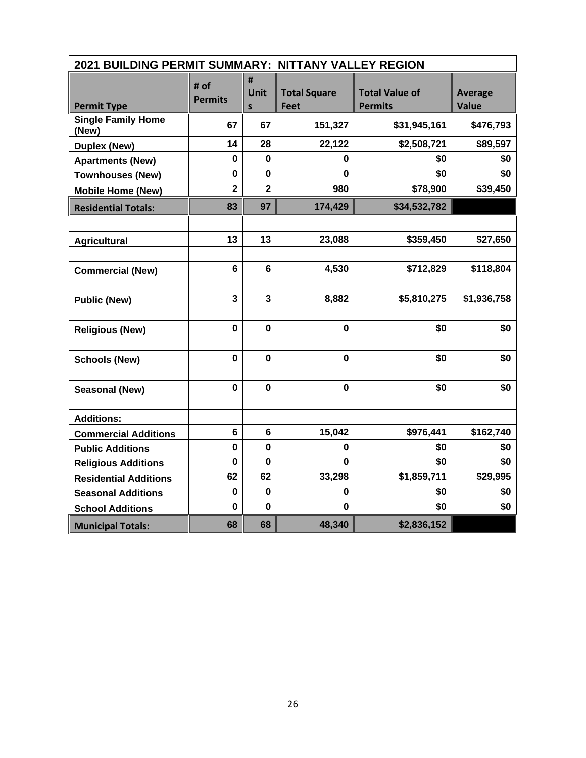| 2021 BUILDING PERMIT SUMMARY: NITTANY VALLEY REGION | | | | | |
|---|---|---|---|---|---|
| **Permit Type** | **# of Permits** | **# Units** | **Total Square Feet** | **Total Value of Permits** | **Average Value** |
| **Single Family Home (New)** | **67** | **67** | **151,327** | **$31,945,161** | **$476,793** |
| **Duplex (New)** | **14** | **28** | **22,122** | **$2,508,721** | **$89,597** |
| **Apartments (New)** | **0** | **0** | **0** | **$0** | **$0** |
| **Townhouses (New)** | **0** | **0** | **0** | **$0** | **$0** |
| **Mobile Home (New)** | **2** | **2** | **980** | **$78,900** | **$39,450** |
| **Residential Totals:** | **83** | **97** | **174,429** | **$34,532,782** | |
| | | | | | |
| **Agricultural** | **13** | **13** | **23,088** | **$359,450** | **$27,650** |
| | | | | | |
| **Commercial (New)** | **6** | **6** | **4,530** | **$712,829** | **$118,804** |
| | | | | | |
| **Public (New)** | **3** | **3** | **8,882** | **$5,810,275** | **$1,936,758** |
| | | | | | |
| **Religious (New)** | **0** | **0** | **0** | **$0** | **$0** |
| | | | | | |
| **Schools (New)** | **0** | **0** | **0** | **$0** | **$0** |
| | | | | | |
| **Seasonal (New)** | **0** | **0** | **0** | **$0** | **$0** |
| | | | | | |
| **Additions:** | | | | | |
| **Commercial Additions** | **6** | **6** | **15,042** | **$976,441** | **$162,740** |
| **Public Additions** | **0** | **0** | **0** | **$0** | **$0** |
| **Religious Additions** | **0** | **0** | **0** | **$0** | **$0** |
| **Residential Additions** | **62** | **62** | **33,298** | **$1,859,711** | **$29,995** |
| **Seasonal Additions** | **0** | **0** | **0** | **$0** | **$0** |
| **School Additions** | **0** | **0** | **0** | **$0** | **$0** |
| **Municipal Totals:** | **68** | **68** | **48,340** | **$2,836,152** | |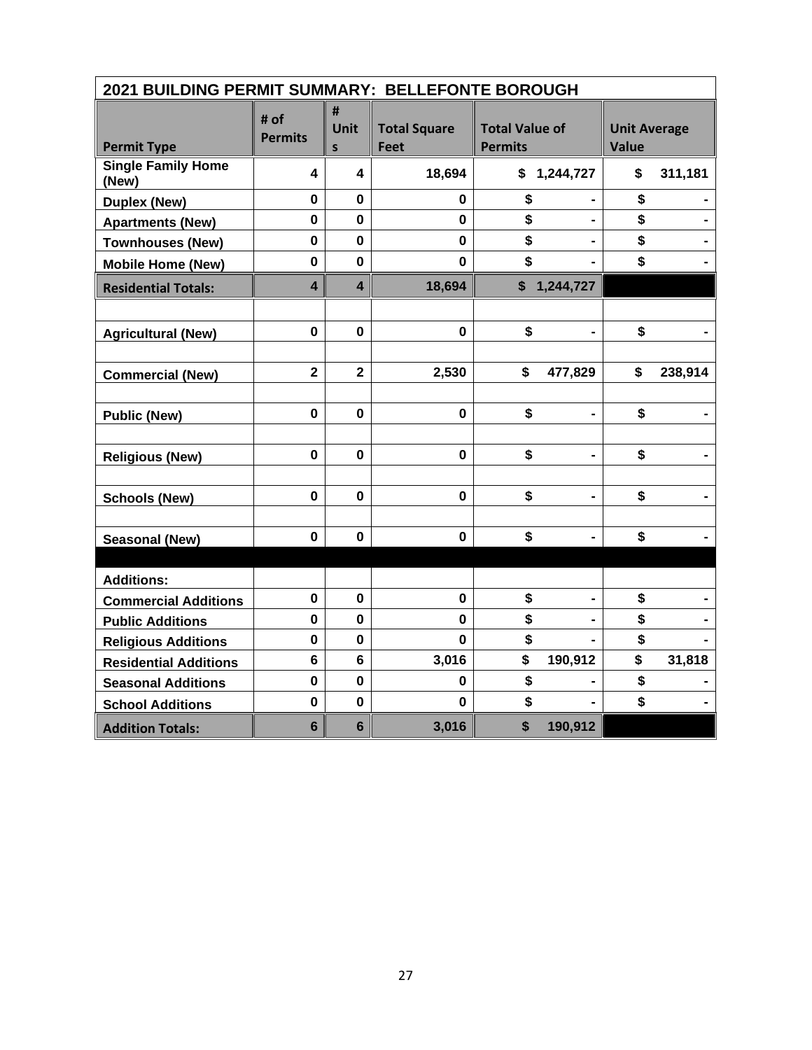| 2021 BUILDING PERMIT SUMMARY: BELLEFONTE BOROUGH | | | | | |
|---|---|---|---|---|---|
| **Permit Type** | **# of Permits** | **# Units** | **Total Square Feet** | **Total Value of Permits** | **Unit Average Value** |
| **Single Family Home (New)** | **4** | **4** | **18,694** | **$ 1,244,727** | **$ 311,181** |
| **Duplex (New)** | **0** | **0** | **0** | **$ -** | **$ -** |
| **Apartments (New)** | **0** | **0** | **0** | **$ -** | **$ -** |
| **Townhouses (New)** | **0** | **0** | **0** | **$ -** | **$ -** |
| **Mobile Home (New)** | **0** | **0** | **0** | **$ -** | **$ -** |
| **Residential Totals:** | **4** | **4** | **18,694** | **$ 1,244,727** | |
| | | | | | |
| **Agricultural (New)** | **0** | **0** | **0** | **$ -** | **$ -** |
| | | | | | |
| **Commercial (New)** | **2** | **2** | **2,530** | **$ 477,829** | **$ 238,914** |
| | | | | | |
| **Public (New)** | **0** | **0** | **0** | **$ -** | **$ -** |
| | | | | | |
| **Religious (New)** | **0** | **0** | **0** | **$ -** | **$ -** |
| | | | | | |
| **Schools (New)** | **0** | **0** | **0** | **$ -** | **$ -** |
| | | | | | |
| **Seasonal (New)** | **0** | **0** | **0** | **$ -** | **$ -** |
| | | | | | |
| **Additions:** | | | | | |
| **Commercial Additions** | **0** | **0** | **0** | **$ -** | **$ -** |
| **Public Additions** | **0** | **0** | **0** | **$ -** | **$ -** |
| **Religious Additions** | **0** | **0** | **0** | **$ -** | **$ -** |
| **Residential Additions** | **6** | **6** | **3,016** | **$ 190,912** | **$ 31,818** |
| **Seasonal Additions** | **0** | **0** | **0** | **$ -** | **$ -** |
| **School Additions** | **0** | **0** | **0** | **$ -** | **$ -** |
| **Addition Totals:** | **6** | **6** | **3,016** | **$ 190,912** | |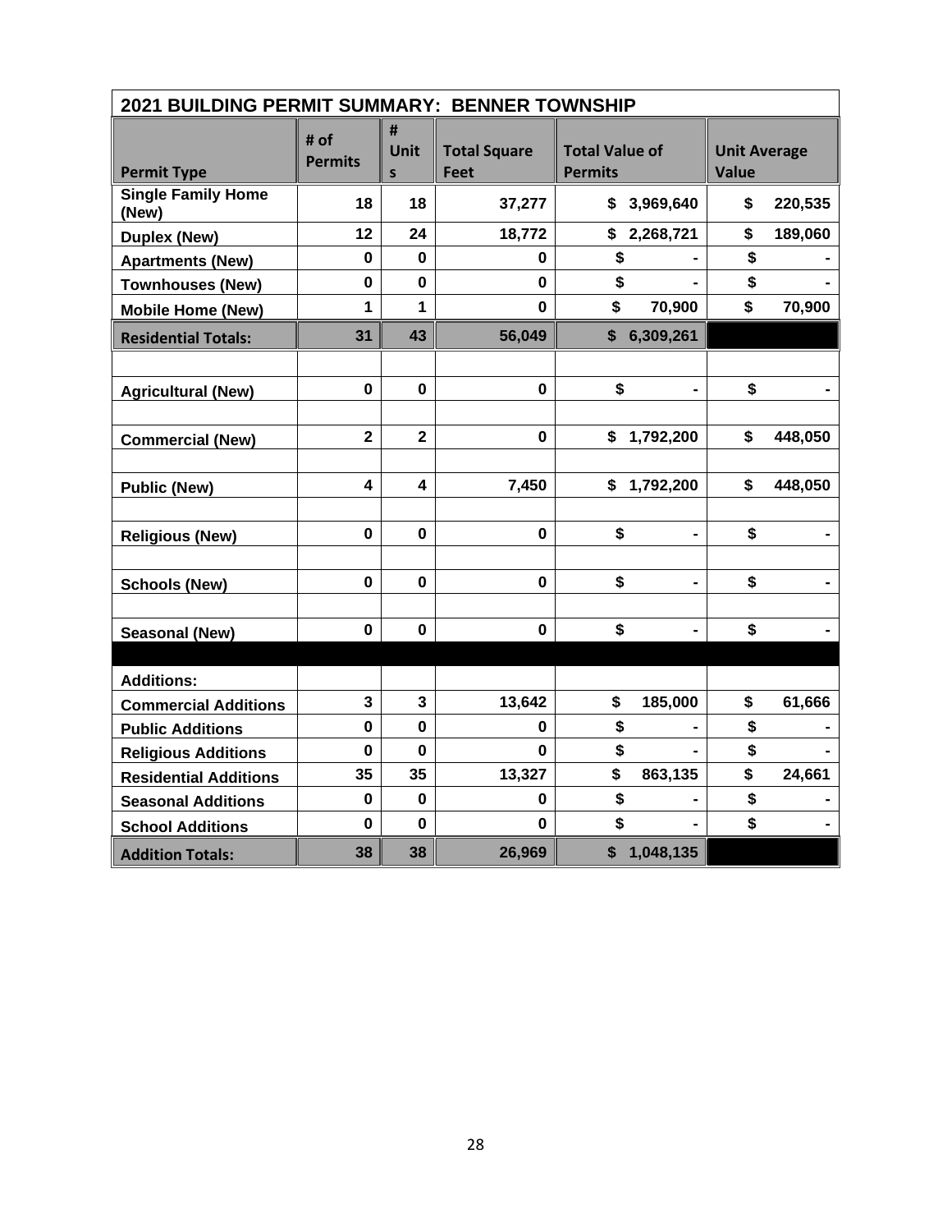| 2021 BUILDING PERMIT SUMMARY: BENNER TOWNSHIP | | | | | |
|---|---|---|---|---|---|
| **Permit Type** | **# of Permits** | **# Units** | **Total Square Feet** | **Total Value of Permits** | **Unit Average Value** |
| **Single Family Home (New)** | **18** | **18** | **37,277** | **$ 3,969,640** | **$ 220,535** |
| **Duplex (New)** | **12** | **24** | **18,772** | **$ 2,268,721** | **$ 189,060** |
| **Apartments (New)** | **0** | **0** | **0** | **$ -** | **$ -** |
| **Townhouses (New)** | **0** | **0** | **0** | **$ -** | **$ -** |
| **Mobile Home (New)** | **1** | **1** | **0** | **$ 70,900** | **$ 70,900** |
| **Residential Totals:** | **31** | **43** | **56,049** | **$ 6,309,261** | |
| | | | | | |
| **Agricultural (New)** | **0** | **0** | **0** | **$ -** | **$ -** |
| | | | | | |
| **Commercial (New)** | **2** | **2** | **0** | **$ 1,792,200** | **$ 448,050** |
| | | | | | |
| **Public (New)** | **4** | **4** | **7,450** | **$ 1,792,200** | **$ 448,050** |
| | | | | | |
| **Religious (New)** | **0** | **0** | **0** | **$ -** | **$ -** |
| | | | | | |
| **Schools (New)** | **0** | **0** | **0** | **$ -** | **$ -** |
| | | | | | |
| **Seasonal (New)** | **0** | **0** | **0** | **$ -** | **$ -** |
| | | | | | |
| **Additions:** | | | | | |
| **Commercial Additions** | **3** | **3** | **13,642** | **$ 185,000** | **$ 61,666** |
| **Public Additions** | **0** | **0** | **0** | **$ -** | **$ -** |
| **Religious Additions** | **0** | **0** | **0** | **$ -** | **$ -** |
| **Residential Additions** | **35** | **35** | **13,327** | **$ 863,135** | **$ 24,661** |
| **Seasonal Additions** | **0** | **0** | **0** | **$ -** | **$ -** |
| **School Additions** | **0** | **0** | **0** | **$ -** | **$ -** |
| **Addition Totals:** | **38** | **38** | **26,969** | **$ 1,048,135** | |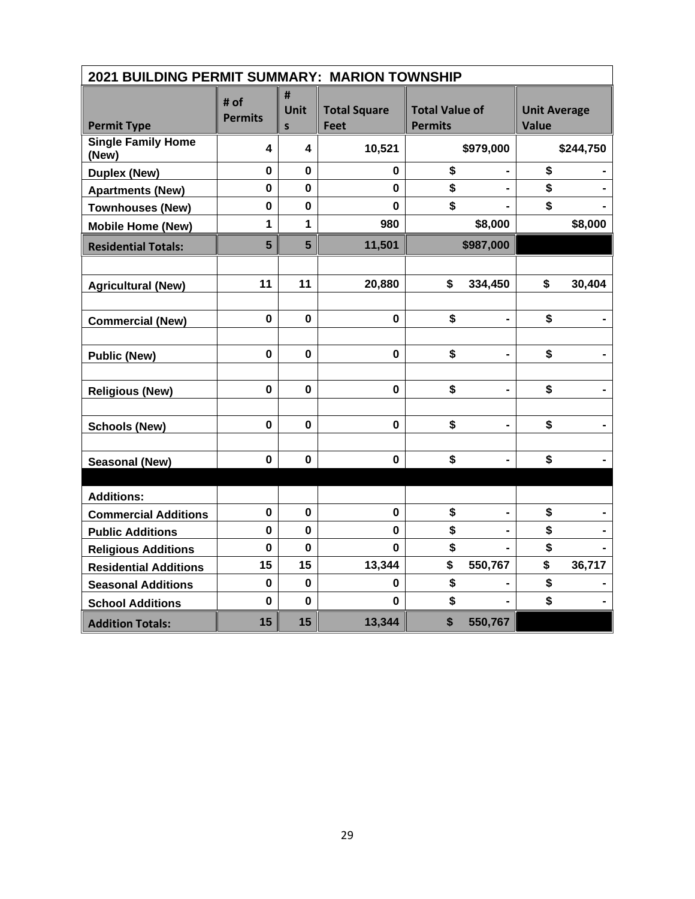| 2021 BUILDING PERMIT SUMMARY: MARION TOWNSHIP | | | | | |
|---|---|---|---|---|---|
| **Permit Type** | **# of Permits** | **# Units** | **Total Square Feet** | **Total Value of Permits** | **Unit Average Value** |
| **Single Family Home (New)** | **4** | **4** | **10,521** | **$979,000** | **$244,750** |
| **Duplex (New)** | **0** | **0** | **0** | **$ -** | **$ -** |
| **Apartments (New)** | **0** | **0** | **0** | **$ -** | **$ -** |
| **Townhouses (New)** | **0** | **0** | **0** | **$ -** | **$ -** |
| **Mobile Home (New)** | **1** | **1** | **980** | **$8,000** | **$8,000** |
| **Residential Totals:** | **5** | **5** | **11,501** | **$987,000** | |
| | | | | | |
| **Agricultural (New)** | **11** | **11** | **20,880** | **$ 334,450** | **$ 30,404** |
| | | | | | |
| **Commercial (New)** | **0** | **0** | **0** | **$ -** | **$ -** |
| | | | | | |
| **Public (New)** | **0** | **0** | **0** | **$ -** | **$ -** |
| | | | | | |
| **Religious (New)** | **0** | **0** | **0** | **$ -** | **$ -** |
| | | | | | |
| **Schools (New)** | **0** | **0** | **0** | **$ -** | **$ -** |
| | | | | | |
| **Seasonal (New)** | **0** | **0** | **0** | **$ -** | **$ -** |
| | | | | | |
| **Additions:** | | | | | |
| **Commercial Additions** | **0** | **0** | **0** | **$ -** | **$ -** |
| **Public Additions** | **0** | **0** | **0** | **$ -** | **$ -** |
| **Religious Additions** | **0** | **0** | **0** | **$ -** | **$ -** |
| **Residential Additions** | **15** | **15** | **13,344** | **$ 550,767** | **$ 36,717** |
| **Seasonal Additions** | **0** | **0** | **0** | **$ -** | **$ -** |
| **School Additions** | **0** | **0** | **0** | **$ -** | **$ -** |
| **Addition Totals:** | **15** | **15** | **13,344** | **$ 550,767** | |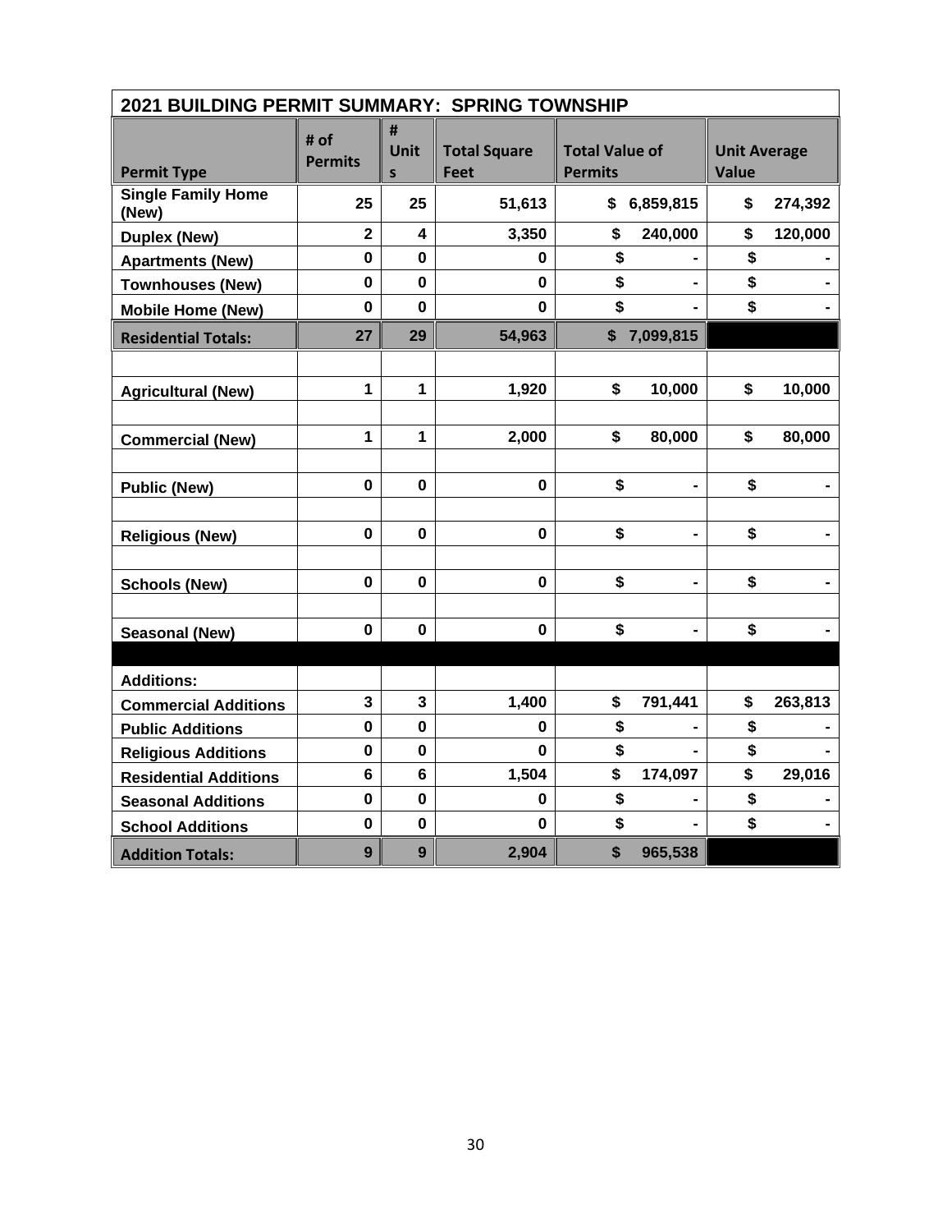| 2021 BUILDING PERMIT SUMMARY: SPRING TOWNSHIP | | | | | |
|---|---|---|---|---|---|
| **Permit Type** | **# of Permits** | **# Units** | **Total Square Feet** | **Total Value of Permits** | **Unit Average Value** |
| **Single Family Home (New)** | **25** | **25** | **51,613** | **$ 6,859,815** | **$ 274,392** |
| **Duplex (New)** | **2** | **4** | **3,350** | **$ 240,000** | **$ 120,000** |
| **Apartments (New)** | **0** | **0** | **0** | **$ -** | **$ -** |
| **Townhouses (New)** | **0** | **0** | **0** | **$ -** | **$ -** |
| **Mobile Home (New)** | **0** | **0** | **0** | **$ -** | **$ -** |
| **Residential Totals:** | **27** | **29** | **54,963** | **$ 7,099,815** | |
| | | | | | |
| **Agricultural (New)** | **1** | **1** | **1,920** | **$ 10,000** | **$ 10,000** |
| | | | | | |
| **Commercial (New)** | **1** | **1** | **2,000** | **$ 80,000** | **$ 80,000** |
| | | | | | |
| **Public (New)** | **0** | **0** | **0** | **$ -** | **$ -** |
| | | | | | |
| **Religious (New)** | **0** | **0** | **0** | **$ -** | **$ -** |
| | | | | | |
| **Schools (New)** | **0** | **0** | **0** | **$ -** | **$ -** |
| | | | | | |
| **Seasonal (New)** | **0** | **0** | **0** | **$ -** | **$ -** |
| | | | | | |
| **Additions:** | | | | | |
| **Commercial Additions** | **3** | **3** | **1,400** | **$ 791,441** | **$ 263,813** |
| **Public Additions** | **0** | **0** | **0** | **$ -** | **$ -** |
| **Religious Additions** | **0** | **0** | **0** | **$ -** | **$ -** |
| **Residential Additions** | **6** | **6** | **1,504** | **$ 174,097** | **$ 29,016** |
| **Seasonal Additions** | **0** | **0** | **0** | **$ -** | **$ -** |
| **School Additions** | **0** | **0** | **0** | **$ -** | **$ -** |
| **Addition Totals:** | **9** | **9** | **2,904** | **$ 965,538** | |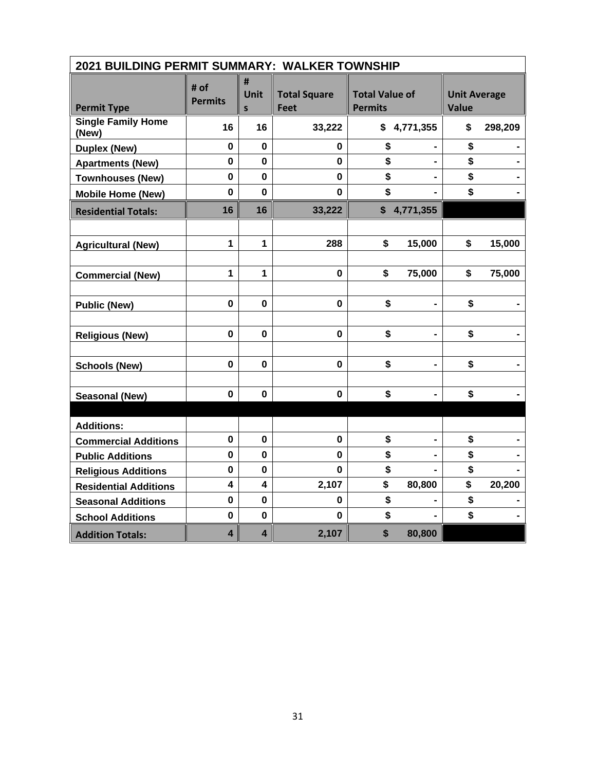| 2021 BUILDING PERMIT SUMMARY: WALKER TOWNSHIP | | | | | |
|---|---|---|---|---|---|
| **Permit Type** | **# of Permits** | **# Units** | **Total Square Feet** | **Total Value of Permits** | **Unit Average Value** |
| **Single Family Home (New)** | **16** | **16** | **33,222** | **$ 4,771,355** | **$ 298,209** |
| **Duplex (New)** | **0** | **0** | **0** | **$ -** | **$ -** |
| **Apartments (New)** | **0** | **0** | **0** | **$ -** | **$ -** |
| **Townhouses (New)** | **0** | **0** | **0** | **$ -** | **$ -** |
| **Mobile Home (New)** | **0** | **0** | **0** | **$ -** | **$ -** |
| **Residential Totals:** | **16** | **16** | **33,222** | **$ 4,771,355** | |
| | | | | | |
| **Agricultural (New)** | **1** | **1** | **288** | **$ 15,000** | **$ 15,000** |
| | | | | | |
| **Commercial (New)** | **1** | **1** | **0** | **$ 75,000** | **$ 75,000** |
| | | | | | |
| **Public (New)** | **0** | **0** | **0** | **$ -** | **$ -** |
| | | | | | |
| **Religious (New)** | **0** | **0** | **0** | **$ -** | **$ -** |
| | | | | | |
| **Schools (New)** | **0** | **0** | **0** | **$ -** | **$ -** |
| | | | | | |
| **Seasonal (New)** | **0** | **0** | **0** | **$ -** | **$ -** |
| | | | | | |
| **Additions:** | | | | | |
| **Commercial Additions** | **0** | **0** | **0** | **$ -** | **$ -** |
| **Public Additions** | **0** | **0** | **0** | **$ -** | **$ -** |
| **Religious Additions** | **0** | **0** | **0** | **$ -** | **$ -** |
| **Residential Additions** | **4** | **4** | **2,107** | **$ 80,800** | **$ 20,200** |
| **Seasonal Additions** | **0** | **0** | **0** | **$ -** | **$ -** |
| **School Additions** | **0** | **0** | **0** | **$ -** | **$ -** |
| **Addition Totals:** | **4** | **4** | **2,107** | **$ 80,800** | |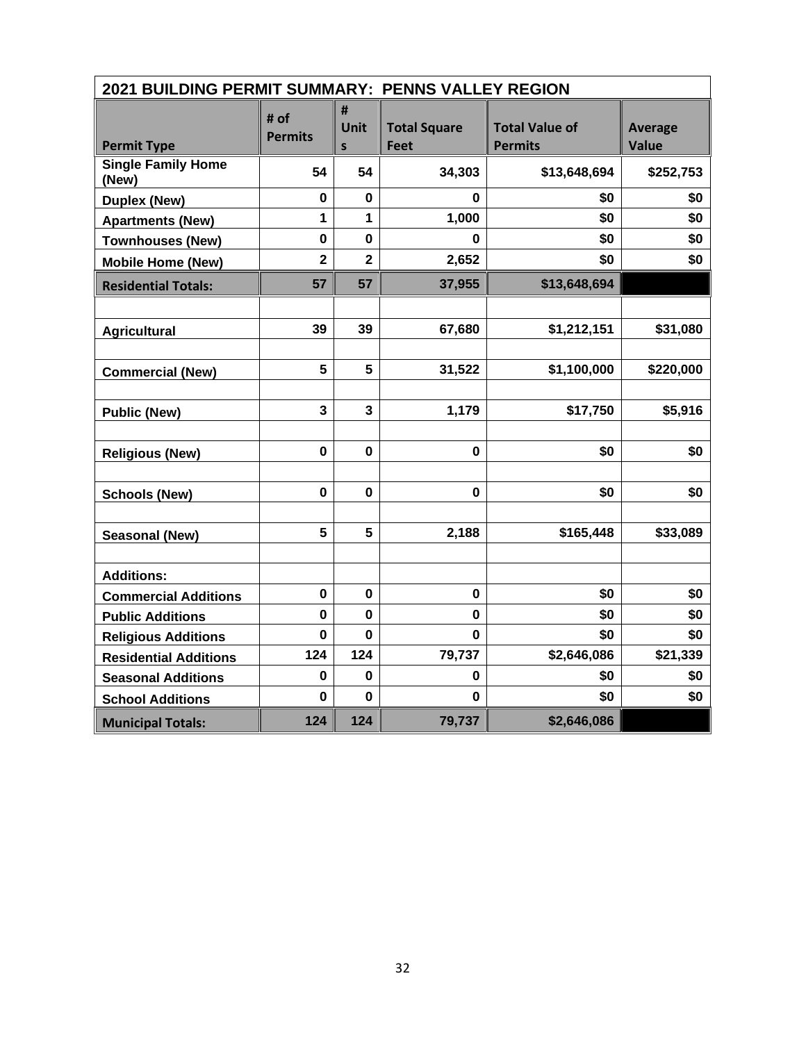## 2021 BUILDING PERMIT SUMMARY: PENNS VALLEY REGION

| Permit Type | # of Permits | # Units | Total Square Feet | Total Value of Permits | Average Value |
|---|---|---|---|---|---|
| Single Family Home (New) | 54 | 54 | 34,303 | $13,648,694 | $252,753 |
| Duplex (New) | 0 | 0 | 0 | $0 | $0 |
| Apartments (New) | 1 | 1 | 1,000 | $0 | $0 |
| Townhouses (New) | 0 | 0 | 0 | $0 | $0 |
| Mobile Home (New) | 2 | 2 | 2,652 | $0 | $0 |
| **Residential Totals:** | 57 | 57 | 37,955 | $13,648,694 | |
| | | | | | |
| Agricultural | 39 | 39 | 67,680 | $1,212,151 | $31,080 |
| | | | | | |
| Commercial (New) | 5 | 5 | 31,522 | $1,100,000 | $220,000 |
| | | | | | |
| Public (New) | 3 | 3 | 1,179 | $17,750 | $5,916 |
| | | | | | |
| Religious (New) | 0 | 0 | 0 | $0 | $0 |
| | | | | | |
| Schools (New) | 0 | 0 | 0 | $0 | $0 |
| | | | | | |
| Seasonal (New) | 5 | 5 | 2,188 | $165,448 | $33,089 |
| | | | | | |
| Additions: | | | | | |
| Commercial Additions | 0 | 0 | 0 | $0 | $0 |
| Public Additions | 0 | 0 | 0 | $0 | $0 |
| Religious Additions | 0 | 0 | 0 | $0 | $0 |
| Residential Additions | 124 | 124 | 79,737 | $2,646,086 | $21,339 |
| Seasonal Additions | 0 | 0 | 0 | $0 | $0 |
| School Additions | 0 | 0 | 0 | $0 | $0 |
| **Municipal Totals:** | 124 | 124 | 79,737 | $2,646,086 | |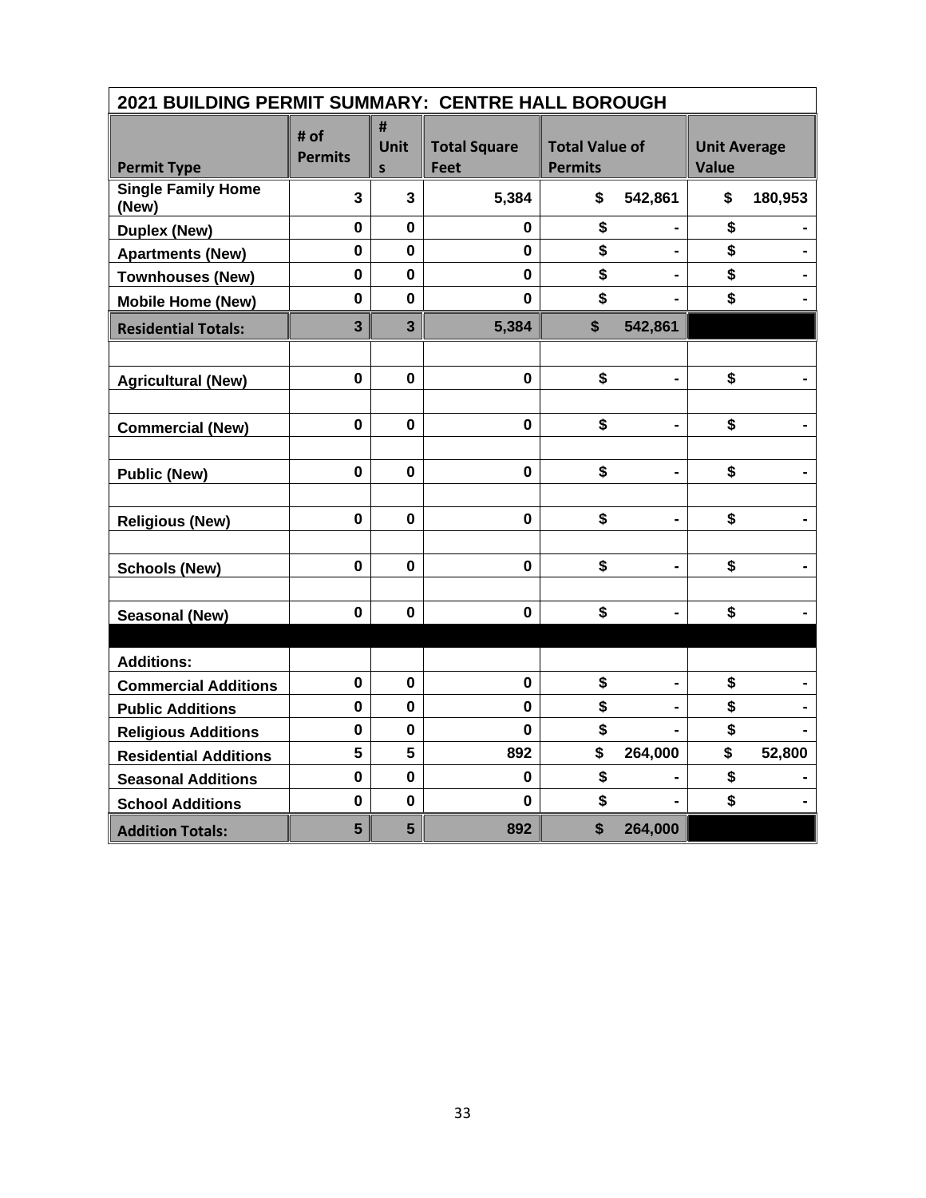## 2021 BUILDING PERMIT SUMMARY: CENTRE HALL BOROUGH

| Permit Type | # of Permits | # Units | Total Square Feet | Total Value of Permits | Unit Average Value |
|---|---|---|---|---|---|
| **Single Family Home (New)** | **3** | **3** | **5,384** | **$ 542,861** | **$ 180,953** |
| **Duplex (New)** | **0** | **0** | **0** | **$ -** | **$ -** |
| **Apartments (New)** | **0** | **0** | **0** | **$ -** | **$ -** |
| **Townhouses (New)** | **0** | **0** | **0** | **$ -** | **$ -** |
| **Mobile Home (New)** | **0** | **0** | **0** | **$ -** | **$ -** |
| **Residential Totals:** | **3** | **3** | **5,384** | **$ 542,861** | |
| | | | | | |
| **Agricultural (New)** | **0** | **0** | **0** | **$ -** | **$ -** |
| | | | | | |
| **Commercial (New)** | **0** | **0** | **0** | **$ -** | **$ -** |
| | | | | | |
| **Public (New)** | **0** | **0** | **0** | **$ -** | **$ -** |
| | | | | | |
| **Religious (New)** | **0** | **0** | **0** | **$ -** | **$ -** |
| | | | | | |
| **Schools (New)** | **0** | **0** | **0** | **$ -** | **$ -** |
| | | | | | |
| **Seasonal (New)** | **0** | **0** | **0** | **$ -** | **$ -** |
| | | | | | |
| **Additions:** | | | | | |
| **Commercial Additions** | **0** | **0** | **0** | **$ -** | **$ -** |
| **Public Additions** | **0** | **0** | **0** | **$ -** | **$ -** |
| **Religious Additions** | **0** | **0** | **0** | **$ -** | **$ -** |
| **Residential Additions** | **5** | **5** | **892** | **$ 264,000** | **$ 52,800** |
| **Seasonal Additions** | **0** | **0** | **0** | **$ -** | **$ -** |
| **School Additions** | **0** | **0** | **0** | **$ -** | **$ -** |
| **Addition Totals:** | **5** | **5** | **892** | **$ 264,000** | |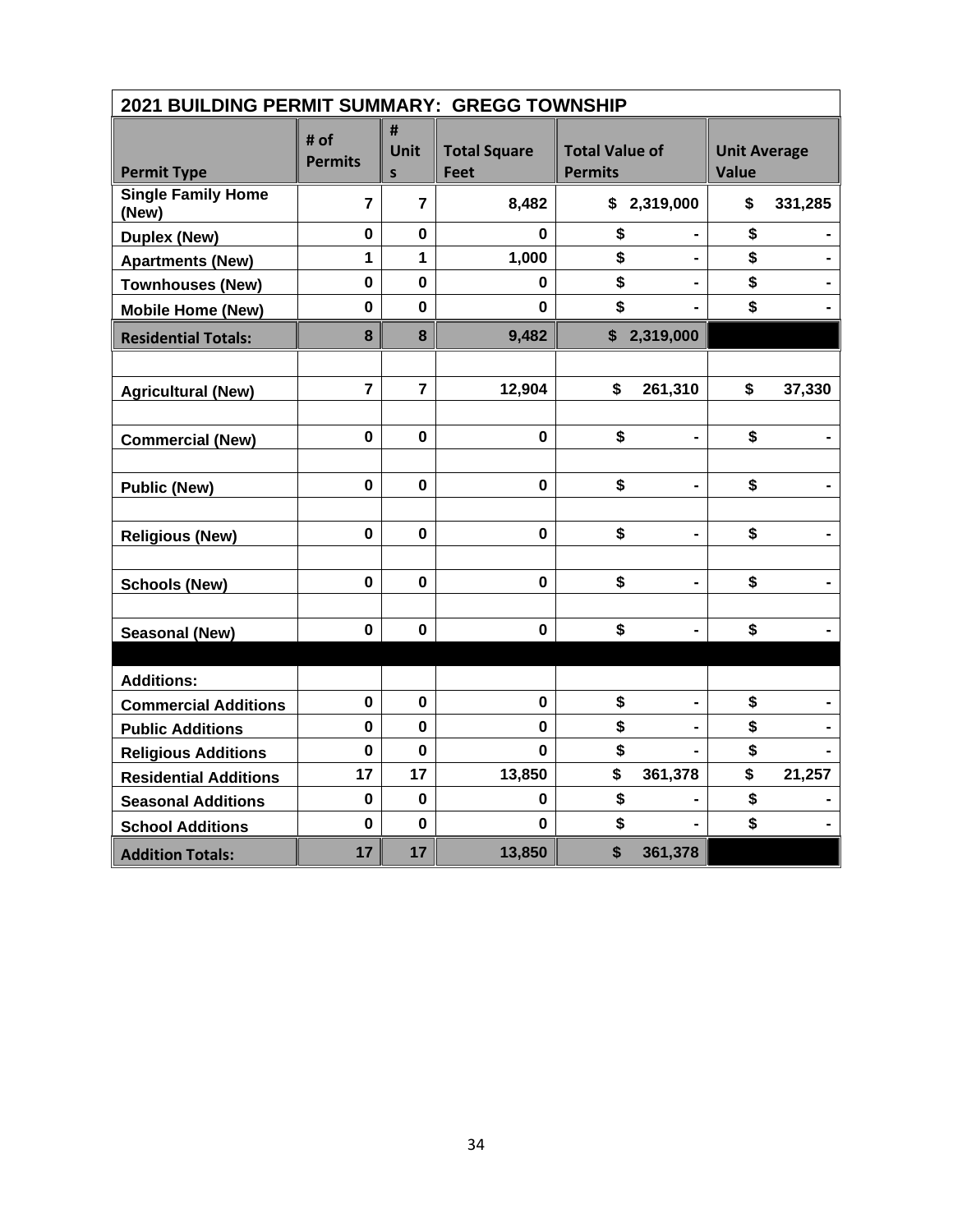| 2021 BUILDING PERMIT SUMMARY: GREGG TOWNSHIP | | | | | |
|---|---|---|---|---|---|
| **Permit Type** | **# of Permits** | **# Units** | **Total Square Feet** | **Total Value of Permits** | **Unit Average Value** |
| **Single Family Home (New)** | 7 | 7 | 8,482 | $ 2,319,000 | $ 331,285 |
| **Duplex (New)** | 0 | 0 | 0 | $ - | $ - |
| **Apartments (New)** | 1 | 1 | 1,000 | $ - | $ - |
| **Townhouses (New)** | 0 | 0 | 0 | $ - | $ - |
| **Mobile Home (New)** | 0 | 0 | 0 | $ - | $ - |
| **Residential Totals:** | 8 | 8 | 9,482 | $ 2,319,000 | |
| | | | | | |
| **Agricultural (New)** | 7 | 7 | 12,904 | $ 261,310 | $ 37,330 |
| | | | | | |
| **Commercial (New)** | 0 | 0 | 0 | $ - | $ - |
| | | | | | |
| **Public (New)** | 0 | 0 | 0 | $ - | $ - |
| | | | | | |
| **Religious (New)** | 0 | 0 | 0 | $ - | $ - |
| | | | | | |
| **Schools (New)** | 0 | 0 | 0 | $ - | $ - |
| | | | | | |
| **Seasonal (New)** | 0 | 0 | 0 | $ - | $ - |
| | | | | | |
| **Additions:** | | | | | |
| **Commercial Additions** | 0 | 0 | 0 | $ - | $ - |
| **Public Additions** | 0 | 0 | 0 | $ - | $ - |
| **Religious Additions** | 0 | 0 | 0 | $ - | $ - |
| **Residential Additions** | 17 | 17 | 13,850 | $ 361,378 | $ 21,257 |
| **Seasonal Additions** | 0 | 0 | 0 | $ - | $ - |
| **School Additions** | 0 | 0 | 0 | $ - | $ - |
| **Addition Totals:** | 17 | 17 | 13,850 | $ 361,378 | |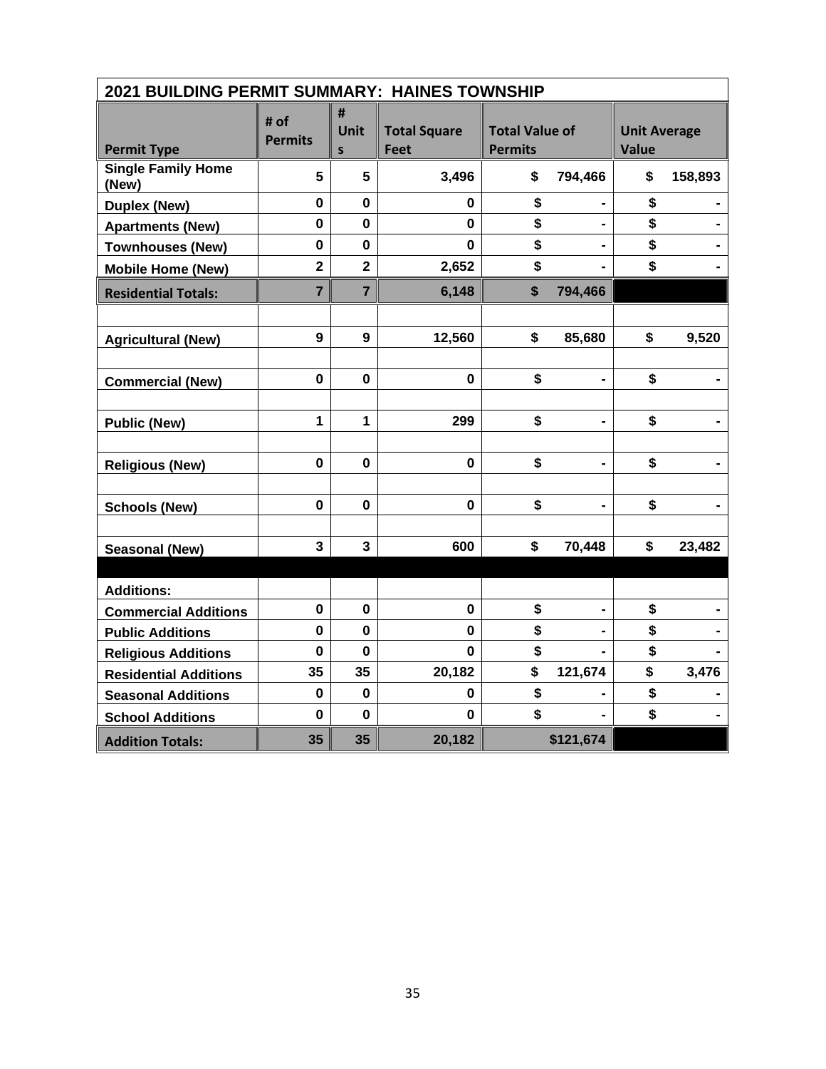| 2021 BUILDING PERMIT SUMMARY: HAINES TOWNSHIP | | | | | |
|---|---|---|---|---|---|
| **Permit Type** | **# of Permits** | **# Units** | **Total Square Feet** | **Total Value of Permits** | **Unit Average Value** |
| **Single Family Home (New)** | **5** | **5** | **3,496** | **$ 794,466** | **$ 158,893** |
| **Duplex (New)** | **0** | **0** | **0** | **$ -** | **$ -** |
| **Apartments (New)** | **0** | **0** | **0** | **$ -** | **$ -** |
| **Townhouses (New)** | **0** | **0** | **0** | **$ -** | **$ -** |
| **Mobile Home (New)** | **2** | **2** | **2,652** | **$ -** | **$ -** |
| **Residential Totals:** | **7** | **7** | **6,148** | **$ 794,466** | |
| | | | | | |
| **Agricultural (New)** | **9** | **9** | **12,560** | **$ 85,680** | **$ 9,520** |
| | | | | | |
| **Commercial (New)** | **0** | **0** | **0** | **$ -** | **$ -** |
| | | | | | |
| **Public (New)** | **1** | **1** | **299** | **$ -** | **$ -** |
| | | | | | |
| **Religious (New)** | **0** | **0** | **0** | **$ -** | **$ -** |
| | | | | | |
| **Schools (New)** | **0** | **0** | **0** | **$ -** | **$ -** |
| | | | | | |
| **Seasonal (New)** | **3** | **3** | **600** | **$ 70,448** | **$ 23,482** |
| | | | | | |
| **Additions:** | | | | | |
| **Commercial Additions** | **0** | **0** | **0** | **$ -** | **$ -** |
| **Public Additions** | **0** | **0** | **0** | **$ -** | **$ -** |
| **Religious Additions** | **0** | **0** | **0** | **$ -** | **$ -** |
| **Residential Additions** | **35** | **35** | **20,182** | **$ 121,674** | **$ 3,476** |
| **Seasonal Additions** | **0** | **0** | **0** | **$ -** | **$ -** |
| **School Additions** | **0** | **0** | **0** | **$ -** | **$ -** |
| **Addition Totals:** | **35** | **35** | **20,182** | **$121,674** | |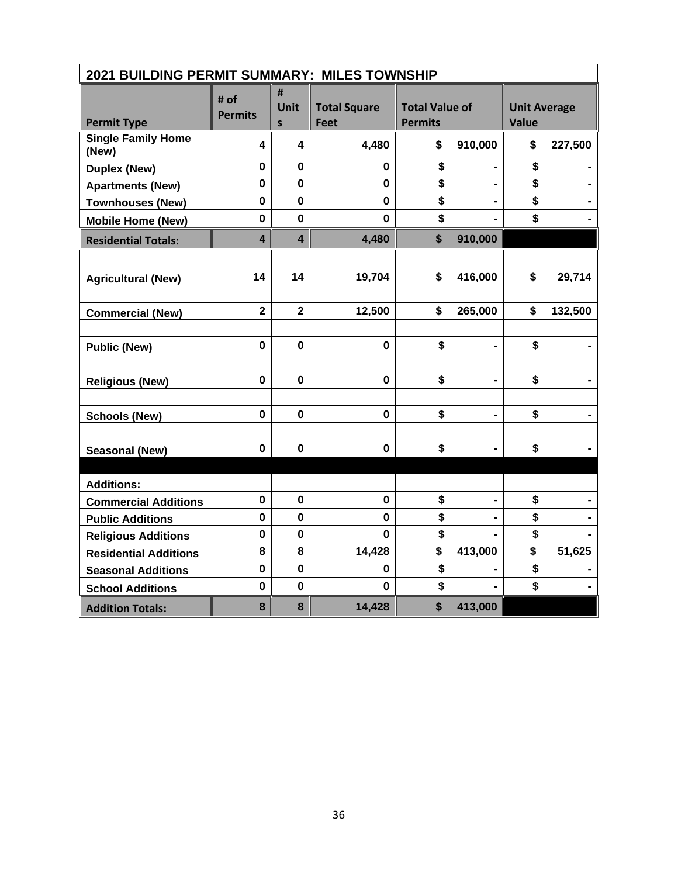| 2021 BUILDING PERMIT SUMMARY: MILES TOWNSHIP | | | | | |
|---|---|---|---|---|---|
| Permit Type | # of Permits | # Units | Total Square Feet | Total Value of Permits | Unit Average Value |
| Single Family Home (New) | 4 | 4 | 4,480 | $ 910,000 | $ 227,500 |
| Duplex (New) | 0 | 0 | 0 | $ - | $ - |
| Apartments (New) | 0 | 0 | 0 | $ - | $ - |
| Townhouses (New) | 0 | 0 | 0 | $ - | $ - |
| Mobile Home (New) | 0 | 0 | 0 | $ - | $ - |
| **Residential Totals:** | 4 | 4 | 4,480 | $ 910,000 | |
| | | | | | |
| Agricultural (New) | 14 | 14 | 19,704 | $ 416,000 | $ 29,714 |
| | | | | | |
| Commercial (New) | 2 | 2 | 12,500 | $ 265,000 | $ 132,500 |
| | | | | | |
| Public (New) | 0 | 0 | 0 | $ - | $ - |
| | | | | | |
| Religious (New) | 0 | 0 | 0 | $ - | $ - |
| | | | | | |
| Schools (New) | 0 | 0 | 0 | $ - | $ - |
| | | | | | |
| Seasonal (New) | 0 | 0 | 0 | $ - | $ - |
| | | | | | |
| Additions: | | | | | |
| Commercial Additions | 0 | 0 | 0 | $ - | $ - |
| Public Additions | 0 | 0 | 0 | $ - | $ - |
| Religious Additions | 0 | 0 | 0 | $ - | $ - |
| Residential Additions | 8 | 8 | 14,428 | $ 413,000 | $ 51,625 |
| Seasonal Additions | 0 | 0 | 0 | $ - | $ - |
| School Additions | 0 | 0 | 0 | $ - | $ - |
| **Addition Totals:** | 8 | 8 | 14,428 | $ 413,000 | |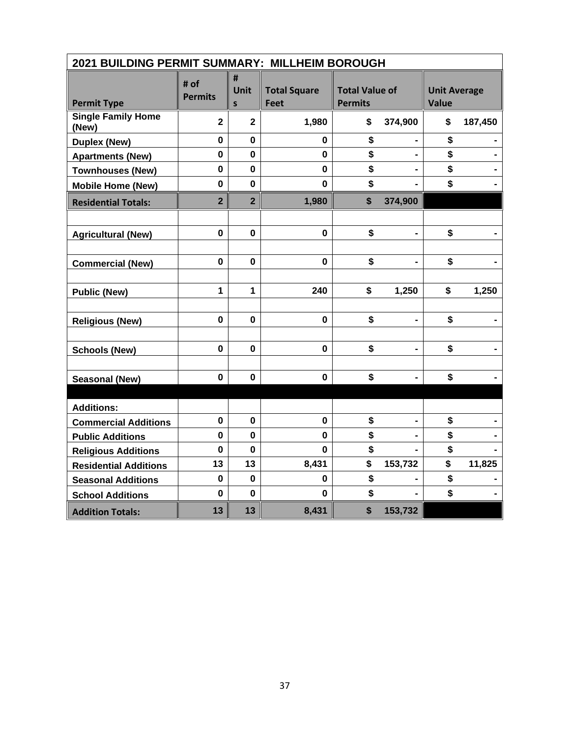| 2021 BUILDING PERMIT SUMMARY: MILLHEIM BOROUGH | | | | | |
|---|---|---|---|---|---|
| **Permit Type** | **# of Permits** | **# Units** | **Total Square Feet** | **Total Value of Permits** | **Unit Average Value** |
| **Single Family Home (New)** | **2** | **2** | **1,980** | **$ 374,900** | **$ 187,450** |
| **Duplex (New)** | **0** | **0** | **0** | **$ -** | **$ -** |
| **Apartments (New)** | **0** | **0** | **0** | **$ -** | **$ -** |
| **Townhouses (New)** | **0** | **0** | **0** | **$ -** | **$ -** |
| **Mobile Home (New)** | **0** | **0** | **0** | **$ -** | **$ -** |
| **Residential Totals:** | **2** | **2** | **1,980** | **$ 374,900** | |
| | | | | | |
| **Agricultural (New)** | **0** | **0** | **0** | **$ -** | **$ -** |
| | | | | | |
| **Commercial (New)** | **0** | **0** | **0** | **$ -** | **$ -** |
| | | | | | |
| **Public (New)** | **1** | **1** | **240** | **$ 1,250** | **$ 1,250** |
| | | | | | |
| **Religious (New)** | **0** | **0** | **0** | **$ -** | **$ -** |
| | | | | | |
| **Schools (New)** | **0** | **0** | **0** | **$ -** | **$ -** |
| | | | | | |
| **Seasonal (New)** | **0** | **0** | **0** | **$ -** | **$ -** |
| | | | | | |
| **Additions:** | | | | | |
| **Commercial Additions** | **0** | **0** | **0** | **$ -** | **$ -** |
| **Public Additions** | **0** | **0** | **0** | **$ -** | **$ -** |
| **Religious Additions** | **0** | **0** | **0** | **$ -** | **$ -** |
| **Residential Additions** | **13** | **13** | **8,431** | **$ 153,732** | **$ 11,825** |
| **Seasonal Additions** | **0** | **0** | **0** | **$ -** | **$ -** |
| **School Additions** | **0** | **0** | **0** | **$ -** | **$ -** |
| **Addition Totals:** | **13** | **13** | **8,431** | **$ 153,732** | |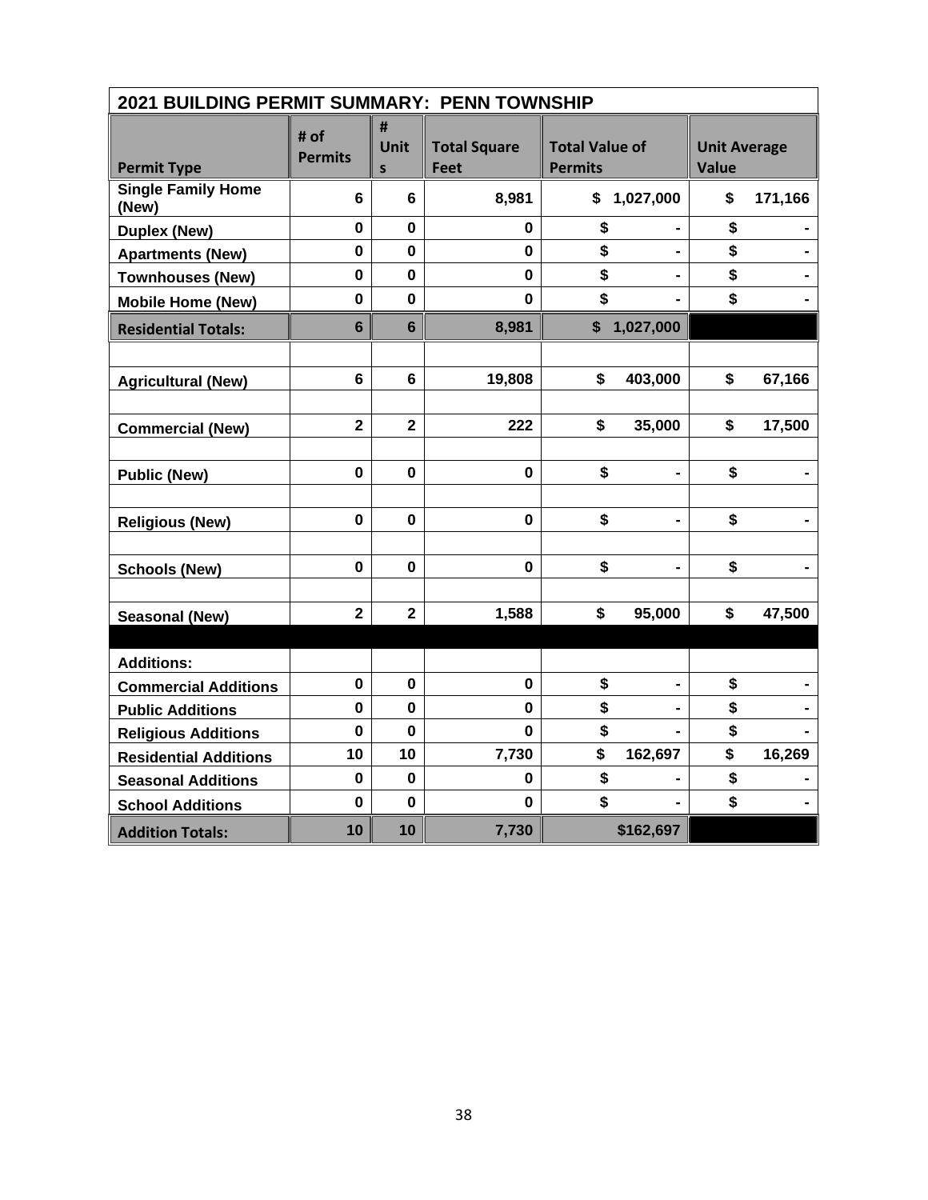| 2021 BUILDING PERMIT SUMMARY: PENN TOWNSHIP | | | | | |
|---|---|---|---|---|---|
| **Permit Type** | **# of Permits** | **# Units** | **Total Square Feet** | **Total Value of Permits** | **Unit Average Value** |
| **Single Family Home (New)** | **6** | **6** | **8,981** | **$ 1,027,000** | **$ 171,166** |
| **Duplex (New)** | **0** | **0** | **0** | **$ -** | **$ -** |
| **Apartments (New)** | **0** | **0** | **0** | **$ -** | **$ -** |
| **Townhouses (New)** | **0** | **0** | **0** | **$ -** | **$ -** |
| **Mobile Home (New)** | **0** | **0** | **0** | **$ -** | **$ -** |
| **Residential Totals:** | **6** | **6** | **8,981** | **$ 1,027,000** | |
| | | | | | |
| **Agricultural (New)** | **6** | **6** | **19,808** | **$ 403,000** | **$ 67,166** |
| | | | | | |
| **Commercial (New)** | **2** | **2** | **222** | **$ 35,000** | **$ 17,500** |
| | | | | | |
| **Public (New)** | **0** | **0** | **0** | **$ -** | **$ -** |
| | | | | | |
| **Religious (New)** | **0** | **0** | **0** | **$ -** | **$ -** |
| | | | | | |
| **Schools (New)** | **0** | **0** | **0** | **$ -** | **$ -** |
| | | | | | |
| **Seasonal (New)** | **2** | **2** | **1,588** | **$ 95,000** | **$ 47,500** |
| | | | | | |
| **Additions:** | | | | | |
| **Commercial Additions** | **0** | **0** | **0** | **$ -** | **$ -** |
| **Public Additions** | **0** | **0** | **0** | **$ -** | **$ -** |
| **Religious Additions** | **0** | **0** | **0** | **$ -** | **$ -** |
| **Residential Additions** | **10** | **10** | **7,730** | **$ 162,697** | **$ 16,269** |
| **Seasonal Additions** | **0** | **0** | **0** | **$ -** | **$ -** |
| **School Additions** | **0** | **0** | **0** | **$ -** | **$ -** |
| **Addition Totals:** | **10** | **10** | **7,730** | **$162,697** | |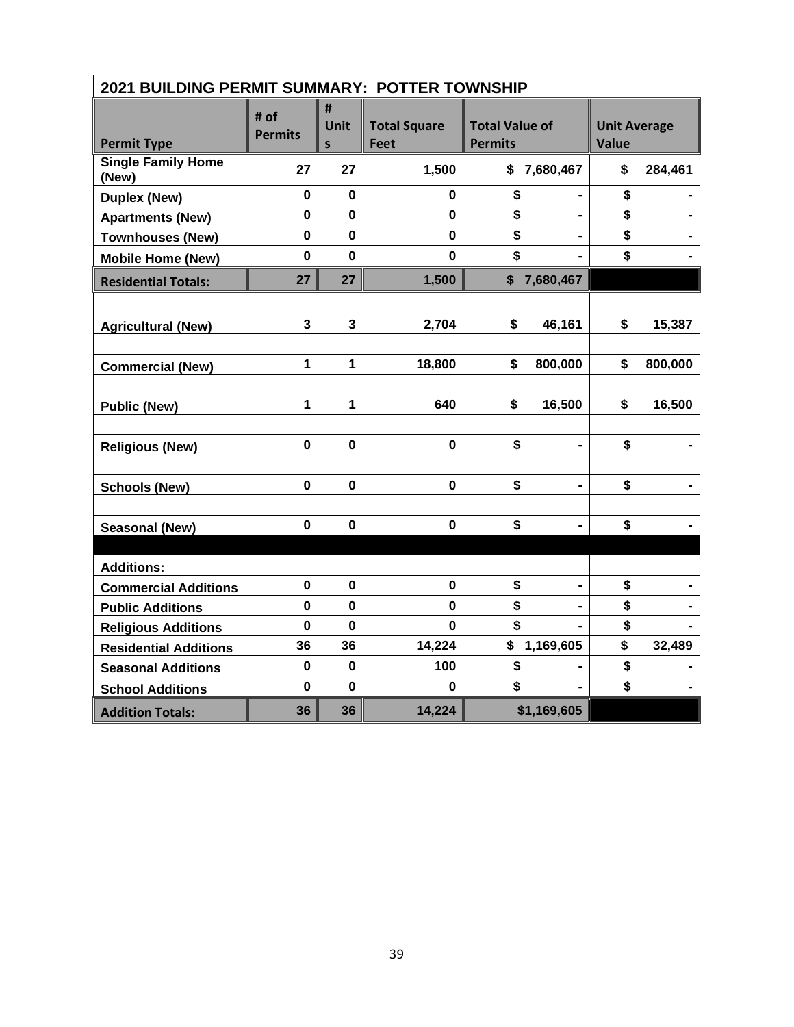| 2021 BUILDING PERMIT SUMMARY: POTTER TOWNSHIP | | | | | |
|---|---|---|---|---|---|
| **Permit Type** | **# of Permits** | **# Units** | **Total Square Feet** | **Total Value of Permits** | **Unit Average Value** |
| **Single Family Home (New)** | 27 | 27 | 1,500 | $ 7,680,467 | $ 284,461 |
| **Duplex (New)** | 0 | 0 | 0 | $ - | $ - |
| **Apartments (New)** | 0 | 0 | 0 | $ - | $ - |
| **Townhouses (New)** | 0 | 0 | 0 | $ - | $ - |
| **Mobile Home (New)** | 0 | 0 | 0 | $ - | $ - |
| **Residential Totals:** | 27 | 27 | 1,500 | $ 7,680,467 | |
| | | | | | |
| **Agricultural (New)** | 3 | 3 | 2,704 | $ 46,161 | $ 15,387 |
| | | | | | |
| **Commercial (New)** | 1 | 1 | 18,800 | $ 800,000 | $ 800,000 |
| | | | | | |
| **Public (New)** | 1 | 1 | 640 | $ 16,500 | $ 16,500 |
| | | | | | |
| **Religious (New)** | 0 | 0 | 0 | $ - | $ - |
| | | | | | |
| **Schools (New)** | 0 | 0 | 0 | $ - | $ - |
| | | | | | |
| **Seasonal (New)** | 0 | 0 | 0 | $ - | $ - |
| | | | | | |
| **Additions:** | | | | | |
| **Commercial Additions** | 0 | 0 | 0 | $ - | $ - |
| **Public Additions** | 0 | 0 | 0 | $ - | $ - |
| **Religious Additions** | 0 | 0 | 0 | $ - | $ - |
| **Residential Additions** | 36 | 36 | 14,224 | $ 1,169,605 | $ 32,489 |
| **Seasonal Additions** | 0 | 0 | 100 | $ - | $ - |
| **School Additions** | 0 | 0 | 0 | $ - | $ - |
| **Addition Totals:** | 36 | 36 | 14,224 | $1,169,605 | |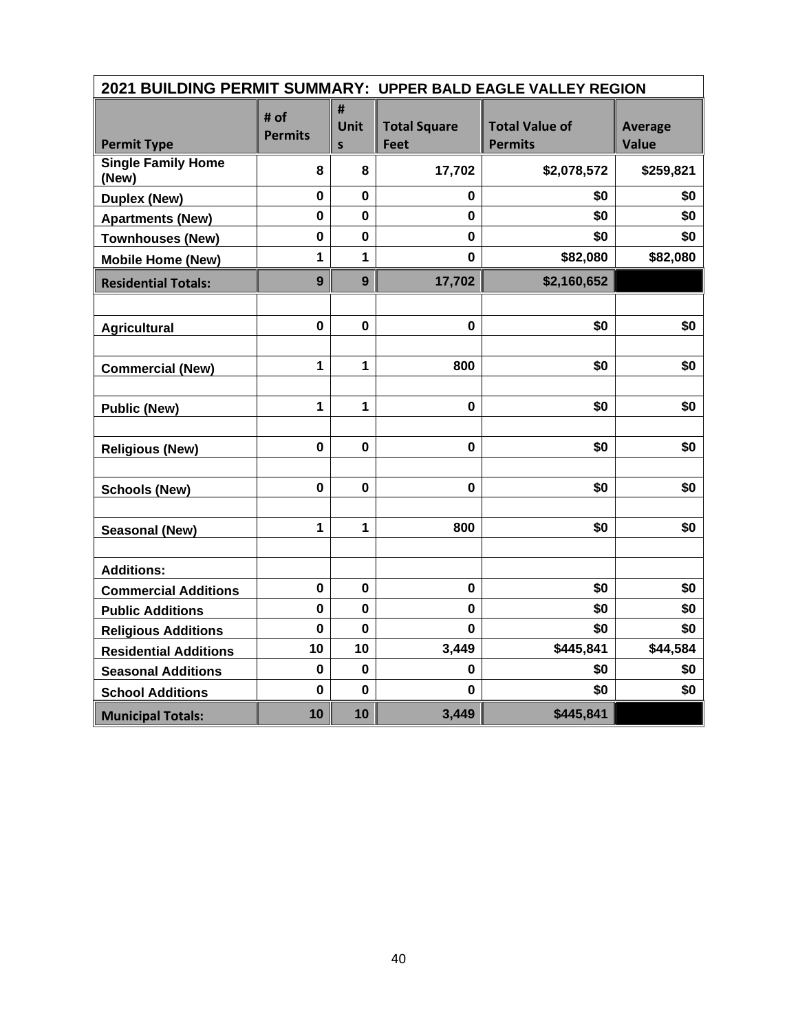| 2021 BUILDING PERMIT SUMMARY: UPPER BALD EAGLE VALLEY REGION | | | | | |
|---|---|---|---|---|---|
| **Permit Type** | **# of Permits** | **# Units** | **Total Square Feet** | **Total Value of Permits** | **Average Value** |
| **Single Family Home (New)** | **8** | **8** | **17,702** | **$2,078,572** | **$259,821** |
| **Duplex (New)** | **0** | **0** | **0** | **$0** | **$0** |
| **Apartments (New)** | **0** | **0** | **0** | **$0** | **$0** |
| **Townhouses (New)** | **0** | **0** | **0** | **$0** | **$0** |
| **Mobile Home (New)** | **1** | **1** | **0** | **$82,080** | **$82,080** |
| **Residential Totals:** | **9** | **9** | **17,702** | **$2,160,652** | |
| | | | | | |
| **Agricultural** | **0** | **0** | **0** | **$0** | **$0** |
| | | | | | |
| **Commercial (New)** | **1** | **1** | **800** | **$0** | **$0** |
| | | | | | |
| **Public (New)** | **1** | **1** | **0** | **$0** | **$0** |
| | | | | | |
| **Religious (New)** | **0** | **0** | **0** | **$0** | **$0** |
| | | | | | |
| **Schools (New)** | **0** | **0** | **0** | **$0** | **$0** |
| | | | | | |
| **Seasonal (New)** | **1** | **1** | **800** | **$0** | **$0** |
| | | | | | |
| **Additions:** | | | | | |
| **Commercial Additions** | **0** | **0** | **0** | **$0** | **$0** |
| **Public Additions** | **0** | **0** | **0** | **$0** | **$0** |
| **Religious Additions** | **0** | **0** | **0** | **$0** | **$0** |
| **Residential Additions** | **10** | **10** | **3,449** | **$445,841** | **$44,584** |
| **Seasonal Additions** | **0** | **0** | **0** | **$0** | **$0** |
| **School Additions** | **0** | **0** | **0** | **$0** | **$0** |
| **Municipal Totals:** | **10** | **10** | **3,449** | **$445,841** | |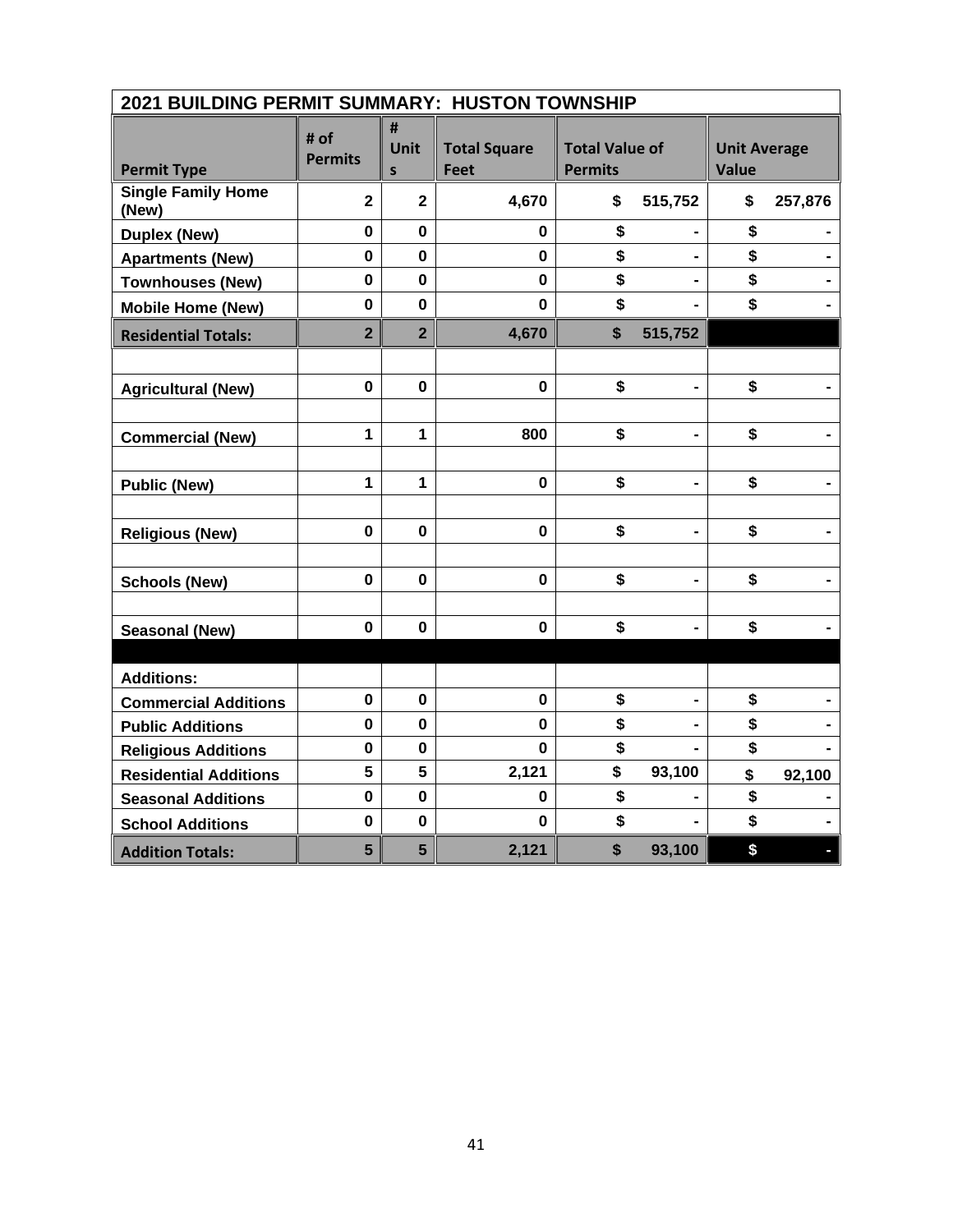| 2021 BUILDING PERMIT SUMMARY: HUSTON TOWNSHIP | | | | | |
|---|---|---|---|---|---|
| **Permit Type** | **# of Permits** | **# Units** | **Total Square Feet** | **Total Value of Permits** | **Unit Average Value** |
| **Single Family Home (New)** | **2** | **2** | **4,670** | **$ 515,752** | **$ 257,876** |
| **Duplex (New)** | **0** | **0** | **0** | **$ -** | **$ -** |
| **Apartments (New)** | **0** | **0** | **0** | **$ -** | **$ -** |
| **Townhouses (New)** | **0** | **0** | **0** | **$ -** | **$ -** |
| **Mobile Home (New)** | **0** | **0** | **0** | **$ -** | **$ -** |
| **Residential Totals:** | **2** | **2** | **4,670** | **$ 515,752** | |
| | | | | | |
| **Agricultural (New)** | **0** | **0** | **0** | **$ -** | **$ -** |
| | | | | | |
| **Commercial (New)** | **1** | **1** | **800** | **$ -** | **$ -** |
| | | | | | |
| **Public (New)** | **1** | **1** | **0** | **$ -** | **$ -** |
| | | | | | |
| **Religious (New)** | **0** | **0** | **0** | **$ -** | **$ -** |
| | | | | | |
| **Schools (New)** | **0** | **0** | **0** | **$ -** | **$ -** |
| | | | | | |
| **Seasonal (New)** | **0** | **0** | **0** | **$ -** | **$ -** |
| | | | | | |
| **Additions:** | | | | | |
| **Commercial Additions** | **0** | **0** | **0** | **$ -** | **$ -** |
| **Public Additions** | **0** | **0** | **0** | **$ -** | **$ -** |
| **Religious Additions** | **0** | **0** | **0** | **$ -** | **$ -** |
| **Residential Additions** | **5** | **5** | **2,121** | **$ 93,100** | **$ 92,100** |
| **Seasonal Additions** | **0** | **0** | **0** | **$ -** | **$ -** |
| **School Additions** | **0** | **0** | **0** | **$ -** | **$ -** |
| **Addition Totals:** | **5** | **5** | **2,121** | **$ 93,100** | **$ -** |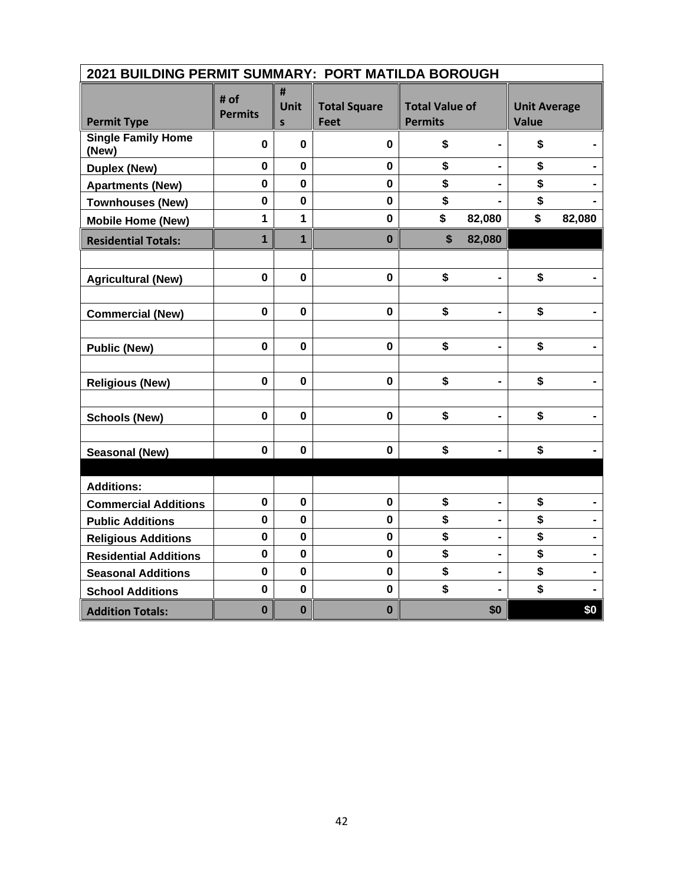| 2021 BUILDING PERMIT SUMMARY: PORT MATILDA BOROUGH | | | | | |
|---|---|---|---|---|---|
| **Permit Type** | **# of Permits** | **# Units** | **Total Square Feet** | **Total Value of Permits** | **Unit Average Value** |
| **Single Family Home (New)** | 0 | 0 | 0 | $ - | $ - |
| **Duplex (New)** | 0 | 0 | 0 | $ - | $ - |
| **Apartments (New)** | 0 | 0 | 0 | $ - | $ - |
| **Townhouses (New)** | 0 | 0 | 0 | $ - | $ - |
| **Mobile Home (New)** | 1 | 1 | 0 | $ 82,080 | $ 82,080 |
| **Residential Totals:** | 1 | 1 | 0 | $ 82,080 | |
| | | | | | |
| **Agricultural (New)** | 0 | 0 | 0 | $ - | $ - |
| | | | | | |
| **Commercial (New)** | 0 | 0 | 0 | $ - | $ - |
| | | | | | |
| **Public (New)** | 0 | 0 | 0 | $ - | $ - |
| | | | | | |
| **Religious (New)** | 0 | 0 | 0 | $ - | $ - |
| | | | | | |
| **Schools (New)** | 0 | 0 | 0 | $ - | $ - |
| | | | | | |
| **Seasonal (New)** | 0 | 0 | 0 | $ - | $ - |
| | | | | | |
| **Additions:** | | | | | |
| **Commercial Additions** | 0 | 0 | 0 | $ - | $ - |
| **Public Additions** | 0 | 0 | 0 | $ - | $ - |
| **Religious Additions** | 0 | 0 | 0 | $ - | $ - |
| **Residential Additions** | 0 | 0 | 0 | $ - | $ - |
| **Seasonal Additions** | 0 | 0 | 0 | $ - | $ - |
| **School Additions** | 0 | 0 | 0 | $ - | $ - |
| **Addition Totals:** | 0 | 0 | 0 | $0 | $0 |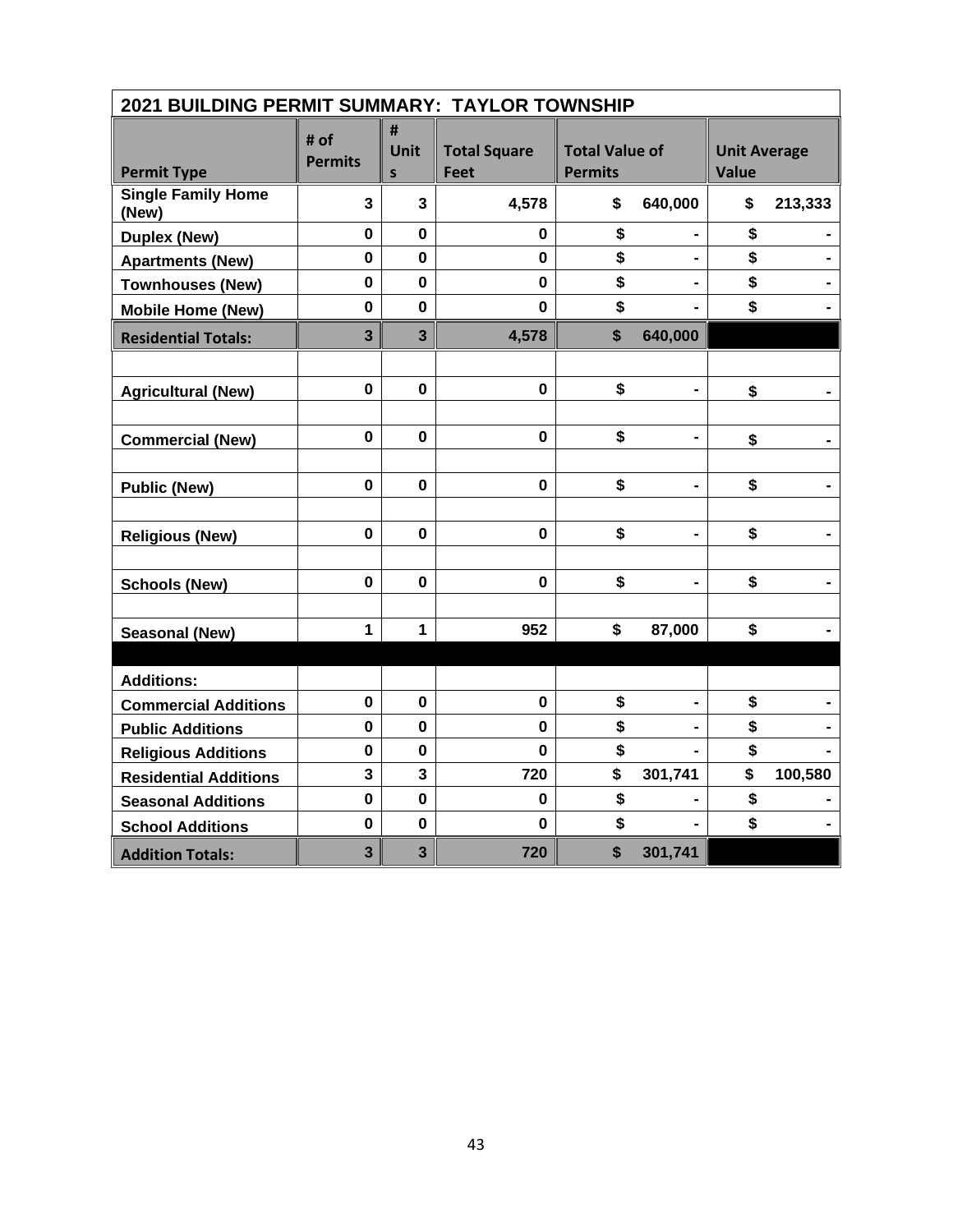| 2021 BUILDING PERMIT SUMMARY: TAYLOR TOWNSHIP | | | | | |
|---|---|---|---|---|---|
| **Permit Type** | **# of Permits** | **# Units** | **Total Square Feet** | **Total Value of Permits** | **Unit Average Value** |
| **Single Family Home (New)** | 3 | 3 | 4,578 | $ 640,000 | $ 213,333 |
| **Duplex (New)** | 0 | 0 | 0 | $ - | $ - |
| **Apartments (New)** | 0 | 0 | 0 | $ - | $ - |
| **Townhouses (New)** | 0 | 0 | 0 | $ - | $ - |
| **Mobile Home (New)** | 0 | 0 | 0 | $ - | $ - |
| **Residential Totals:** | 3 | 3 | 4,578 | $ 640,000 | |
| | | | | | |
| **Agricultural (New)** | 0 | 0 | 0 | $ - | $ - |
| | | | | | |
| **Commercial (New)** | 0 | 0 | 0 | $ - | $ - |
| | | | | | |
| **Public (New)** | 0 | 0 | 0 | $ - | $ - |
| | | | | | |
| **Religious (New)** | 0 | 0 | 0 | $ - | $ - |
| | | | | | |
| **Schools (New)** | 0 | 0 | 0 | $ - | $ - |
| | | | | | |
| **Seasonal (New)** | 1 | 1 | 952 | $ 87,000 | $ - |
| | | | | | |
| **Additions:** | | | | | |
| **Commercial Additions** | 0 | 0 | 0 | $ - | $ - |
| **Public Additions** | 0 | 0 | 0 | $ - | $ - |
| **Religious Additions** | 0 | 0 | 0 | $ - | $ - |
| **Residential Additions** | 3 | 3 | 720 | $ 301,741 | $ 100,580 |
| **Seasonal Additions** | 0 | 0 | 0 | $ - | $ - |
| **School Additions** | 0 | 0 | 0 | $ - | $ - |
| **Addition Totals:** | 3 | 3 | 720 | $ 301,741 | |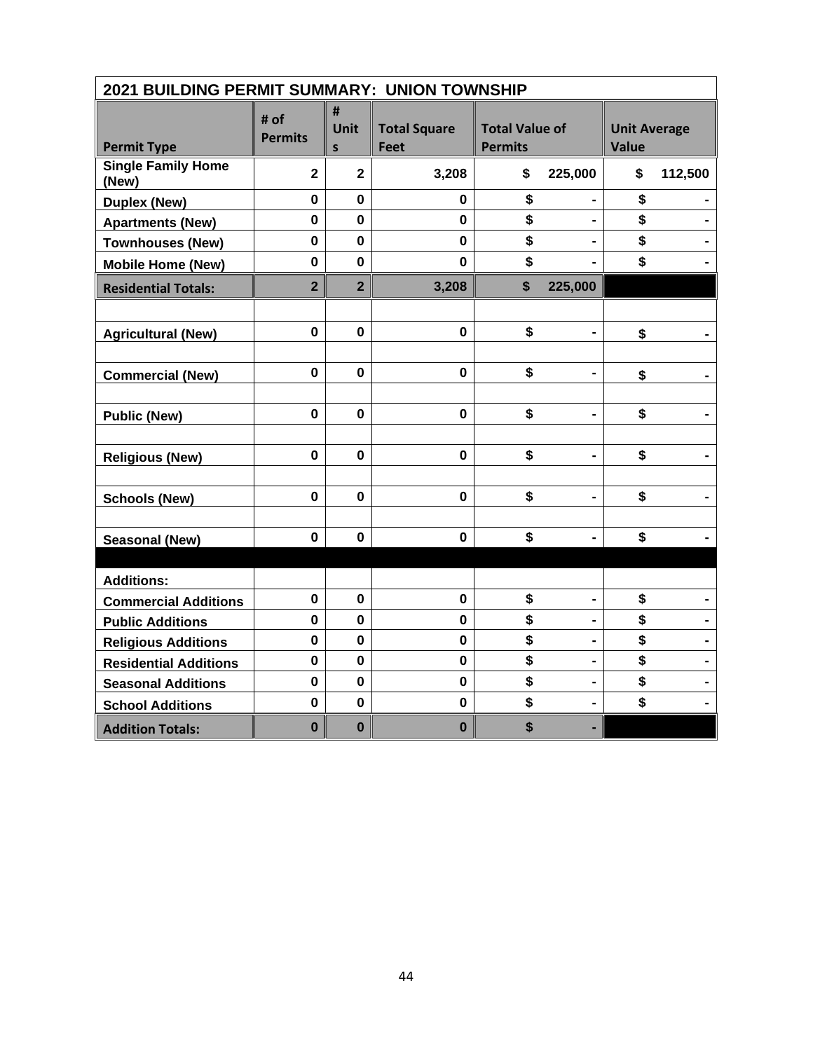## 2021 BUILDING PERMIT SUMMARY: UNION TOWNSHIP

| Permit Type | # of Permits | # Units | Total Square Feet | Total Value of Permits | Unit Average Value |
|---|---|---|---|---|---|
| **Single Family Home (New)** | **2** | **2** | **3,208** | **$ 225,000** | **$ 112,500** |
| **Duplex (New)** | **0** | **0** | **0** | **$ -** | **$ -** |
| **Apartments (New)** | **0** | **0** | **0** | **$ -** | **$ -** |
| **Townhouses (New)** | **0** | **0** | **0** | **$ -** | **$ -** |
| **Mobile Home (New)** | **0** | **0** | **0** | **$ -** | **$ -** |
| **Residential Totals:** | **2** | **2** | **3,208** | **$ 225,000** | |
| | | | | | |
| **Agricultural (New)** | **0** | **0** | **0** | **$ -** | **$ -** |
| | | | | | |
| **Commercial (New)** | **0** | **0** | **0** | **$ -** | **$ -** |
| | | | | | |
| **Public (New)** | **0** | **0** | **0** | **$ -** | **$ -** |
| | | | | | |
| **Religious (New)** | **0** | **0** | **0** | **$ -** | **$ -** |
| | | | | | |
| **Schools (New)** | **0** | **0** | **0** | **$ -** | **$ -** |
| | | | | | |
| **Seasonal (New)** | **0** | **0** | **0** | **$ -** | **$ -** |
| | | | | | |
| **Additions:** | | | | | |
| **Commercial Additions** | **0** | **0** | **0** | **$ -** | **$ -** |
| **Public Additions** | **0** | **0** | **0** | **$ -** | **$ -** |
| **Religious Additions** | **0** | **0** | **0** | **$ -** | **$ -** |
| **Residential Additions** | **0** | **0** | **0** | **$ -** | **$ -** |
| **Seasonal Additions** | **0** | **0** | **0** | **$ -** | **$ -** |
| **School Additions** | **0** | **0** | **0** | **$ -** | **$ -** |
| **Addition Totals:** | **0** | **0** | **0** | **$ -** | |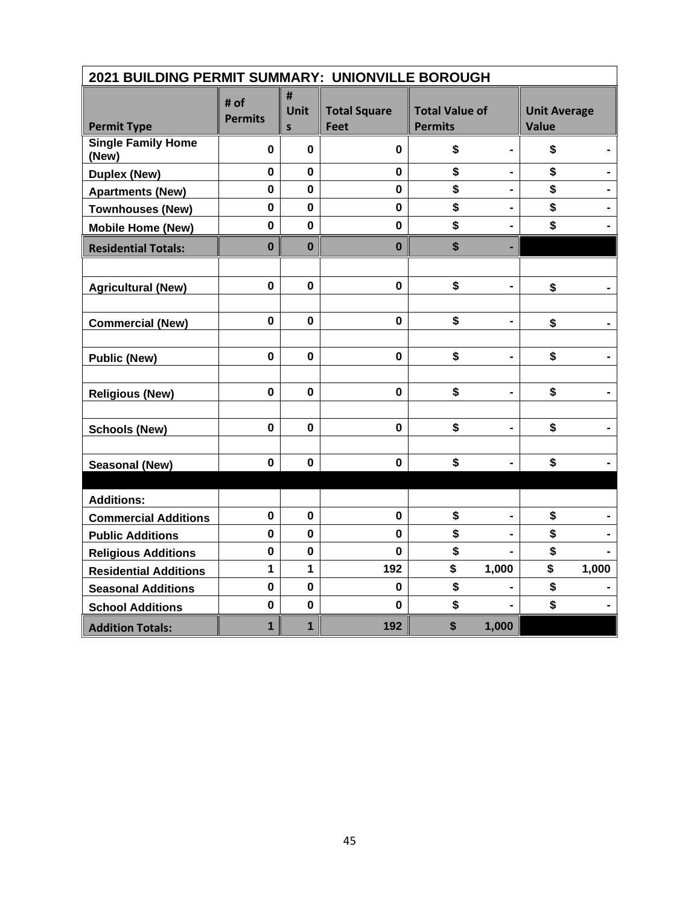| 2021 BUILDING PERMIT SUMMARY: UNIONVILLE BOROUGH | | | | | |
|---|---|---|---|---|---|
| **Permit Type** | **# of Permits** | **# Units** | **Total Square Feet** | **Total Value of Permits** | **Unit Average Value** |
| **Single Family Home (New)** | 0 | 0 | 0 | $ - | $ - |
| **Duplex (New)** | 0 | 0 | 0 | $ - | $ - |
| **Apartments (New)** | 0 | 0 | 0 | $ - | $ - |
| **Townhouses (New)** | 0 | 0 | 0 | $ - | $ - |
| **Mobile Home (New)** | 0 | 0 | 0 | $ - | $ - |
| **Residential Totals:** | 0 | 0 | 0 | $ - | |
| | | | | | |
| **Agricultural (New)** | 0 | 0 | 0 | $ - | $ - |
| | | | | | |
| **Commercial (New)** | 0 | 0 | 0 | $ - | $ - |
| | | | | | |
| **Public (New)** | 0 | 0 | 0 | $ - | $ - |
| | | | | | |
| **Religious (New)** | 0 | 0 | 0 | $ - | $ - |
| | | | | | |
| **Schools (New)** | 0 | 0 | 0 | $ - | $ - |
| | | | | | |
| **Seasonal (New)** | 0 | 0 | 0 | $ - | $ - |
| | | | | | |
| **Additions:** | | | | | |
| **Commercial Additions** | 0 | 0 | 0 | $ - | $ - |
| **Public Additions** | 0 | 0 | 0 | $ - | $ - |
| **Religious Additions** | 0 | 0 | 0 | $ - | $ - |
| **Residential Additions** | 1 | 1 | 192 | $ 1,000 | $ 1,000 |
| **Seasonal Additions** | 0 | 0 | 0 | $ - | $ - |
| **School Additions** | 0 | 0 | 0 | $ - | $ - |
| **Addition Totals:** | 1 | 1 | 192 | $ 1,000 | |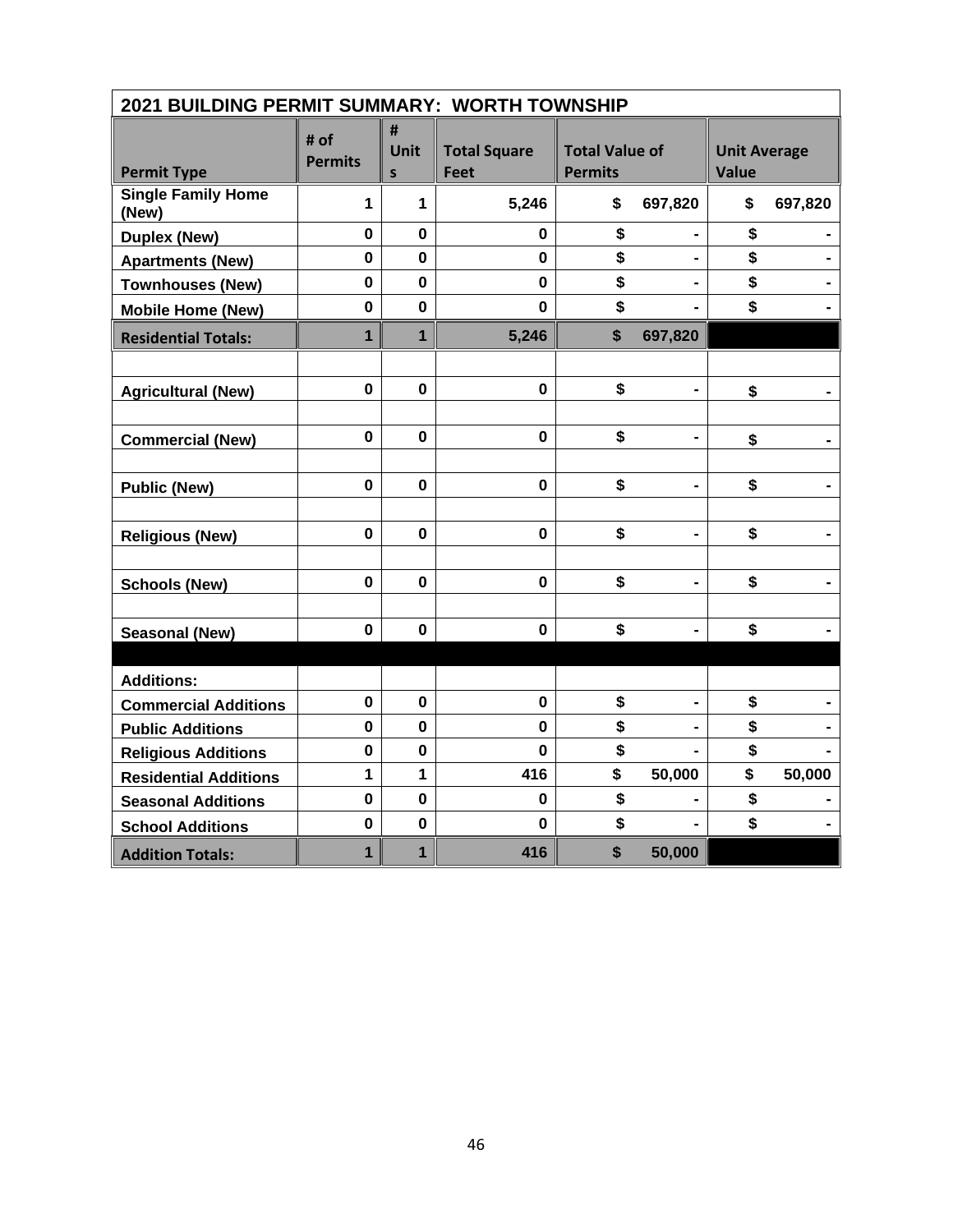| 2021 BUILDING PERMIT SUMMARY: WORTH TOWNSHIP | | | | | |
|---|---|---|---|---|---|
| **Permit Type** | **# of Permits** | **# Units** | **Total Square Feet** | **Total Value of Permits** | **Unit Average Value** |
| **Single Family Home (New)** | 1 | 1 | 5,246 | $ 697,820 | $ 697,820 |
| **Duplex (New)** | 0 | 0 | 0 | $ - | $ - |
| **Apartments (New)** | 0 | 0 | 0 | $ - | $ - |
| **Townhouses (New)** | 0 | 0 | 0 | $ - | $ - |
| **Mobile Home (New)** | 0 | 0 | 0 | $ - | $ - |
| **Residential Totals:** | 1 | 1 | 5,246 | $ 697,820 | |
| | | | | | |
| **Agricultural (New)** | 0 | 0 | 0 | $ - | $ - |
| | | | | | |
| **Commercial (New)** | 0 | 0 | 0 | $ - | $ - |
| | | | | | |
| **Public (New)** | 0 | 0 | 0 | $ - | $ - |
| | | | | | |
| **Religious (New)** | 0 | 0 | 0 | $ - | $ - |
| | | | | | |
| **Schools (New)** | 0 | 0 | 0 | $ - | $ - |
| | | | | | |
| **Seasonal (New)** | 0 | 0 | 0 | $ - | $ - |
| | | | | | |
| **Additions:** | | | | | |
| **Commercial Additions** | 0 | 0 | 0 | $ - | $ - |
| **Public Additions** | 0 | 0 | 0 | $ - | $ - |
| **Religious Additions** | 0 | 0 | 0 | $ - | $ - |
| **Residential Additions** | 1 | 1 | 416 | $ 50,000 | $ 50,000 |
| **Seasonal Additions** | 0 | 0 | 0 | $ - | $ - |
| **School Additions** | 0 | 0 | 0 | $ - | $ - |
| **Addition Totals:** | 1 | 1 | 416 | $ 50,000 | |